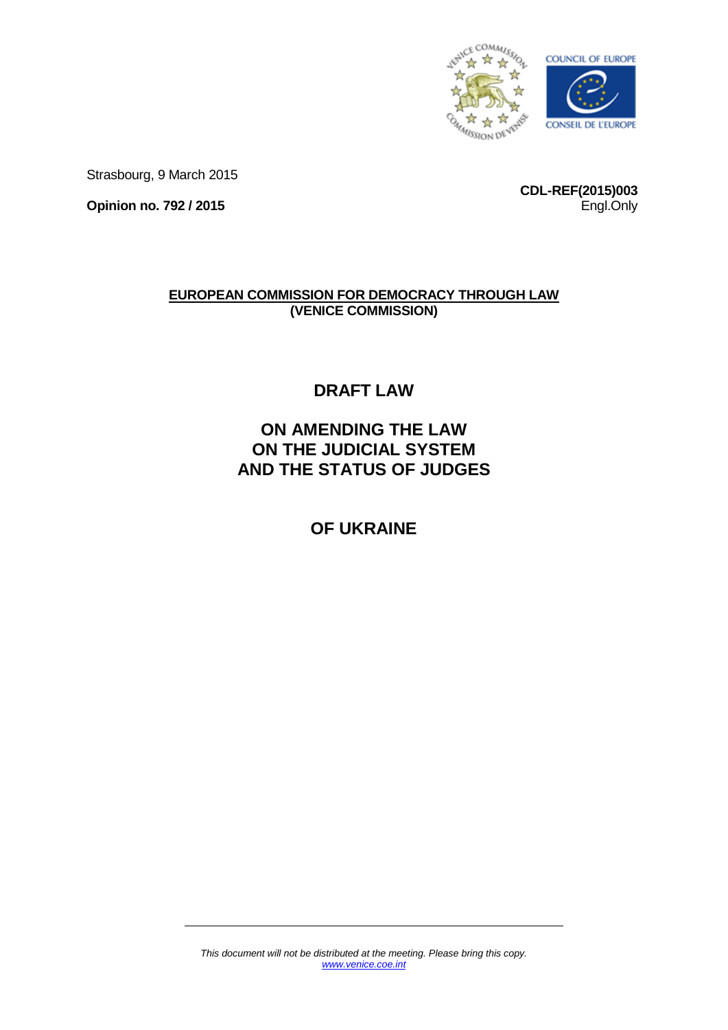Strasbourg, 9 March 2015

**CDL-REF(2015)003**
Engl.Only

**Opinion no. 792 / 2015**

**EUROPEAN COMMISSION FOR DEMOCRACY THROUGH LAW**
**(VENICE COMMISSION)**

# DRAFT LAW

# ON AMENDING THE LAW ON THE JUDICIAL SYSTEM AND THE STATUS OF JUDGES

# OF UKRAINE

*This document will not be distributed at the meeting. Please bring this copy.*
*www.venice.coe.int*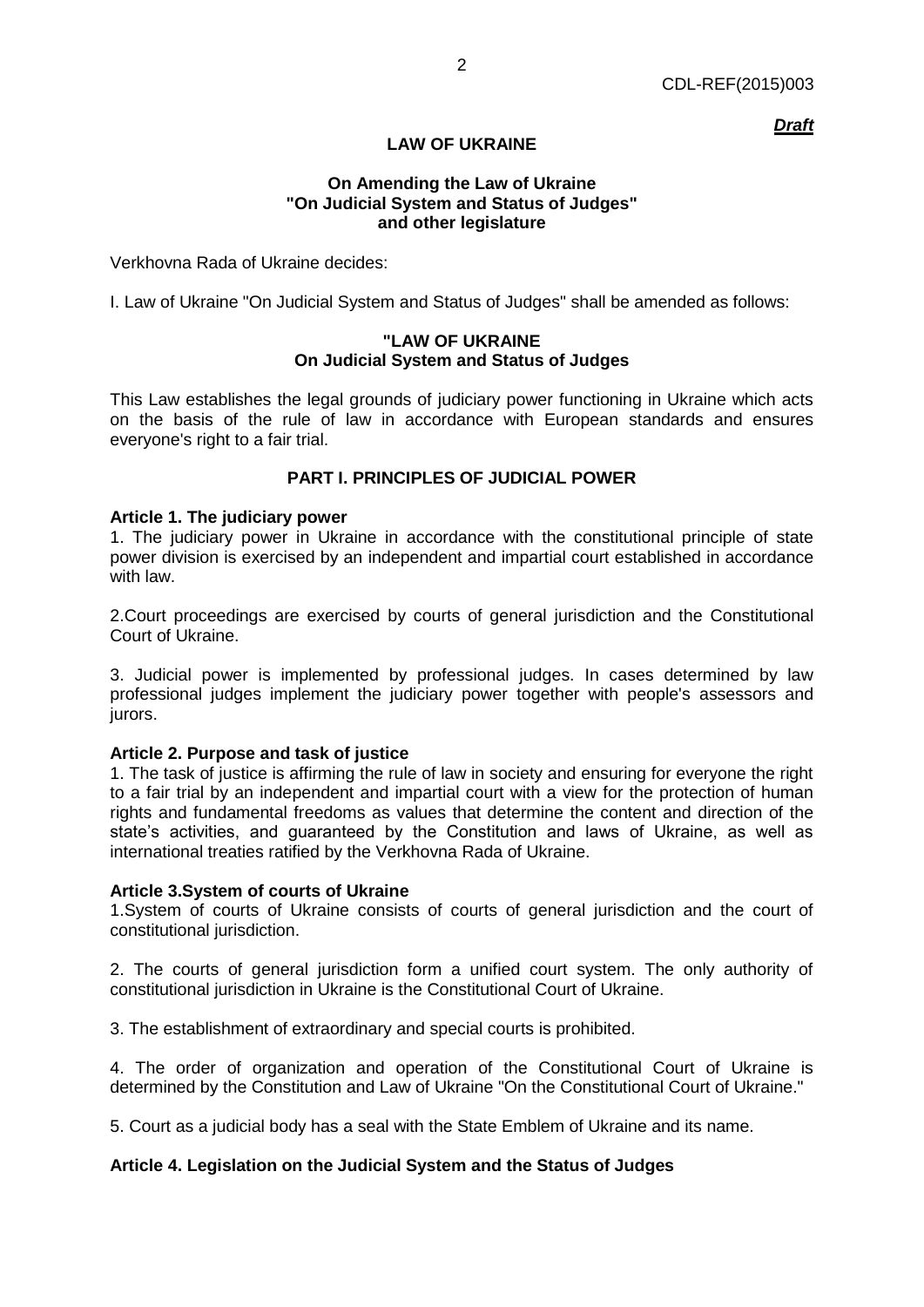***Draft***

**LAW OF UKRAINE**

**On Amending the Law of Ukraine "On Judicial System and Status of Judges" and other legislature**

Verkhovna Rada of Ukraine decides:

I. Law of Ukraine "On Judicial System and Status of Judges" shall be amended as follows:

**"LAW OF UKRAINE**
**On Judicial System and Status of Judges**

This Law establishes the legal grounds of judiciary power functioning in Ukraine which acts on the basis of the rule of law in accordance with European standards and ensures everyone's right to a fair trial.

## PART I. PRINCIPLES OF JUDICIAL POWER

**Article 1. The judiciary power**

1. The judiciary power in Ukraine in accordance with the constitutional principle of state power division is exercised by an independent and impartial court established in accordance with law.

2.Court proceedings are exercised by courts of general jurisdiction and the Constitutional Court of Ukraine.

3. Judicial power is implemented by professional judges. In cases determined by law professional judges implement the judiciary power together with people's assessors and jurors.

**Article 2. Purpose and task of justice**

1. The task of justice is affirming the rule of law in society and ensuring for everyone the right to a fair trial by an independent and impartial court with a view for the protection of human rights and fundamental freedoms as values that determine the content and direction of the state's activities, and guaranteed by the Constitution and laws of Ukraine, as well as international treaties ratified by the Verkhovna Rada of Ukraine.

**Article 3.System of courts of Ukraine**

1.System of courts of Ukraine consists of courts of general jurisdiction and the court of constitutional jurisdiction.

2. The courts of general jurisdiction form a unified court system. The only authority of constitutional jurisdiction in Ukraine is the Constitutional Court of Ukraine.

3. The establishment of extraordinary and special courts is prohibited.

4. The order of organization and operation of the Constitutional Court of Ukraine is determined by the Constitution and Law of Ukraine "On the Constitutional Court of Ukraine."

5. Court as a judicial body has a seal with the State Emblem of Ukraine and its name.

**Article 4. Legislation on the Judicial System and the Status of Judges**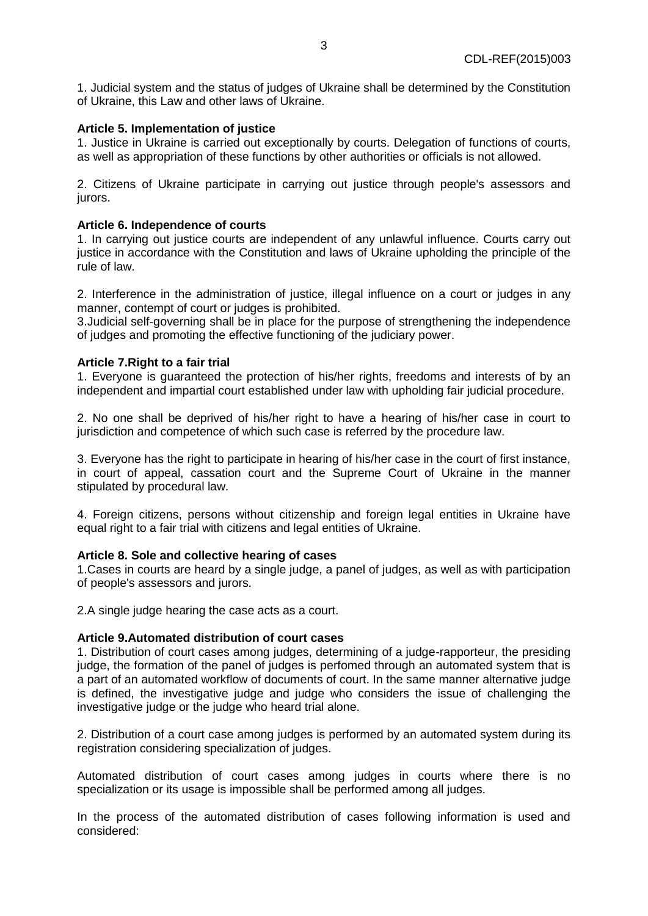1. Judicial system and the status of judges of Ukraine shall be determined by the Constitution of Ukraine, this Law and other laws of Ukraine.

**Article 5. Implementation of justice**

1. Justice in Ukraine is carried out exceptionally by courts. Delegation of functions of courts, as well as appropriation of these functions by other authorities or officials is not allowed.

2. Citizens of Ukraine participate in carrying out justice through people's assessors and jurors.

**Article 6. Independence of courts**

1. In carrying out justice courts are independent of any unlawful influence. Courts carry out justice in accordance with the Constitution and laws of Ukraine upholding the principle of the rule of law.

2. Interference in the administration of justice, illegal influence on a court or judges in any manner, contempt of court or judges is prohibited.

3.Judicial self-governing shall be in place for the purpose of strengthening the independence of judges and promoting the effective functioning of the judiciary power.

**Article 7.Right to a fair trial**

1. Everyone is guaranteed the protection of his/her rights, freedoms and interests of by an independent and impartial court established under law with upholding fair judicial procedure.

2. No one shall be deprived of his/her right to have a hearing of his/her case in court to jurisdiction and competence of which such case is referred by the procedure law.

3. Everyone has the right to participate in hearing of his/her case in the court of first instance, in court of appeal, cassation court and the Supreme Court of Ukraine in the manner stipulated by procedural law.

4. Foreign citizens, persons without citizenship and foreign legal entities in Ukraine have equal right to a fair trial with citizens and legal entities of Ukraine.

**Article 8. Sole and collective hearing of cases**

1.Cases in courts are heard by a single judge, a panel of judges, as well as with participation of people's assessors and jurors.

2.A single judge hearing the case acts as a court.

**Article 9.Automated distribution of court cases**

1. Distribution of court cases among judges, determining of a judge-rapporteur, the presiding judge, the formation of the panel of judges is perfomed through an automated system that is a part of an automated workflow of documents of court. In the same manner alternative judge is defined, the investigative judge and judge who considers the issue of challenging the investigative judge or the judge who heard trial alone.

2. Distribution of a court case among judges is performed by an automated system during its registration considering specialization of judges.

Automated distribution of court cases among judges in courts where there is no specialization or its usage is impossible shall be performed among all judges.

In the process of the automated distribution of cases following information is used and considered: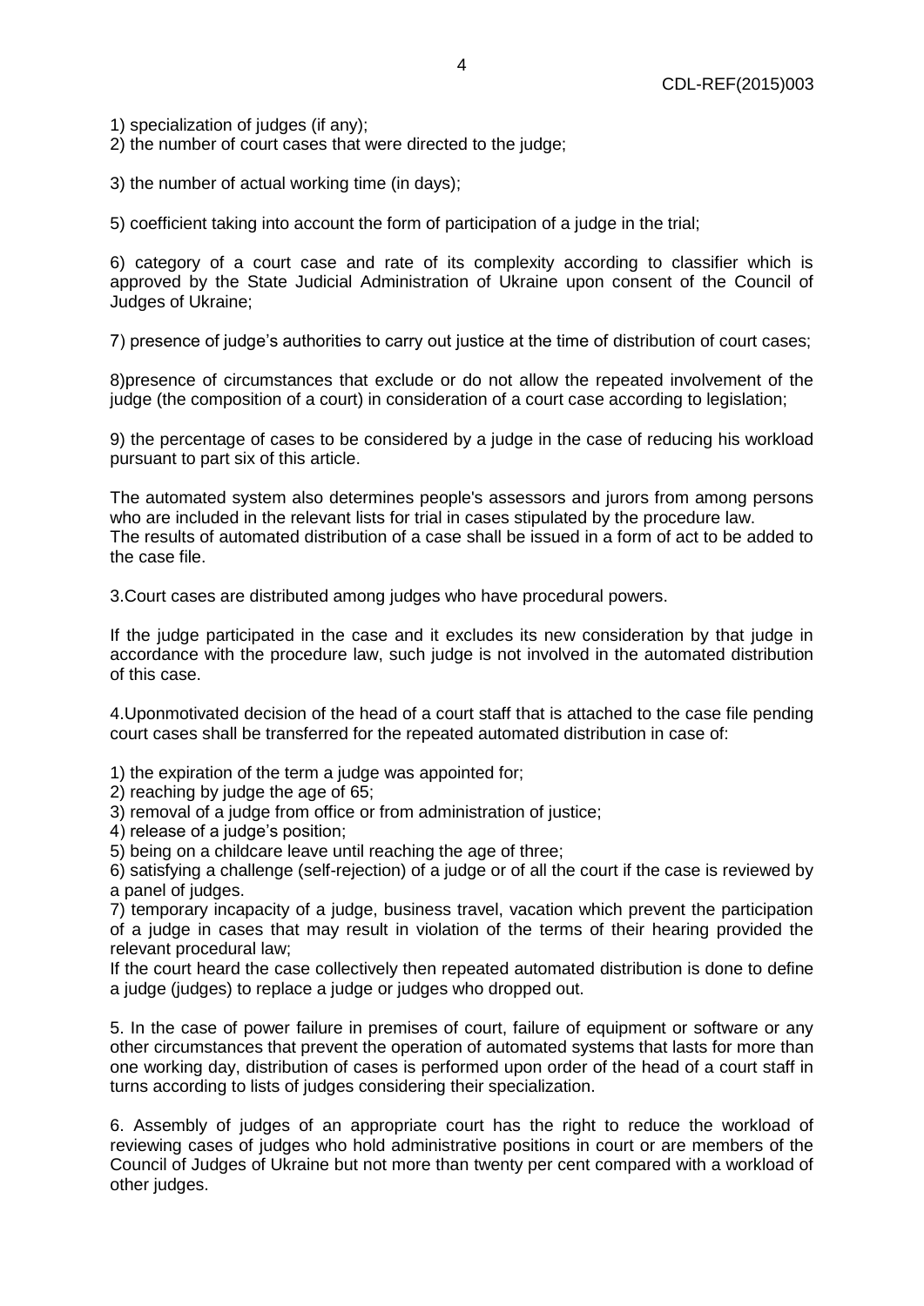1) specialization of judges (if any);
2) the number of court cases that were directed to the judge;

3) the number of actual working time (in days);

5) coefficient taking into account the form of participation of a judge in the trial;

6) category of a court case and rate of its complexity according to classifier which is approved by the State Judicial Administration of Ukraine upon consent of the Council of Judges of Ukraine;

7) presence of judge's authorities to carry out justice at the time of distribution of court cases;

8)presence of circumstances that exclude or do not allow the repeated involvement of the judge (the composition of a court) in consideration of a court case according to legislation;

9) the percentage of cases to be considered by a judge in the case of reducing his workload pursuant to part six of this article.

The automated system also determines people's assessors and jurors from among persons who are included in the relevant lists for trial in cases stipulated by the procedure law.
The results of automated distribution of a case shall be issued in a form of act to be added to the case file.

3.Court cases are distributed among judges who have procedural powers.

If the judge participated in the case and it excludes its new consideration by that judge in accordance with the procedure law, such judge is not involved in the automated distribution of this case.

4.Uponmotivated decision of the head of a court staff that is attached to the case file pending court cases shall be transferred for the repeated automated distribution in case of:

1) the expiration of the term a judge was appointed for;
2) reaching by judge the age of 65;
3) removal of a judge from office or from administration of justice;
4) release of a judge's position;
5) being on a childcare leave until reaching the age of three;
6) satisfying a challenge (self-rejection) of a judge or of all the court if the case is reviewed by a panel of judges.
7) temporary incapacity of a judge, business travel, vacation which prevent the participation of a judge in cases that may result in violation of the terms of their hearing provided the relevant procedural law;
If the court heard the case collectively then repeated automated distribution is done to define a judge (judges) to replace a judge or judges who dropped out.

5. In the case of power failure in premises of court, failure of equipment or software or any other circumstances that prevent the operation of automated systems that lasts for more than one working day, distribution of cases is performed upon order of the head of a court staff in turns according to lists of judges considering their specialization.

6. Assembly of judges of an appropriate court has the right to reduce the workload of reviewing cases of judges who hold administrative positions in court or are members of the Council of Judges of Ukraine but not more than twenty per cent compared with a workload of other judges.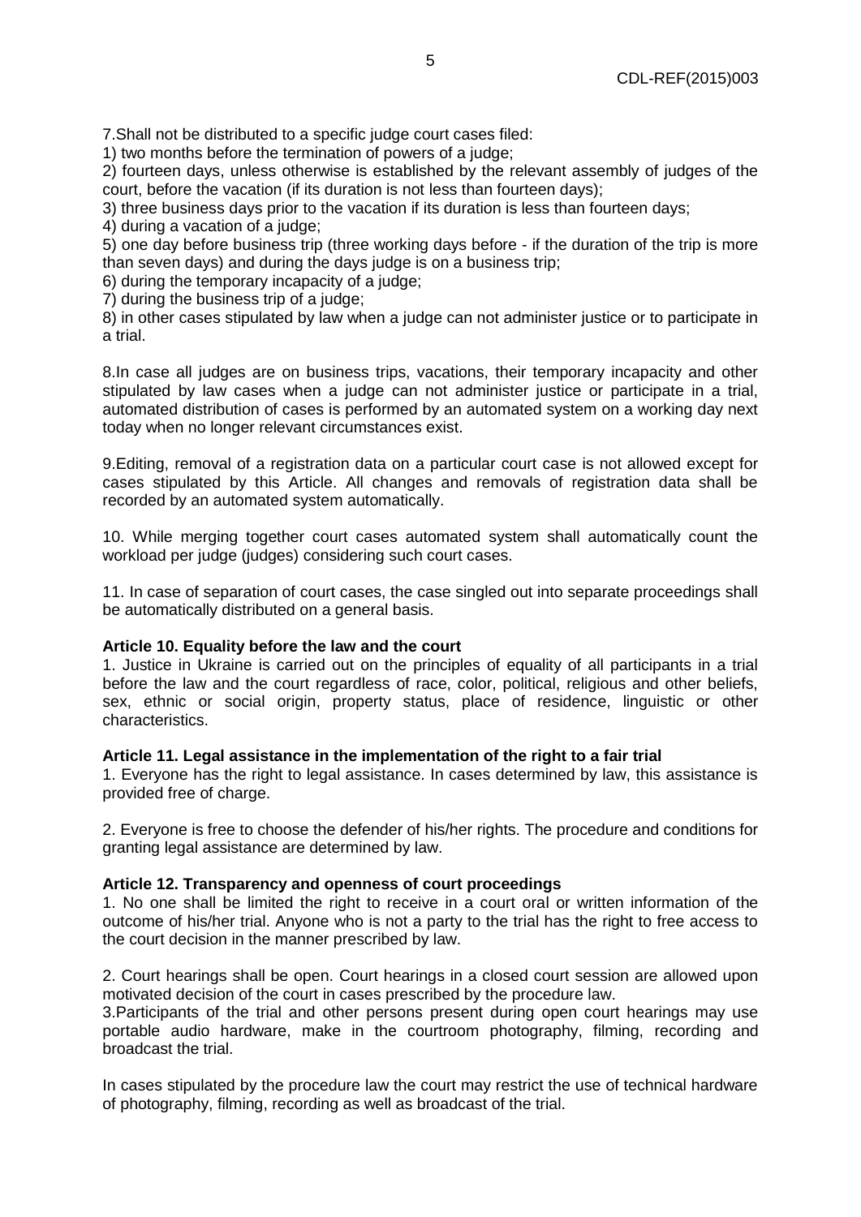7.Shall not be distributed to a specific judge court cases filed:

1) two months before the termination of powers of a judge;

2) fourteen days, unless otherwise is established by the relevant assembly of judges of the court, before the vacation (if its duration is not less than fourteen days);

3) three business days prior to the vacation if its duration is less than fourteen days;

4) during a vacation of a judge;

5) one day before business trip (three working days before - if the duration of the trip is more than seven days) and during the days judge is on a business trip;

6) during the temporary incapacity of a judge;

7) during the business trip of a judge;

8) in other cases stipulated by law when a judge can not administer justice or to participate in a trial.

8.In case all judges are on business trips, vacations, their temporary incapacity and other stipulated by law cases when a judge can not administer justice or participate in a trial, automated distribution of cases is performed by an automated system on a working day next today when no longer relevant circumstances exist.

9.Editing, removal of a registration data on a particular court case is not allowed except for cases stipulated by this Article. All changes and removals of registration data shall be recorded by an automated system automatically.

10. While merging together court cases automated system shall automatically count the workload per judge (judges) considering such court cases.

11. In case of separation of court cases, the case singled out into separate proceedings shall be automatically distributed on a general basis.

**Article 10. Equality before the law and the court**

1. Justice in Ukraine is carried out on the principles of equality of all participants in a trial before the law and the court regardless of race, color, political, religious and other beliefs, sex, ethnic or social origin, property status, place of residence, linguistic or other characteristics.

**Article 11. Legal assistance in the implementation of the right to a fair trial**

1. Everyone has the right to legal assistance. In cases determined by law, this assistance is provided free of charge.

2. Everyone is free to choose the defender of his/her rights. The procedure and conditions for granting legal assistance are determined by law.

**Article 12. Transparency and openness of court proceedings**

1. No one shall be limited the right to receive in a court oral or written information of the outcome of his/her trial. Anyone who is not a party to the trial has the right to free access to the court decision in the manner prescribed by law.

2. Court hearings shall be open. Court hearings in a closed court session are allowed upon motivated decision of the court in cases prescribed by the procedure law.

3.Participants of the trial and other persons present during open court hearings may use portable audio hardware, make in the courtroom photography, filming, recording and broadcast the trial.

In cases stipulated by the procedure law the court may restrict the use of technical hardware of photography, filming, recording as well as broadcast of the trial.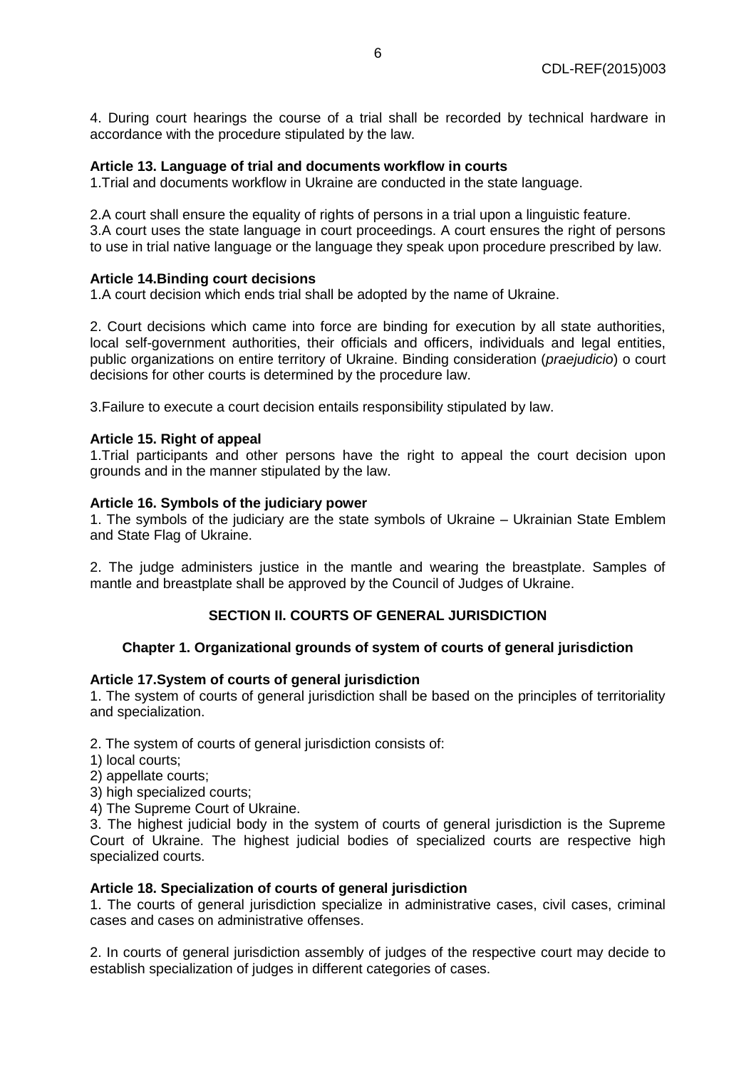4. During court hearings the course of a trial shall be recorded by technical hardware in accordance with the procedure stipulated by the law.

**Article 13. Language of trial and documents workflow in courts**

1.Trial and documents workflow in Ukraine are conducted in the state language.

2.A court shall ensure the equality of rights of persons in a trial upon a linguistic feature.
3.A court uses the state language in court proceedings. A court ensures the right of persons to use in trial native language or the language they speak upon procedure prescribed by law.

**Article 14.Binding court decisions**

1.A court decision which ends trial shall be adopted by the name of Ukraine.

2. Court decisions which came into force are binding for execution by all state authorities, local self-government authorities, their officials and officers, individuals and legal entities, public organizations on entire territory of Ukraine. Binding consideration (*praejudicio*) o court decisions for other courts is determined by the procedure law.

3.Failure to execute a court decision entails responsibility stipulated by law.

**Article 15. Right of appeal**

1.Trial participants and other persons have the right to appeal the court decision upon grounds and in the manner stipulated by the law.

**Article 16. Symbols of the judiciary power**

1. The symbols of the judiciary are the state symbols of Ukraine – Ukrainian State Emblem and State Flag of Ukraine.

2. The judge administers justice in the mantle and wearing the breastplate. Samples of mantle and breastplate shall be approved by the Council of Judges of Ukraine.

## SECTION II. COURTS OF GENERAL JURISDICTION

### Chapter 1. Organizational grounds of system of courts of general jurisdiction

**Article 17.System of courts of general jurisdiction**

1. The system of courts of general jurisdiction shall be based on the principles of territoriality and specialization.

2. The system of courts of general jurisdiction consists of:
1) local courts;
2) appellate courts;
3) high specialized courts;
4) The Supreme Court of Ukraine.

3. The highest judicial body in the system of courts of general jurisdiction is the Supreme Court of Ukraine. The highest judicial bodies of specialized courts are respective high specialized courts.

**Article 18. Specialization of courts of general jurisdiction**

1. The courts of general jurisdiction specialize in administrative cases, civil cases, criminal cases and cases on administrative offenses.

2. In courts of general jurisdiction assembly of judges of the respective court may decide to establish specialization of judges in different categories of cases.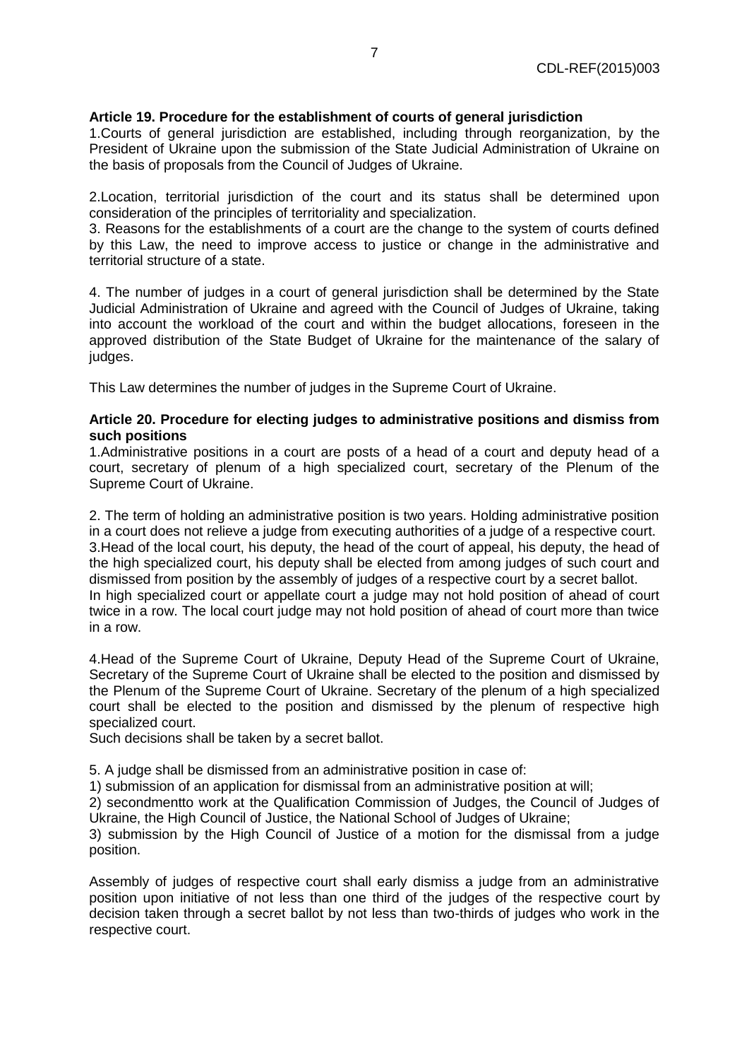**Article 19. Procedure for the establishment of courts of general jurisdiction**

1.Courts of general jurisdiction are established, including through reorganization, by the President of Ukraine upon the submission of the State Judicial Administration of Ukraine on the basis of proposals from the Council of Judges of Ukraine.

2.Location, territorial jurisdiction of the court and its status shall be determined upon consideration of the principles of territoriality and specialization.

3. Reasons for the establishments of a court are the change to the system of courts defined by this Law, the need to improve access to justice or change in the administrative and territorial structure of a state.

4. The number of judges in a court of general jurisdiction shall be determined by the State Judicial Administration of Ukraine and agreed with the Council of Judges of Ukraine, taking into account the workload of the court and within the budget allocations, foreseen in the approved distribution of the State Budget of Ukraine for the maintenance of the salary of judges.

This Law determines the number of judges in the Supreme Court of Ukraine.

**Article 20. Procedure for electing judges to administrative positions and dismiss from such positions**

1.Administrative positions in a court are posts of a head of a court and deputy head of a court, secretary of plenum of a high specialized court, secretary of the Plenum of the Supreme Court of Ukraine.

2. The term of holding an administrative position is two years. Holding administrative position in a court does not relieve a judge from executing authorities of a judge of a respective court.

3.Head of the local court, his deputy, the head of the court of appeal, his deputy, the head of the high specialized court, his deputy shall be elected from among judges of such court and dismissed from position by the assembly of judges of a respective court by a secret ballot.

In high specialized court or appellate court a judge may not hold position of ahead of court twice in a row. The local court judge may not hold position of ahead of court more than twice in a row.

4.Head of the Supreme Court of Ukraine, Deputy Head of the Supreme Court of Ukraine, Secretary of the Supreme Court of Ukraine shall be elected to the position and dismissed by the Plenum of the Supreme Court of Ukraine. Secretary of the plenum of a high specialized court shall be elected to the position and dismissed by the plenum of respective high specialized court.

Such decisions shall be taken by a secret ballot.

5. A judge shall be dismissed from an administrative position in case of:

1) submission of an application for dismissal from an administrative position at will;

2) secondmentto work at the Qualification Commission of Judges, the Council of Judges of Ukraine, the High Council of Justice, the National School of Judges of Ukraine;

3) submission by the High Council of Justice of a motion for the dismissal from a judge position.

Assembly of judges of respective court shall early dismiss a judge from an administrative position upon initiative of not less than one third of the judges of the respective court by decision taken through a secret ballot by not less than two-thirds of judges who work in the respective court.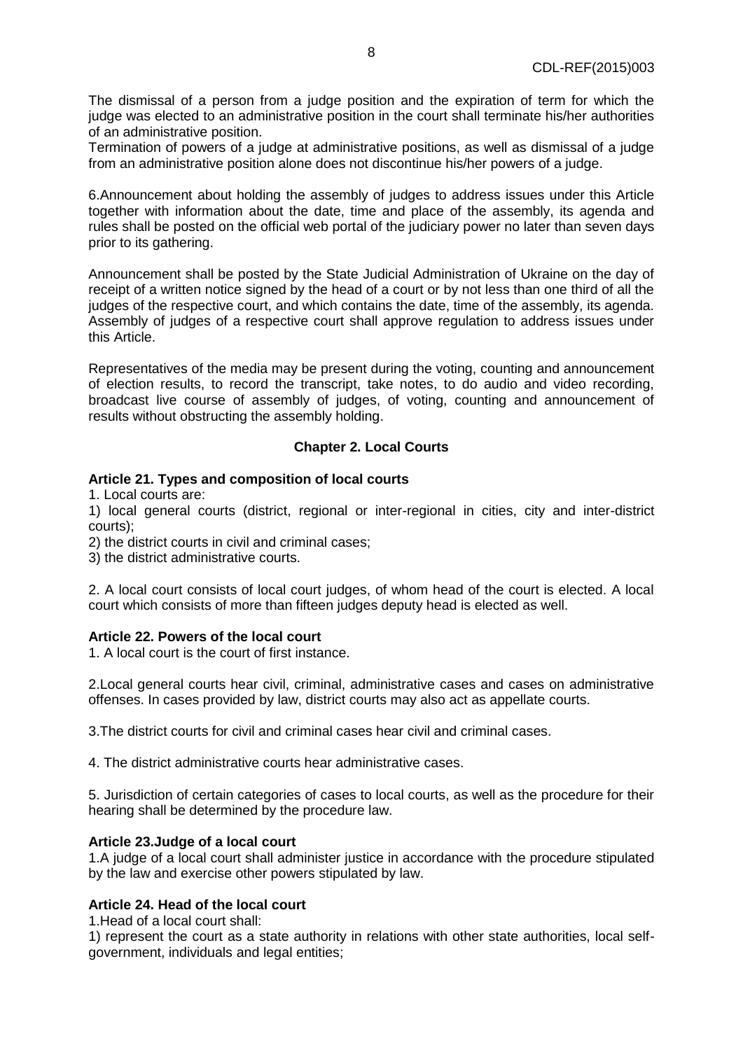The dismissal of a person from a judge position and the expiration of term for which the judge was elected to an administrative position in the court shall terminate his/her authorities of an administrative position.

Termination of powers of a judge at administrative positions, as well as dismissal of a judge from an administrative position alone does not discontinue his/her powers of a judge.

6.Announcement about holding the assembly of judges to address issues under this Article together with information about the date, time and place of the assembly, its agenda and rules shall be posted on the official web portal of the judiciary power no later than seven days prior to its gathering.

Announcement shall be posted by the State Judicial Administration of Ukraine on the day of receipt of a written notice signed by the head of a court or by not less than one third of all the judges of the respective court, and which contains the date, time of the assembly, its agenda. Assembly of judges of a respective court shall approve regulation to address issues under this Article.

Representatives of the media may be present during the voting, counting and announcement of election results, to record the transcript, take notes, to do audio and video recording, broadcast live course of assembly of judges, of voting, counting and announcement of results without obstructing the assembly holding.

## Chapter 2. Local Courts

### Article 21. Types and composition of local courts

1. Local courts are:

1) local general courts (district, regional or inter-regional in cities, city and inter-district courts);

2) the district courts in civil and criminal cases;

3) the district administrative courts.

2. A local court consists of local court judges, of whom head of the court is elected. A local court which consists of more than fifteen judges deputy head is elected as well.

### Article 22. Powers of the local court

1. A local court is the court of first instance.

2.Local general courts hear civil, criminal, administrative cases and cases on administrative offenses. In cases provided by law, district courts may also act as appellate courts.

3.The district courts for civil and criminal cases hear civil and criminal cases.

4. The district administrative courts hear administrative cases.

5. Jurisdiction of certain categories of cases to local courts, as well as the procedure for their hearing shall be determined by the procedure law.

### Article 23.Judge of a local court

1.A judge of a local court shall administer justice in accordance with the procedure stipulated by the law and exercise other powers stipulated by law.

### Article 24. Head of the local court

1.Head of a local court shall:

1) represent the court as a state authority in relations with other state authorities, local self-government, individuals and legal entities;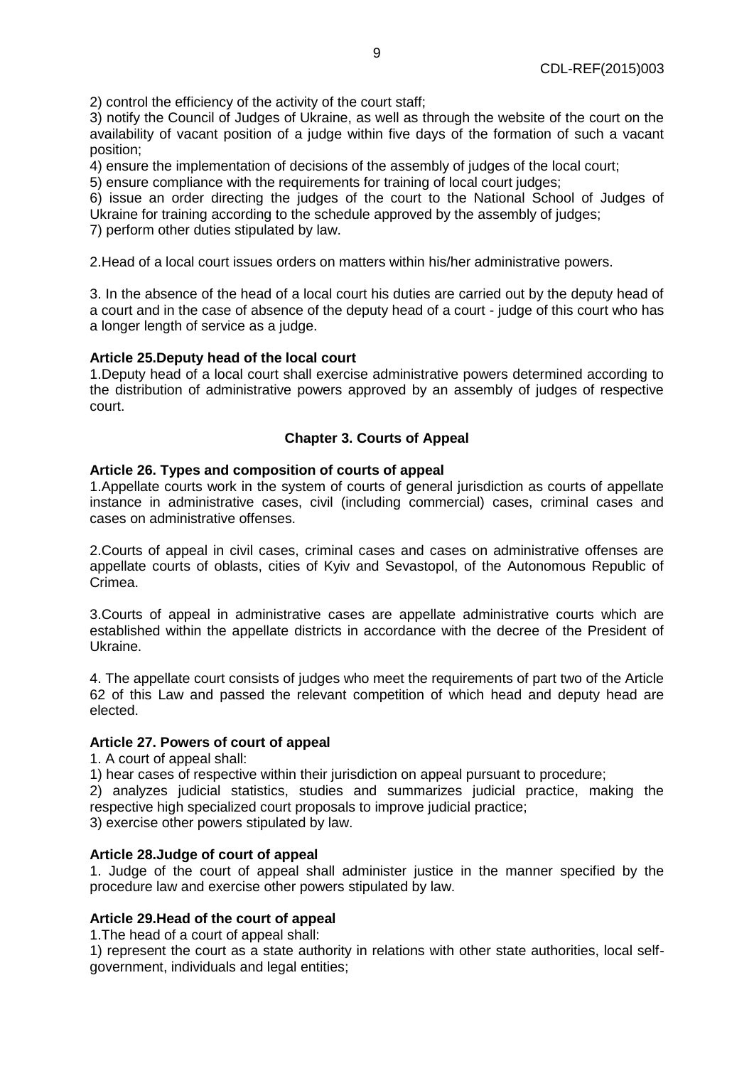2) control the efficiency of the activity of the court staff;

3) notify the Council of Judges of Ukraine, as well as through the website of the court on the availability of vacant position of a judge within five days of the formation of such a vacant position;

4) ensure the implementation of decisions of the assembly of judges of the local court;

5) ensure compliance with the requirements for training of local court judges;

6) issue an order directing the judges of the court to the National School of Judges of Ukraine for training according to the schedule approved by the assembly of judges;

7) perform other duties stipulated by law.

2.Head of a local court issues orders on matters within his/her administrative powers.

3. In the absence of the head of a local court his duties are carried out by the deputy head of a court and in the case of absence of the deputy head of a court - judge of this court who has a longer length of service as a judge.

**Article 25.Deputy head of the local court**

1.Deputy head of a local court shall exercise administrative powers determined according to the distribution of administrative powers approved by an assembly of judges of respective court.

## Chapter 3. Courts of Appeal

**Article 26. Types and composition of courts of appeal**

1.Appellate courts work in the system of courts of general jurisdiction as courts of appellate instance in administrative cases, civil (including commercial) cases, criminal cases and cases on administrative offenses.

2.Courts of appeal in civil cases, criminal cases and cases on administrative offenses are appellate courts of oblasts, cities of Kyiv and Sevastopol, of the Autonomous Republic of Crimea.

3.Courts of appeal in administrative cases are appellate administrative courts which are established within the appellate districts in accordance with the decree of the President of Ukraine.

4. The appellate court consists of judges who meet the requirements of part two of the Article 62 of this Law and passed the relevant competition of which head and deputy head are elected.

**Article 27. Powers of court of appeal**

1. A court of appeal shall:

1) hear cases of respective within their jurisdiction on appeal pursuant to procedure;

2) analyzes judicial statistics, studies and summarizes judicial practice, making the respective high specialized court proposals to improve judicial practice;

3) exercise other powers stipulated by law.

**Article 28.Judge of court of appeal**

1. Judge of the court of appeal shall administer justice in the manner specified by the procedure law and exercise other powers stipulated by law.

**Article 29.Head of the court of appeal**

1.The head of a court of appeal shall:

1) represent the court as a state authority in relations with other state authorities, local self-government, individuals and legal entities;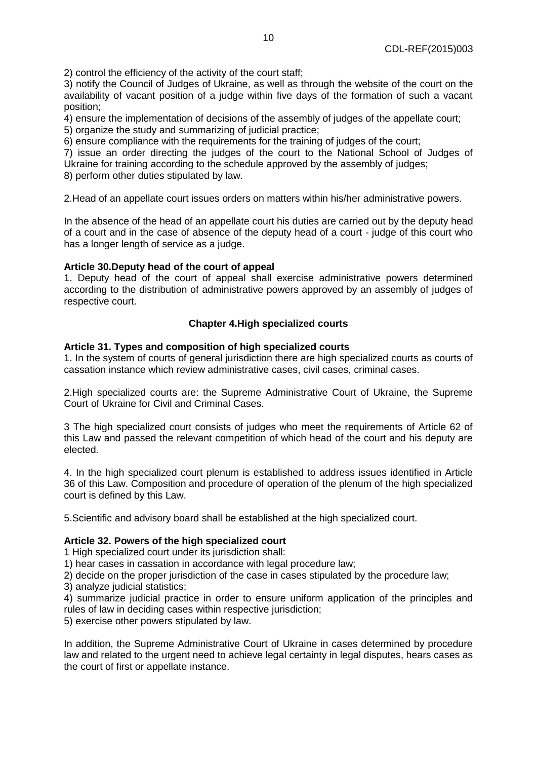2) control the efficiency of the activity of the court staff;

3) notify the Council of Judges of Ukraine, as well as through the website of the court on the availability of vacant position of a judge within five days of the formation of such a vacant position;

4) ensure the implementation of decisions of the assembly of judges of the appellate court;

5) organize the study and summarizing of judicial practice;

6) ensure compliance with the requirements for the training of judges of the court;

7) issue an order directing the judges of the court to the National School of Judges of Ukraine for training according to the schedule approved by the assembly of judges;

8) perform other duties stipulated by law.

2.Head of an appellate court issues orders on matters within his/her administrative powers.

In the absence of the head of an appellate court his duties are carried out by the deputy head of a court and in the case of absence of the deputy head of a court - judge of this court who has a longer length of service as a judge.

**Article 30.Deputy head of the court of appeal**

1. Deputy head of the court of appeal shall exercise administrative powers determined according to the distribution of administrative powers approved by an assembly of judges of respective court.

## Chapter 4.High specialized courts

**Article 31. Types and composition of high specialized courts**

1. In the system of courts of general jurisdiction there are high specialized courts as courts of cassation instance which review administrative cases, civil cases, criminal cases.

2.High specialized courts are: the Supreme Administrative Court of Ukraine, the Supreme Court of Ukraine for Civil and Criminal Cases.

3 The high specialized court consists of judges who meet the requirements of Article 62 of this Law and passed the relevant competition of which head of the court and his deputy are elected.

4. In the high specialized court plenum is established to address issues identified in Article 36 of this Law. Composition and procedure of operation of the plenum of the high specialized court is defined by this Law.

5.Scientific and advisory board shall be established at the high specialized court.

**Article 32. Powers of the high specialized court**

1 High specialized court under its jurisdiction shall:

1) hear cases in cassation in accordance with legal procedure law;

2) decide on the proper jurisdiction of the case in cases stipulated by the procedure law;

3) analyze judicial statistics;

4) summarize judicial practice in order to ensure uniform application of the principles and rules of law in deciding cases within respective jurisdiction;

5) exercise other powers stipulated by law.

In addition, the Supreme Administrative Court of Ukraine in cases determined by procedure law and related to the urgent need to achieve legal certainty in legal disputes, hears cases as the court of first or appellate instance.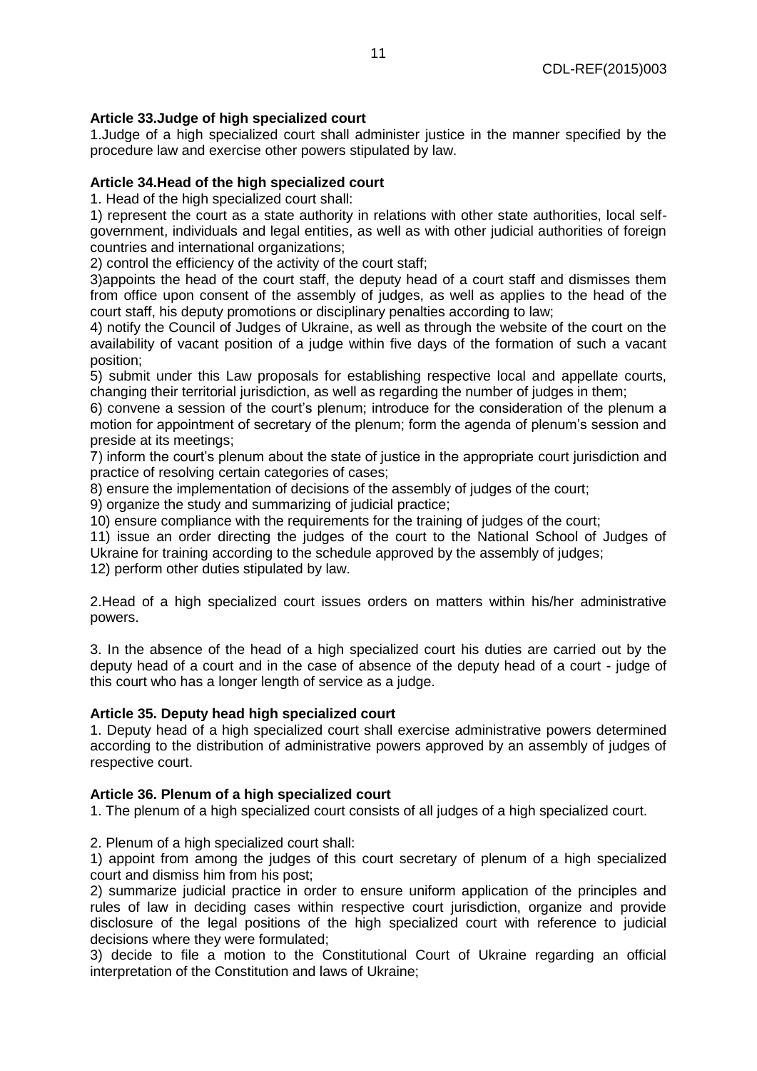**Article 33.Judge of high specialized court**

1.Judge of a high specialized court shall administer justice in the manner specified by the procedure law and exercise other powers stipulated by law.

**Article 34.Head of the high specialized court**

1. Head of the high specialized court shall:

1) represent the court as a state authority in relations with other state authorities, local self-government, individuals and legal entities, as well as with other judicial authorities of foreign countries and international organizations;

2) control the efficiency of the activity of the court staff;

3)appoints the head of the court staff, the deputy head of a court staff and dismisses them from office upon consent of the assembly of judges, as well as applies to the head of the court staff, his deputy promotions or disciplinary penalties according to law;

4) notify the Council of Judges of Ukraine, as well as through the website of the court on the availability of vacant position of a judge within five days of the formation of such a vacant position;

5) submit under this Law proposals for establishing respective local and appellate courts, changing their territorial jurisdiction, as well as regarding the number of judges in them;

6) convene a session of the court's plenum; introduce for the consideration of the plenum a motion for appointment of secretary of the plenum; form the agenda of plenum's session and preside at its meetings;

7) inform the court's plenum about the state of justice in the appropriate court jurisdiction and practice of resolving certain categories of cases;

8) ensure the implementation of decisions of the assembly of judges of the court;

9) organize the study and summarizing of judicial practice;

10) ensure compliance with the requirements for the training of judges of the court;

11) issue an order directing the judges of the court to the National School of Judges of Ukraine for training according to the schedule approved by the assembly of judges;

12) perform other duties stipulated by law.

2.Head of a high specialized court issues orders on matters within his/her administrative powers.

3. In the absence of the head of a high specialized court his duties are carried out by the deputy head of a court and in the case of absence of the deputy head of a court - judge of this court who has a longer length of service as a judge.

**Article 35. Deputy head high specialized court**

1. Deputy head of a high specialized court shall exercise administrative powers determined according to the distribution of administrative powers approved by an assembly of judges of respective court.

**Article 36. Plenum of a high specialized court**

1. The plenum of a high specialized court consists of all judges of a high specialized court.

2. Plenum of a high specialized court shall:

1) appoint from among the judges of this court secretary of plenum of a high specialized court and dismiss him from his post;

2) summarize judicial practice in order to ensure uniform application of the principles and rules of law in deciding cases within respective court jurisdiction, organize and provide disclosure of the legal positions of the high specialized court with reference to judicial decisions where they were formulated;

3) decide to file a motion to the Constitutional Court of Ukraine regarding an official interpretation of the Constitution and laws of Ukraine;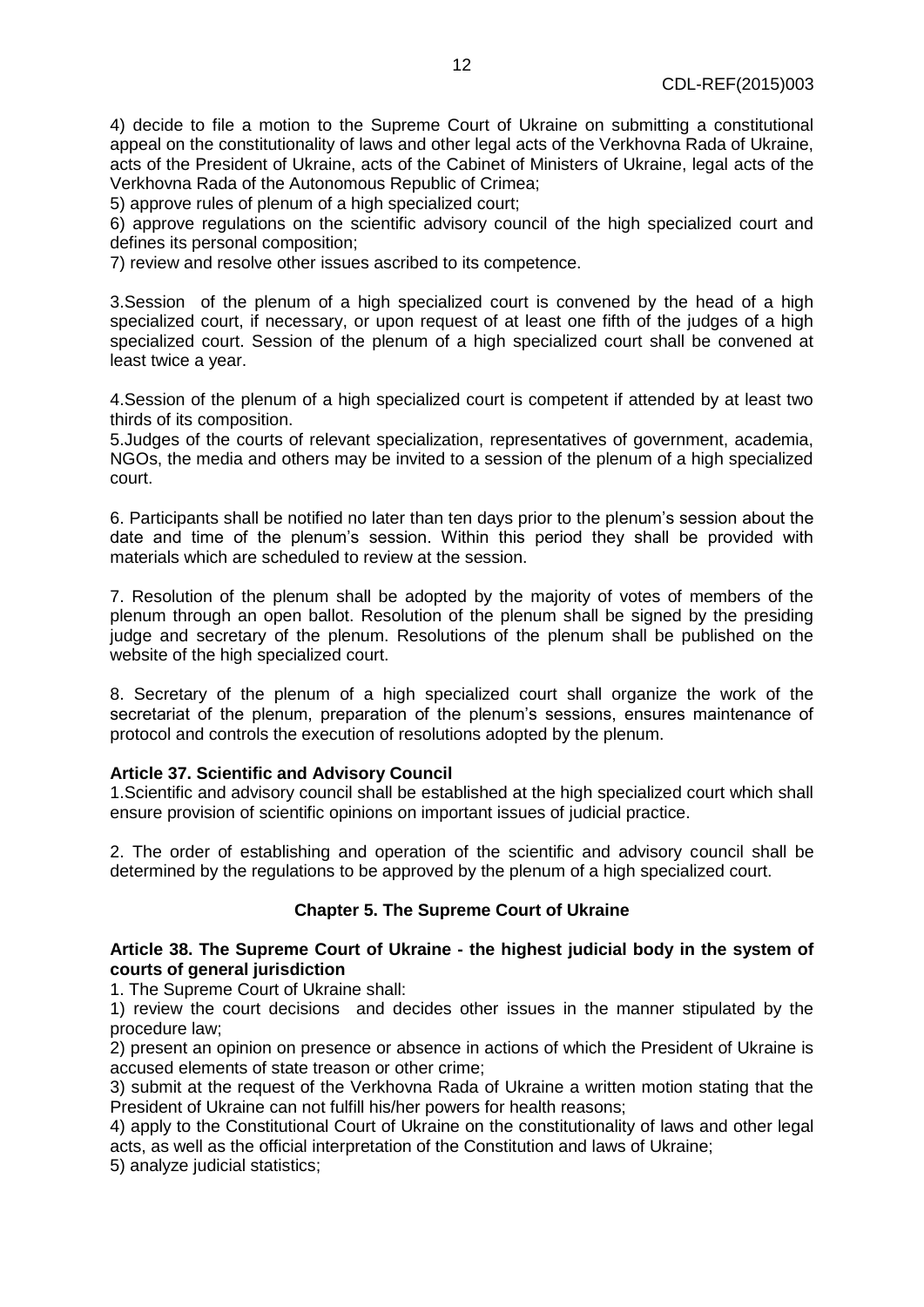4) decide to file a motion to the Supreme Court of Ukraine on submitting a constitutional appeal on the constitutionality of laws and other legal acts of the Verkhovna Rada of Ukraine, acts of the President of Ukraine, acts of the Cabinet of Ministers of Ukraine, legal acts of the Verkhovna Rada of the Autonomous Republic of Crimea;

5) approve rules of plenum of a high specialized court;

6) approve regulations on the scientific advisory council of the high specialized court and defines its personal composition;

7) review and resolve other issues ascribed to its competence.

3.Session of the plenum of a high specialized court is convened by the head of a high specialized court, if necessary, or upon request of at least one fifth of the judges of a high specialized court. Session of the plenum of a high specialized court shall be convened at least twice a year.

4.Session of the plenum of a high specialized court is competent if attended by at least two thirds of its composition.

5.Judges of the courts of relevant specialization, representatives of government, academia, NGOs, the media and others may be invited to a session of the plenum of a high specialized court.

6. Participants shall be notified no later than ten days prior to the plenum's session about the date and time of the plenum's session. Within this period they shall be provided with materials which are scheduled to review at the session.

7. Resolution of the plenum shall be adopted by the majority of votes of members of the plenum through an open ballot. Resolution of the plenum shall be signed by the presiding judge and secretary of the plenum. Resolutions of the plenum shall be published on the website of the high specialized court.

8. Secretary of the plenum of a high specialized court shall organize the work of the secretariat of the plenum, preparation of the plenum's sessions, ensures maintenance of protocol and controls the execution of resolutions adopted by the plenum.

**Article 37. Scientific and Advisory Council**

1.Scientific and advisory council shall be established at the high specialized court which shall ensure provision of scientific opinions on important issues of judicial practice.

2. The order of establishing and operation of the scientific and advisory council shall be determined by the regulations to be approved by the plenum of a high specialized court.

## Chapter 5. The Supreme Court of Ukraine

**Article 38. The Supreme Court of Ukraine - the highest judicial body in the system of courts of general jurisdiction**

1. The Supreme Court of Ukraine shall:

1) review the court decisions and decides other issues in the manner stipulated by the procedure law;

2) present an opinion on presence or absence in actions of which the President of Ukraine is accused elements of state treason or other crime;

3) submit at the request of the Verkhovna Rada of Ukraine a written motion stating that the President of Ukraine can not fulfill his/her powers for health reasons;

4) apply to the Constitutional Court of Ukraine on the constitutionality of laws and other legal acts, as well as the official interpretation of the Constitution and laws of Ukraine;

5) analyze judicial statistics;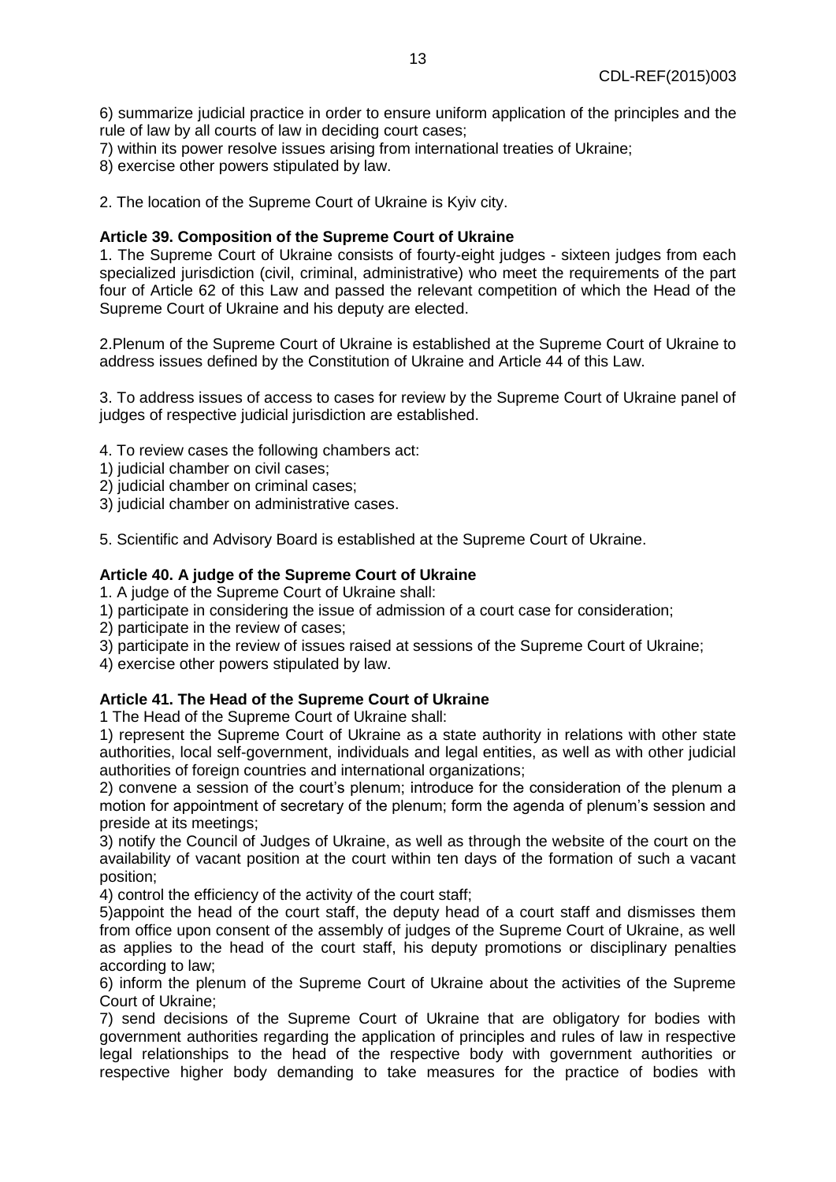6) summarize judicial practice in order to ensure uniform application of the principles and the rule of law by all courts of law in deciding court cases;

7) within its power resolve issues arising from international treaties of Ukraine;

8) exercise other powers stipulated by law.

2. The location of the Supreme Court of Ukraine is Kyiv city.

**Article 39. Composition of the Supreme Court of Ukraine**

1. The Supreme Court of Ukraine consists of fourty-eight judges - sixteen judges from each specialized jurisdiction (civil, criminal, administrative) who meet the requirements of the part four of Article 62 of this Law and passed the relevant competition of which the Head of the Supreme Court of Ukraine and his deputy are elected.

2.Plenum of the Supreme Court of Ukraine is established at the Supreme Court of Ukraine to address issues defined by the Constitution of Ukraine and Article 44 of this Law.

3. To address issues of access to cases for review by the Supreme Court of Ukraine panel of judges of respective judicial jurisdiction are established.

4. To review cases the following chambers act:

1) judicial chamber on civil cases;

2) judicial chamber on criminal cases;

3) judicial chamber on administrative cases.

5. Scientific and Advisory Board is established at the Supreme Court of Ukraine.

**Article 40. A judge of the Supreme Court of Ukraine**

1. A judge of the Supreme Court of Ukraine shall:

1) participate in considering the issue of admission of a court case for consideration;

2) participate in the review of cases;

3) participate in the review of issues raised at sessions of the Supreme Court of Ukraine;

4) exercise other powers stipulated by law.

**Article 41. The Head of the Supreme Court of Ukraine**

1 The Head of the Supreme Court of Ukraine shall:

1) represent the Supreme Court of Ukraine as a state authority in relations with other state authorities, local self-government, individuals and legal entities, as well as with other judicial authorities of foreign countries and international organizations;

2) convene a session of the court's plenum; introduce for the consideration of the plenum a motion for appointment of secretary of the plenum; form the agenda of plenum's session and preside at its meetings;

3) notify the Council of Judges of Ukraine, as well as through the website of the court on the availability of vacant position at the court within ten days of the formation of such a vacant position;

4) control the efficiency of the activity of the court staff;

5)appoint the head of the court staff, the deputy head of a court staff and dismisses them from office upon consent of the assembly of judges of the Supreme Court of Ukraine, as well as applies to the head of the court staff, his deputy promotions or disciplinary penalties according to law;

6) inform the plenum of the Supreme Court of Ukraine about the activities of the Supreme Court of Ukraine;

7) send decisions of the Supreme Court of Ukraine that are obligatory for bodies with government authorities regarding the application of principles and rules of law in respective legal relationships to the head of the respective body with government authorities or respective higher body demanding to take measures for the practice of bodies with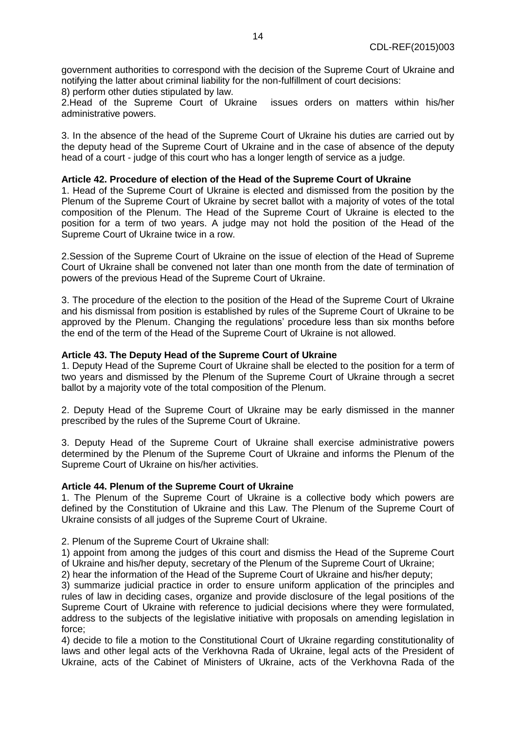government authorities to correspond with the decision of the Supreme Court of Ukraine and notifying the latter about criminal liability for the non-fulfillment of court decisions:

8) perform other duties stipulated by law.

2.Head of the Supreme Court of Ukraine issues orders on matters within his/her administrative powers.

3. In the absence of the head of the Supreme Court of Ukraine his duties are carried out by the deputy head of the Supreme Court of Ukraine and in the case of absence of the deputy head of a court - judge of this court who has a longer length of service as a judge.

**Article 42. Procedure of election of the Head of the Supreme Court of Ukraine**

1. Head of the Supreme Court of Ukraine is elected and dismissed from the position by the Plenum of the Supreme Court of Ukraine by secret ballot with a majority of votes of the total composition of the Plenum. The Head of the Supreme Court of Ukraine is elected to the position for a term of two years. A judge may not hold the position of the Head of the Supreme Court of Ukraine twice in a row.

2.Session of the Supreme Court of Ukraine on the issue of election of the Head of Supreme Court of Ukraine shall be convened not later than one month from the date of termination of powers of the previous Head of the Supreme Court of Ukraine.

3. The procedure of the election to the position of the Head of the Supreme Court of Ukraine and his dismissal from position is established by rules of the Supreme Court of Ukraine to be approved by the Plenum. Changing the regulations' procedure less than six months before the end of the term of the Head of the Supreme Court of Ukraine is not allowed.

**Article 43. The Deputy Head of the Supreme Court of Ukraine**

1. Deputy Head of the Supreme Court of Ukraine shall be elected to the position for a term of two years and dismissed by the Plenum of the Supreme Court of Ukraine through a secret ballot by a majority vote of the total composition of the Plenum.

2. Deputy Head of the Supreme Court of Ukraine may be early dismissed in the manner prescribed by the rules of the Supreme Court of Ukraine.

3. Deputy Head of the Supreme Court of Ukraine shall exercise administrative powers determined by the Plenum of the Supreme Court of Ukraine and informs the Plenum of the Supreme Court of Ukraine on his/her activities.

**Article 44. Plenum of the Supreme Court of Ukraine**

1. The Plenum of the Supreme Court of Ukraine is a collective body which powers are defined by the Constitution of Ukraine and this Law. The Plenum of the Supreme Court of Ukraine consists of all judges of the Supreme Court of Ukraine.

2. Plenum of the Supreme Court of Ukraine shall:

1) appoint from among the judges of this court and dismiss the Head of the Supreme Court of Ukraine and his/her deputy, secretary of the Plenum of the Supreme Court of Ukraine;

2) hear the information of the Head of the Supreme Court of Ukraine and his/her deputy;

3) summarize judicial practice in order to ensure uniform application of the principles and rules of law in deciding cases, organize and provide disclosure of the legal positions of the Supreme Court of Ukraine with reference to judicial decisions where they were formulated, address to the subjects of the legislative initiative with proposals on amending legislation in force;

4) decide to file a motion to the Constitutional Court of Ukraine regarding constitutionality of laws and other legal acts of the Verkhovna Rada of Ukraine, legal acts of the President of Ukraine, acts of the Cabinet of Ministers of Ukraine, acts of the Verkhovna Rada of the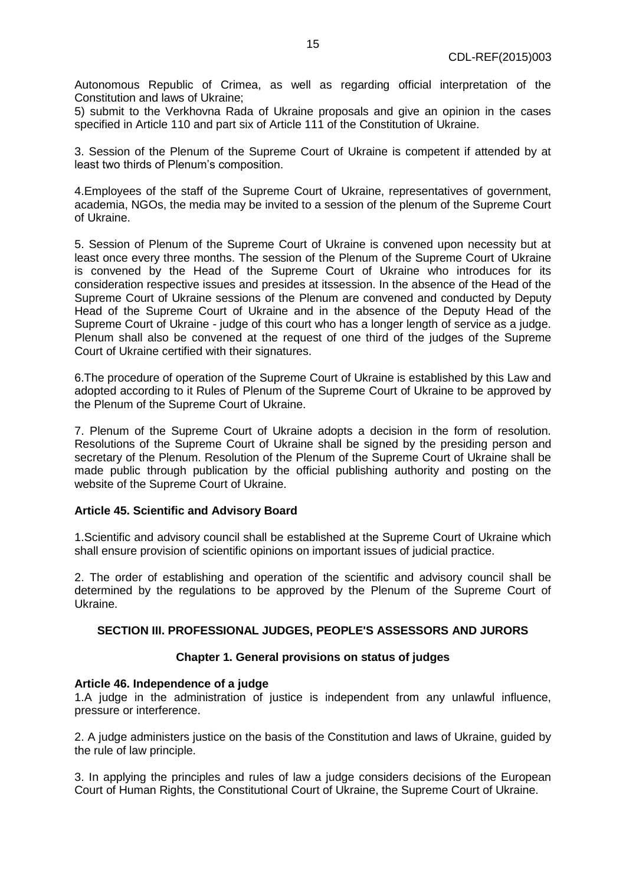Autonomous Republic of Crimea, as well as regarding official interpretation of the Constitution and laws of Ukraine;

5) submit to the Verkhovna Rada of Ukraine proposals and give an opinion in the cases specified in Article 110 and part six of Article 111 of the Constitution of Ukraine.

3. Session of the Plenum of the Supreme Court of Ukraine is competent if attended by at least two thirds of Plenum's composition.

4.Employees of the staff of the Supreme Court of Ukraine, representatives of government, academia, NGOs, the media may be invited to a session of the plenum of the Supreme Court of Ukraine.

5. Session of Plenum of the Supreme Court of Ukraine is convened upon necessity but at least once every three months. The session of the Plenum of the Supreme Court of Ukraine is convened by the Head of the Supreme Court of Ukraine who introduces for its consideration respective issues and presides at itssession. In the absence of the Head of the Supreme Court of Ukraine sessions of the Plenum are convened and conducted by Deputy Head of the Supreme Court of Ukraine and in the absence of the Deputy Head of the Supreme Court of Ukraine - judge of this court who has a longer length of service as a judge. Plenum shall also be convened at the request of one third of the judges of the Supreme Court of Ukraine certified with their signatures.

6.The procedure of operation of the Supreme Court of Ukraine is established by this Law and adopted according to it Rules of Plenum of the Supreme Court of Ukraine to be approved by the Plenum of the Supreme Court of Ukraine.

7. Plenum of the Supreme Court of Ukraine adopts a decision in the form of resolution. Resolutions of the Supreme Court of Ukraine shall be signed by the presiding person and secretary of the Plenum. Resolution of the Plenum of the Supreme Court of Ukraine shall be made public through publication by the official publishing authority and posting on the website of the Supreme Court of Ukraine.

**Article 45. Scientific and Advisory Board**

1.Scientific and advisory council shall be established at the Supreme Court of Ukraine which shall ensure provision of scientific opinions on important issues of judicial practice.

2. The order of establishing and operation of the scientific and advisory council shall be determined by the regulations to be approved by the Plenum of the Supreme Court of Ukraine.

## SECTION III. PROFESSIONAL JUDGES, PEOPLE'S ASSESSORS AND JURORS

### Chapter 1. General provisions on status of judges

**Article 46. Independence of a judge**

1.A judge in the administration of justice is independent from any unlawful influence, pressure or interference.

2. A judge administers justice on the basis of the Constitution and laws of Ukraine, guided by the rule of law principle.

3. In applying the principles and rules of law a judge considers decisions of the European Court of Human Rights, the Constitutional Court of Ukraine, the Supreme Court of Ukraine.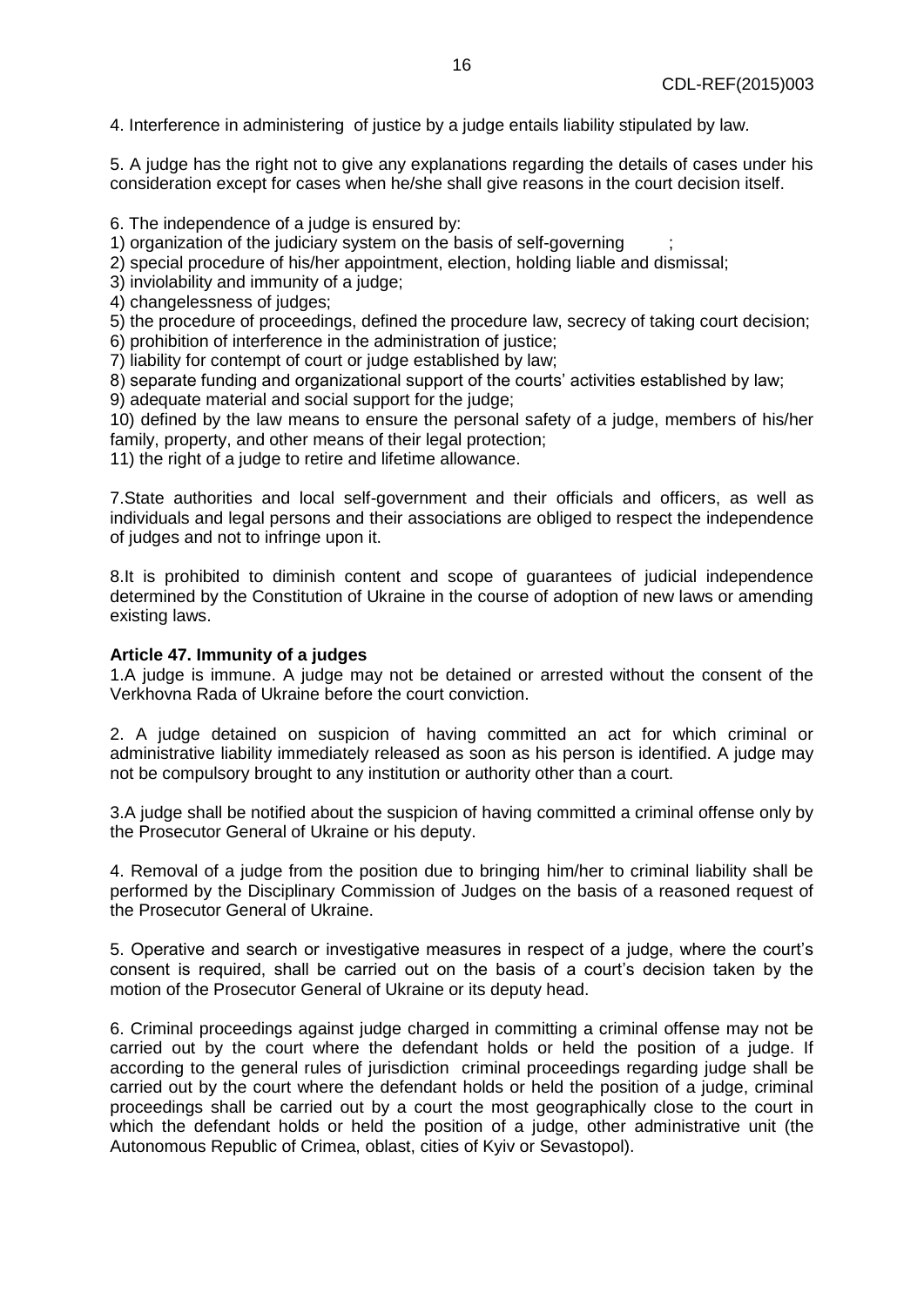4. Interference in administering of justice by a judge entails liability stipulated by law.

5. A judge has the right not to give any explanations regarding the details of cases under his consideration except for cases when he/she shall give reasons in the court decision itself.

6. The independence of a judge is ensured by:
1) organization of the judiciary system on the basis of self-governing ;
2) special procedure of his/her appointment, election, holding liable and dismissal;
3) inviolability and immunity of a judge;
4) changelessness of judges;
5) the procedure of proceedings, defined the procedure law, secrecy of taking court decision;
6) prohibition of interference in the administration of justice;
7) liability for contempt of court or judge established by law;
8) separate funding and organizational support of the courts' activities established by law;
9) adequate material and social support for the judge;
10) defined by the law means to ensure the personal safety of a judge, members of his/her family, property, and other means of their legal protection;
11) the right of a judge to retire and lifetime allowance.

7.State authorities and local self-government and their officials and officers, as well as individuals and legal persons and their associations are obliged to respect the independence of judges and not to infringe upon it.

8.It is prohibited to diminish content and scope of guarantees of judicial independence determined by the Constitution of Ukraine in the course of adoption of new laws or amending existing laws.

**Article 47. Immunity of a judges**

1.A judge is immune. A judge may not be detained or arrested without the consent of the Verkhovna Rada of Ukraine before the court conviction.

2. A judge detained on suspicion of having committed an act for which criminal or administrative liability immediately released as soon as his person is identified. A judge may not be compulsory brought to any institution or authority other than a court.

3.A judge shall be notified about the suspicion of having committed a criminal offense only by the Prosecutor General of Ukraine or his deputy.

4. Removal of a judge from the position due to bringing him/her to criminal liability shall be performed by the Disciplinary Commission of Judges on the basis of a reasoned request of the Prosecutor General of Ukraine.

5. Operative and search or investigative measures in respect of a judge, where the court's consent is required, shall be carried out on the basis of a court's decision taken by the motion of the Prosecutor General of Ukraine or its deputy head.

6. Criminal proceedings against judge charged in committing a criminal offense may not be carried out by the court where the defendant holds or held the position of a judge. If according to the general rules of jurisdiction criminal proceedings regarding judge shall be carried out by the court where the defendant holds or held the position of a judge, criminal proceedings shall be carried out by a court the most geographically close to the court in which the defendant holds or held the position of a judge, other administrative unit (the Autonomous Republic of Crimea, oblast, cities of Kyiv or Sevastopol).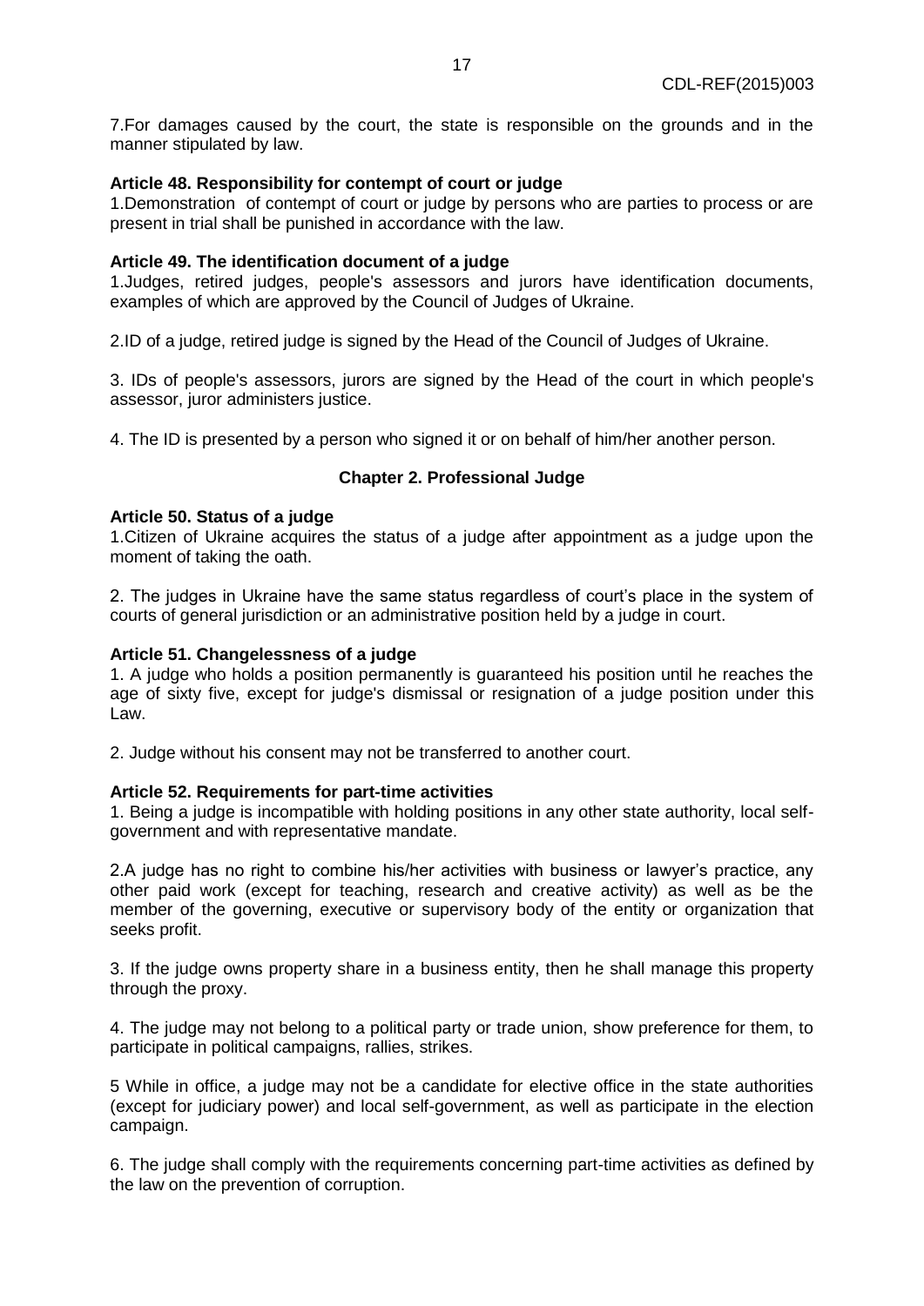7.For damages caused by the court, the state is responsible on the grounds and in the manner stipulated by law.

**Article 48. Responsibility for contempt of court or judge**

1.Demonstration of contempt of court or judge by persons who are parties to process or are present in trial shall be punished in accordance with the law.

**Article 49. The identification document of a judge**

1.Judges, retired judges, people's assessors and jurors have identification documents, examples of which are approved by the Council of Judges of Ukraine.

2.ID of a judge, retired judge is signed by the Head of the Council of Judges of Ukraine.

3. IDs of people's assessors, jurors are signed by the Head of the court in which people's assessor, juror administers justice.

4. The ID is presented by a person who signed it or on behalf of him/her another person.

## Chapter 2. Professional Judge

**Article 50. Status of a judge**

1.Citizen of Ukraine acquires the status of a judge after appointment as a judge upon the moment of taking the oath.

2. The judges in Ukraine have the same status regardless of court's place in the system of courts of general jurisdiction or an administrative position held by a judge in court.

**Article 51. Changelessness of a judge**

1. A judge who holds a position permanently is guaranteed his position until he reaches the age of sixty five, except for judge's dismissal or resignation of a judge position under this Law.

2. Judge without his consent may not be transferred to another court.

**Article 52. Requirements for part-time activities**

1. Being a judge is incompatible with holding positions in any other state authority, local self-government and with representative mandate.

2.A judge has no right to combine his/her activities with business or lawyer's practice, any other paid work (except for teaching, research and creative activity) as well as be the member of the governing, executive or supervisory body of the entity or organization that seeks profit.

3. If the judge owns property share in a business entity, then he shall manage this property through the proxy.

4. The judge may not belong to a political party or trade union, show preference for them, to participate in political campaigns, rallies, strikes.

5 While in office, a judge may not be a candidate for elective office in the state authorities (except for judiciary power) and local self-government, as well as participate in the election campaign.

6. The judge shall comply with the requirements concerning part-time activities as defined by the law on the prevention of corruption.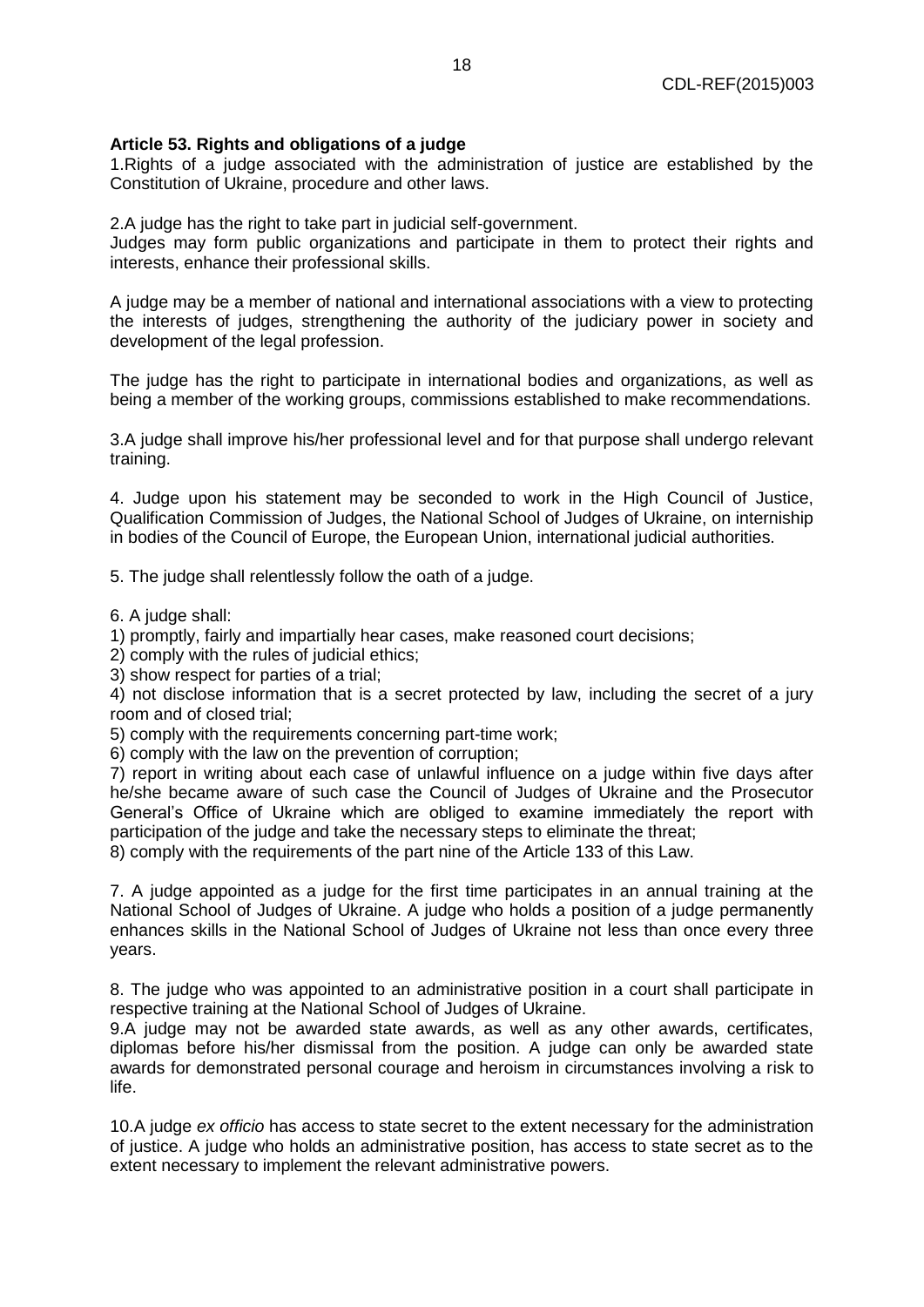**Article 53. Rights and obligations of a judge**

1.Rights of a judge associated with the administration of justice are established by the Constitution of Ukraine, procedure and other laws.

2.A judge has the right to take part in judicial self-government.

Judges may form public organizations and participate in them to protect their rights and interests, enhance their professional skills.

A judge may be a member of national and international associations with a view to protecting the interests of judges, strengthening the authority of the judiciary power in society and development of the legal profession.

The judge has the right to participate in international bodies and organizations, as well as being a member of the working groups, commissions established to make recommendations.

3.A judge shall improve his/her professional level and for that purpose shall undergo relevant training.

4. Judge upon his statement may be seconded to work in the High Council of Justice, Qualification Commission of Judges, the National School of Judges of Ukraine, on internship in bodies of the Council of Europe, the European Union, international judicial authorities.

5. The judge shall relentlessly follow the oath of a judge.

6. A judge shall:

1) promptly, fairly and impartially hear cases, make reasoned court decisions;
2) comply with the rules of judicial ethics;
3) show respect for parties of a trial;
4) not disclose information that is a secret protected by law, including the secret of a jury room and of closed trial;
5) comply with the requirements concerning part-time work;
6) comply with the law on the prevention of corruption;
7) report in writing about each case of unlawful influence on a judge within five days after he/she became aware of such case the Council of Judges of Ukraine and the Prosecutor General's Office of Ukraine which are obliged to examine immediately the report with participation of the judge and take the necessary steps to eliminate the threat;
8) comply with the requirements of the part nine of the Article 133 of this Law.

7. A judge appointed as a judge for the first time participates in an annual training at the National School of Judges of Ukraine. A judge who holds a position of a judge permanently enhances skills in the National School of Judges of Ukraine not less than once every three years.

8. The judge who was appointed to an administrative position in a court shall participate in respective training at the National School of Judges of Ukraine.

9.A judge may not be awarded state awards, as well as any other awards, certificates, diplomas before his/her dismissal from the position. A judge can only be awarded state awards for demonstrated personal courage and heroism in circumstances involving a risk to life.

10.A judge *ex officio* has access to state secret to the extent necessary for the administration of justice. A judge who holds an administrative position, has access to state secret as to the extent necessary to implement the relevant administrative powers.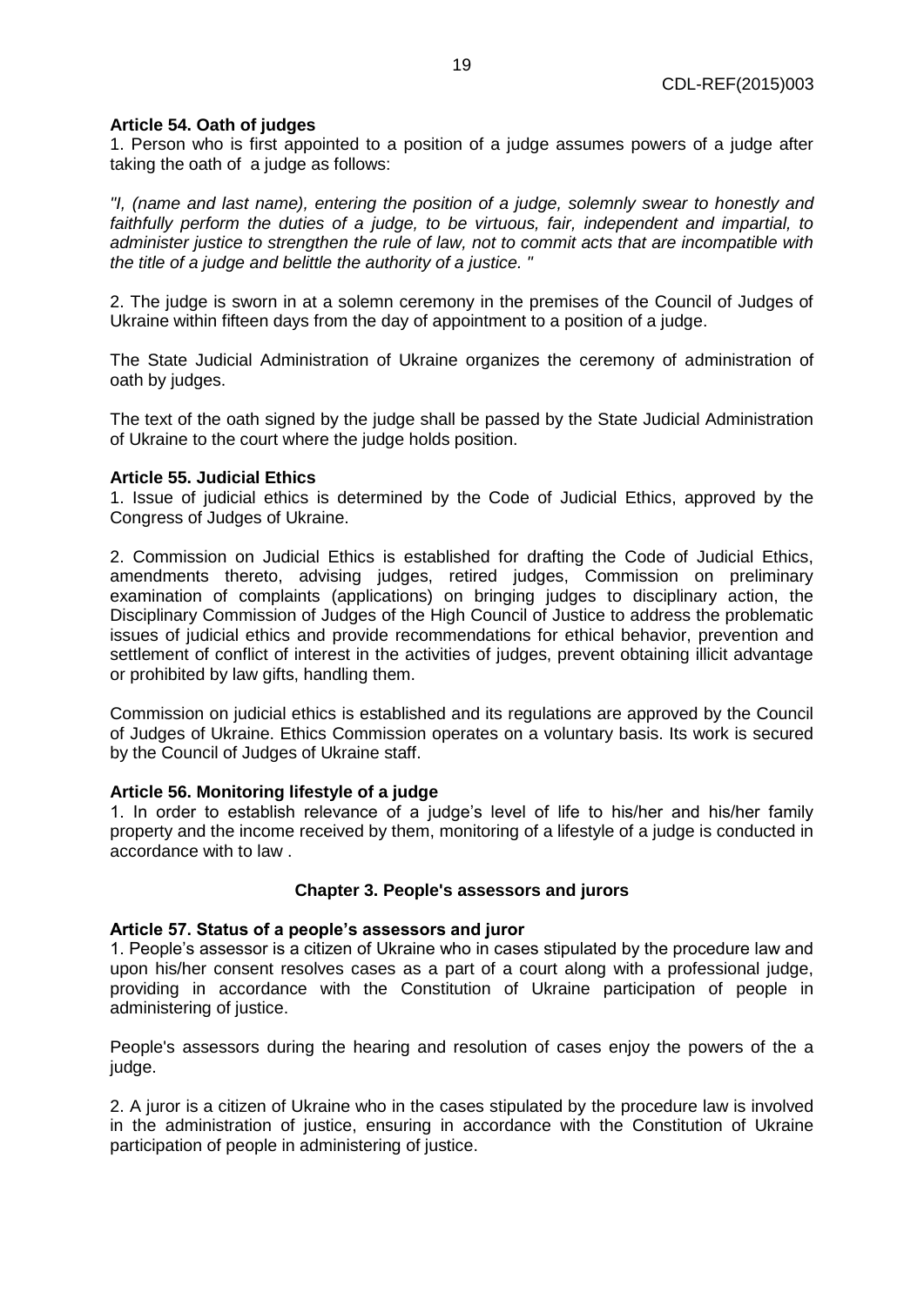**Article 54. Oath of judges**

1. Person who is first appointed to a position of a judge assumes powers of a judge after taking the oath of a judge as follows:

*"I, (name and last name), entering the position of a judge, solemnly swear to honestly and faithfully perform the duties of a judge, to be virtuous, fair, independent and impartial, to administer justice to strengthen the rule of law, not to commit acts that are incompatible with the title of a judge and belittle the authority of a justice. "*

2. The judge is sworn in at a solemn ceremony in the premises of the Council of Judges of Ukraine within fifteen days from the day of appointment to a position of a judge.

The State Judicial Administration of Ukraine organizes the ceremony of administration of oath by judges.

The text of the oath signed by the judge shall be passed by the State Judicial Administration of Ukraine to the court where the judge holds position.

**Article 55. Judicial Ethics**

1. Issue of judicial ethics is determined by the Code of Judicial Ethics, approved by the Congress of Judges of Ukraine.

2. Commission on Judicial Ethics is established for drafting the Code of Judicial Ethics, amendments thereto, advising judges, retired judges, Commission on preliminary examination of complaints (applications) on bringing judges to disciplinary action, the Disciplinary Commission of Judges of the High Council of Justice to address the problematic issues of judicial ethics and provide recommendations for ethical behavior, prevention and settlement of conflict of interest in the activities of judges, prevent obtaining illicit advantage or prohibited by law gifts, handling them.

Commission on judicial ethics is established and its regulations are approved by the Council of Judges of Ukraine. Ethics Commission operates on a voluntary basis. Its work is secured by the Council of Judges of Ukraine staff.

**Article 56. Monitoring lifestyle of a judge**

1. In order to establish relevance of a judge's level of life to his/her and his/her family property and the income received by them, monitoring of a lifestyle of a judge is conducted in accordance with to law .

## Chapter 3. People's assessors and jurors

**Article 57. Status of a people's assessors and juror**

1. People's assessor is a citizen of Ukraine who in cases stipulated by the procedure law and upon his/her consent resolves cases as a part of a court along with a professional judge, providing in accordance with the Constitution of Ukraine participation of people in administering of justice.

People's assessors during the hearing and resolution of cases enjoy the powers of the a judge.

2. A juror is a citizen of Ukraine who in the cases stipulated by the procedure law is involved in the administration of justice, ensuring in accordance with the Constitution of Ukraine participation of people in administering of justice.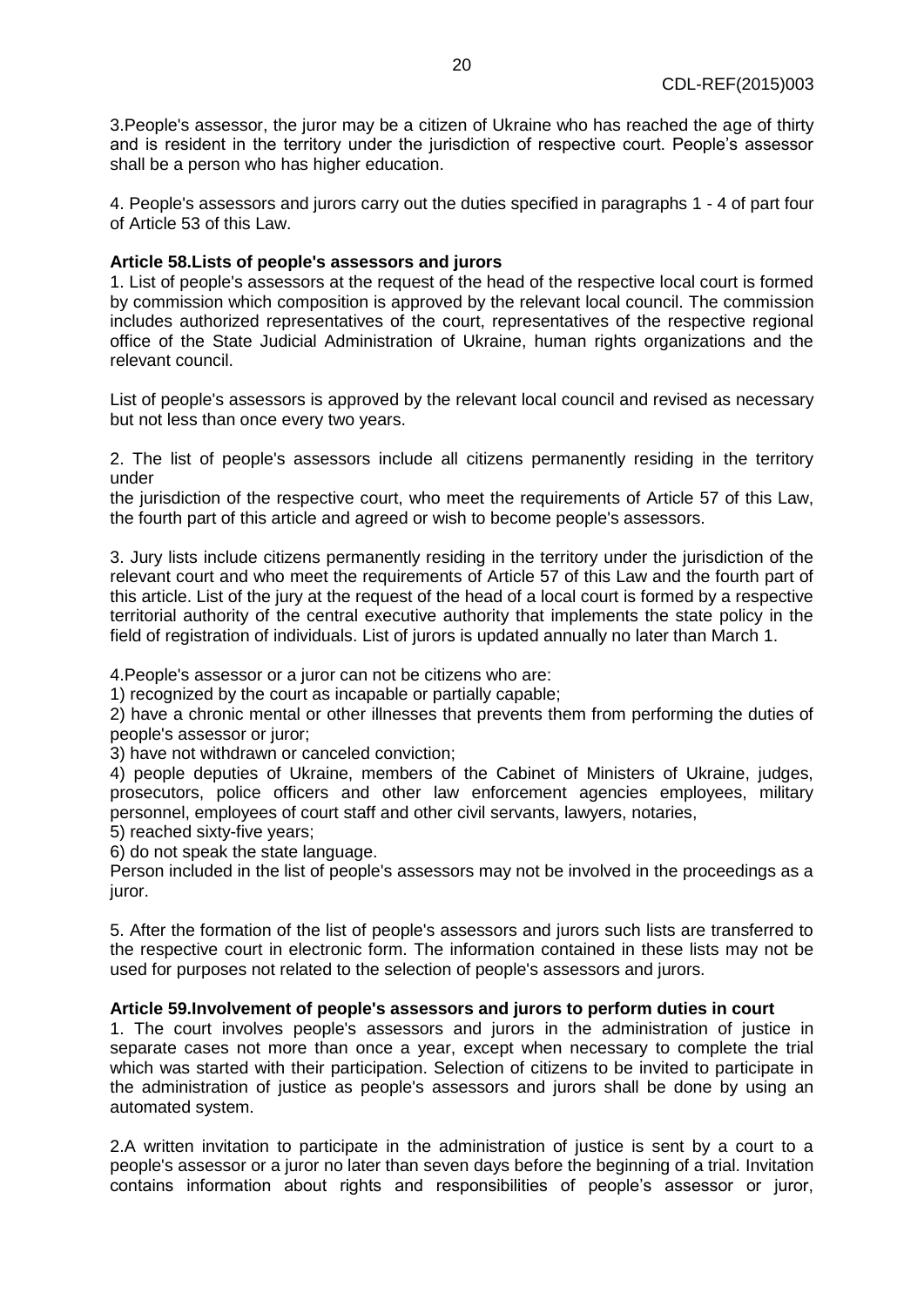3.People's assessor, the juror may be a citizen of Ukraine who has reached the age of thirty and is resident in the territory under the jurisdiction of respective court. People's assessor shall be a person who has higher education.

4. People's assessors and jurors carry out the duties specified in paragraphs 1 - 4 of part four of Article 53 of this Law.

**Article 58.Lists of people's assessors and jurors**

1. List of people's assessors at the request of the head of the respective local court is formed by commission which composition is approved by the relevant local council. The commission includes authorized representatives of the court, representatives of the respective regional office of the State Judicial Administration of Ukraine, human rights organizations and the relevant council.

List of people's assessors is approved by the relevant local council and revised as necessary but not less than once every two years.

2. The list of people's assessors include all citizens permanently residing in the territory under the jurisdiction of the respective court, who meet the requirements of Article 57 of this Law, the fourth part of this article and agreed or wish to become people's assessors.

3. Jury lists include citizens permanently residing in the territory under the jurisdiction of the relevant court and who meet the requirements of Article 57 of this Law and the fourth part of this article. List of the jury at the request of the head of a local court is formed by a respective territorial authority of the central executive authority that implements the state policy in the field of registration of individuals. List of jurors is updated annually no later than March 1.

4.People's assessor or a juror can not be citizens who are:

1) recognized by the court as incapable or partially capable;

2) have a chronic mental or other illnesses that prevents them from performing the duties of people's assessor or juror;

3) have not withdrawn or canceled conviction;

4) people deputies of Ukraine, members of the Cabinet of Ministers of Ukraine, judges, prosecutors, police officers and other law enforcement agencies employees, military personnel, employees of court staff and other civil servants, lawyers, notaries,

5) reached sixty-five years;

6) do not speak the state language.

Person included in the list of people's assessors may not be involved in the proceedings as a juror.

5. After the formation of the list of people's assessors and jurors such lists are transferred to the respective court in electronic form. The information contained in these lists may not be used for purposes not related to the selection of people's assessors and jurors.

**Article 59.Involvement of people's assessors and jurors to perform duties in court**

1. The court involves people's assessors and jurors in the administration of justice in separate cases not more than once a year, except when necessary to complete the trial which was started with their participation. Selection of citizens to be invited to participate in the administration of justice as people's assessors and jurors shall be done by using an automated system.

2.A written invitation to participate in the administration of justice is sent by a court to a people's assessor or a juror no later than seven days before the beginning of a trial. Invitation contains information about rights and responsibilities of people's assessor or juror,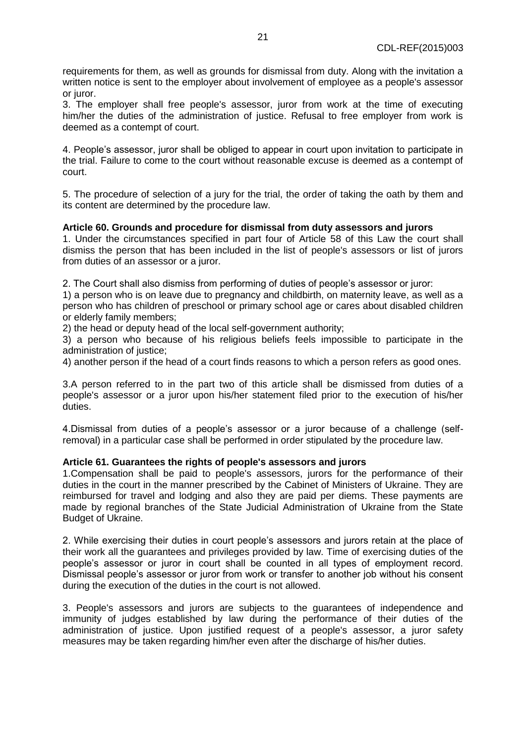requirements for them, as well as grounds for dismissal from duty. Along with the invitation a written notice is sent to the employer about involvement of employee as a people's assessor or juror.

3. The employer shall free people's assessor, juror from work at the time of executing him/her the duties of the administration of justice. Refusal to free employer from work is deemed as a contempt of court.

4. People's assessor, juror shall be obliged to appear in court upon invitation to participate in the trial. Failure to come to the court without reasonable excuse is deemed as a contempt of court.

5. The procedure of selection of a jury for the trial, the order of taking the oath by them and its content are determined by the procedure law.

**Article 60. Grounds and procedure for dismissal from duty assessors and jurors**

1. Under the circumstances specified in part four of Article 58 of this Law the court shall dismiss the person that has been included in the list of people's assessors or list of jurors from duties of an assessor or a juror.

2. The Court shall also dismiss from performing of duties of people's assessor or juror:

1) a person who is on leave due to pregnancy and childbirth, on maternity leave, as well as a person who has children of preschool or primary school age or cares about disabled children or elderly family members;

2) the head or deputy head of the local self-government authority;

3) a person who because of his religious beliefs feels impossible to participate in the administration of justice;

4) another person if the head of a court finds reasons to which a person refers as good ones.

3.A person referred to in the part two of this article shall be dismissed from duties of a people's assessor or a juror upon his/her statement filed prior to the execution of his/her duties.

4.Dismissal from duties of a people's assessor or a juror because of a challenge (self-removal) in a particular case shall be performed in order stipulated by the procedure law.

**Article 61. Guarantees the rights of people's assessors and jurors**

1.Compensation shall be paid to people's assessors, jurors for the performance of their duties in the court in the manner prescribed by the Cabinet of Ministers of Ukraine. They are reimbursed for travel and lodging and also they are paid per diems. These payments are made by regional branches of the State Judicial Administration of Ukraine from the State Budget of Ukraine.

2. While exercising their duties in court people's assessors and jurors retain at the place of their work all the guarantees and privileges provided by law. Time of exercising duties of the people's assessor or juror in court shall be counted in all types of employment record. Dismissal people's assessor or juror from work or transfer to another job without his consent during the execution of the duties in the court is not allowed.

3. People's assessors and jurors are subjects to the guarantees of independence and immunity of judges established by law during the performance of their duties of the administration of justice. Upon justified request of a people's assessor, a juror safety measures may be taken regarding him/her even after the discharge of his/her duties.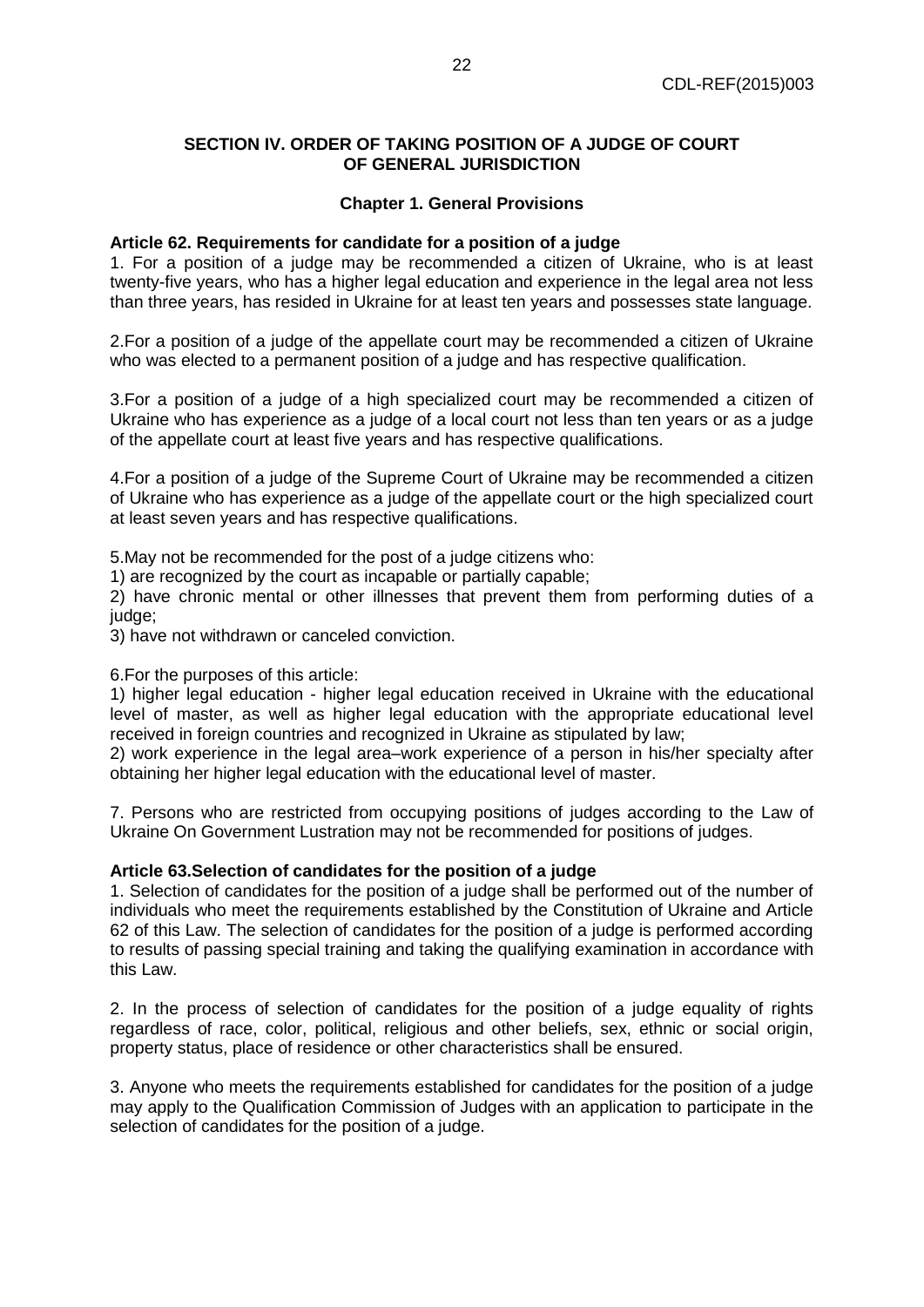## SECTION IV. ORDER OF TAKING POSITION OF A JUDGE OF COURT OF GENERAL JURISDICTION

### Chapter 1. General Provisions

**Article 62. Requirements for candidate for a position of a judge**

1. For a position of a judge may be recommended a citizen of Ukraine, who is at least twenty-five years, who has a higher legal education and experience in the legal area not less than three years, has resided in Ukraine for at least ten years and possesses state language.

2.For a position of a judge of the appellate court may be recommended a citizen of Ukraine who was elected to a permanent position of a judge and has respective qualification.

3.For a position of a judge of a high specialized court may be recommended a citizen of Ukraine who has experience as a judge of a local court not less than ten years or as a judge of the appellate court at least five years and has respective qualifications.

4.For a position of a judge of the Supreme Court of Ukraine may be recommended a citizen of Ukraine who has experience as a judge of the appellate court or the high specialized court at least seven years and has respective qualifications.

5.May not be recommended for the post of a judge citizens who:
1) are recognized by the court as incapable or partially capable;
2) have chronic mental or other illnesses that prevent them from performing duties of a judge;
3) have not withdrawn or canceled conviction.

6.For the purposes of this article:
1) higher legal education - higher legal education received in Ukraine with the educational level of master, as well as higher legal education with the appropriate educational level received in foreign countries and recognized in Ukraine as stipulated by law;
2) work experience in the legal area–work experience of a person in his/her specialty after obtaining her higher legal education with the educational level of master.

7. Persons who are restricted from occupying positions of judges according to the Law of Ukraine On Government Lustration may not be recommended for positions of judges.

**Article 63.Selection of candidates for the position of a judge**

1. Selection of candidates for the position of a judge shall be performed out of the number of individuals who meet the requirements established by the Constitution of Ukraine and Article 62 of this Law. The selection of candidates for the position of a judge is performed according to results of passing special training and taking the qualifying examination in accordance with this Law.

2. In the process of selection of candidates for the position of a judge equality of rights regardless of race, color, political, religious and other beliefs, sex, ethnic or social origin, property status, place of residence or other characteristics shall be ensured.

3. Anyone who meets the requirements established for candidates for the position of a judge may apply to the Qualification Commission of Judges with an application to participate in the selection of candidates for the position of a judge.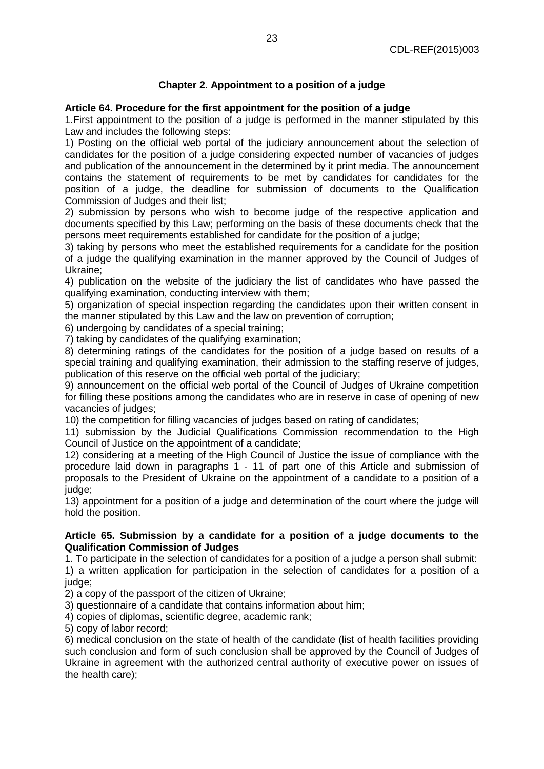## Chapter 2. Appointment to a position of a judge

**Article 64. Procedure for the first appointment for the position of a judge**

1.First appointment to the position of a judge is performed in the manner stipulated by this Law and includes the following steps:

1) Posting on the official web portal of the judiciary announcement about the selection of candidates for the position of a judge considering expected number of vacancies of judges and publication of the announcement in the determined by it print media. The announcement contains the statement of requirements to be met by candidates for candidates for the position of a judge, the deadline for submission of documents to the Qualification Commission of Judges and their list;

2) submission by persons who wish to become judge of the respective application and documents specified by this Law; performing on the basis of these documents check that the persons meet requirements established for candidate for the position of a judge;

3) taking by persons who meet the established requirements for a candidate for the position of a judge the qualifying examination in the manner approved by the Council of Judges of Ukraine;

4) publication on the website of the judiciary the list of candidates who have passed the qualifying examination, conducting interview with them;

5) organization of special inspection regarding the candidates upon their written consent in the manner stipulated by this Law and the law on prevention of corruption;

6) undergoing by candidates of a special training;

7) taking by candidates of the qualifying examination;

8) determining ratings of the candidates for the position of a judge based on results of a special training and qualifying examination, their admission to the staffing reserve of judges, publication of this reserve on the official web portal of the judiciary;

9) announcement on the official web portal of the Council of Judges of Ukraine competition for filling these positions among the candidates who are in reserve in case of opening of new vacancies of judges;

10) the competition for filling vacancies of judges based on rating of candidates;

11) submission by the Judicial Qualifications Commission recommendation to the High Council of Justice on the appointment of a candidate;

12) considering at a meeting of the High Council of Justice the issue of compliance with the procedure laid down in paragraphs 1 - 11 of part one of this Article and submission of proposals to the President of Ukraine on the appointment of a candidate to a position of a judge;

13) appointment for a position of a judge and determination of the court where the judge will hold the position.

**Article 65. Submission by a candidate for a position of a judge documents to the Qualification Commission of Judges**

1. To participate in the selection of candidates for a position of a judge a person shall submit:

1) a written application for participation in the selection of candidates for a position of a judge;

2) a copy of the passport of the citizen of Ukraine;

3) questionnaire of a candidate that contains information about him;

4) copies of diplomas, scientific degree, academic rank;

5) copy of labor record;

6) medical conclusion on the state of health of the candidate (list of health facilities providing such conclusion and form of such conclusion shall be approved by the Council of Judges of Ukraine in agreement with the authorized central authority of executive power on issues of the health care);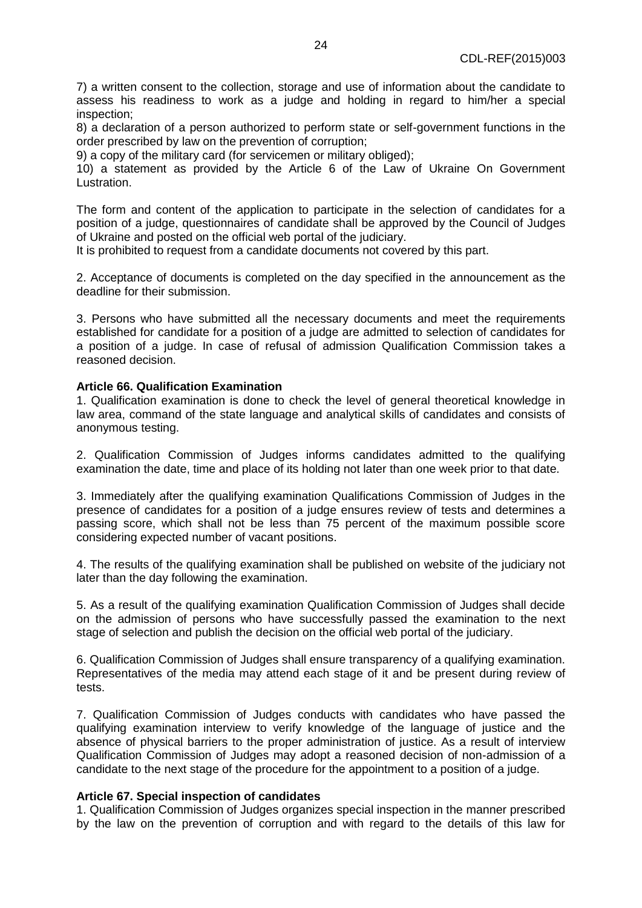7) a written consent to the collection, storage and use of information about the candidate to assess his readiness to work as a judge and holding in regard to him/her a special inspection;

8) a declaration of a person authorized to perform state or self-government functions in the order prescribed by law on the prevention of corruption;

9) a copy of the military card (for servicemen or military obliged);

10) a statement as provided by the Article 6 of the Law of Ukraine On Government Lustration.

The form and content of the application to participate in the selection of candidates for a position of a judge, questionnaires of candidate shall be approved by the Council of Judges of Ukraine and posted on the official web portal of the judiciary.

It is prohibited to request from a candidate documents not covered by this part.

2. Acceptance of documents is completed on the day specified in the announcement as the deadline for their submission.

3. Persons who have submitted all the necessary documents and meet the requirements established for candidate for a position of a judge are admitted to selection of candidates for a position of a judge. In case of refusal of admission Qualification Commission takes a reasoned decision.

**Article 66. Qualification Examination**

1. Qualification examination is done to check the level of general theoretical knowledge in law area, command of the state language and analytical skills of candidates and consists of anonymous testing.

2. Qualification Commission of Judges informs candidates admitted to the qualifying examination the date, time and place of its holding not later than one week prior to that date.

3. Immediately after the qualifying examination Qualifications Commission of Judges in the presence of candidates for a position of a judge ensures review of tests and determines a passing score, which shall not be less than 75 percent of the maximum possible score considering expected number of vacant positions.

4. The results of the qualifying examination shall be published on website of the judiciary not later than the day following the examination.

5. As a result of the qualifying examination Qualification Commission of Judges shall decide on the admission of persons who have successfully passed the examination to the next stage of selection and publish the decision on the official web portal of the judiciary.

6. Qualification Commission of Judges shall ensure transparency of a qualifying examination. Representatives of the media may attend each stage of it and be present during review of tests.

7. Qualification Commission of Judges conducts with candidates who have passed the qualifying examination interview to verify knowledge of the language of justice and the absence of physical barriers to the proper administration of justice. As a result of interview Qualification Commission of Judges may adopt a reasoned decision of non-admission of a candidate to the next stage of the procedure for the appointment to a position of a judge.

**Article 67. Special inspection of candidates**

1. Qualification Commission of Judges organizes special inspection in the manner prescribed by the law on the prevention of corruption and with regard to the details of this law for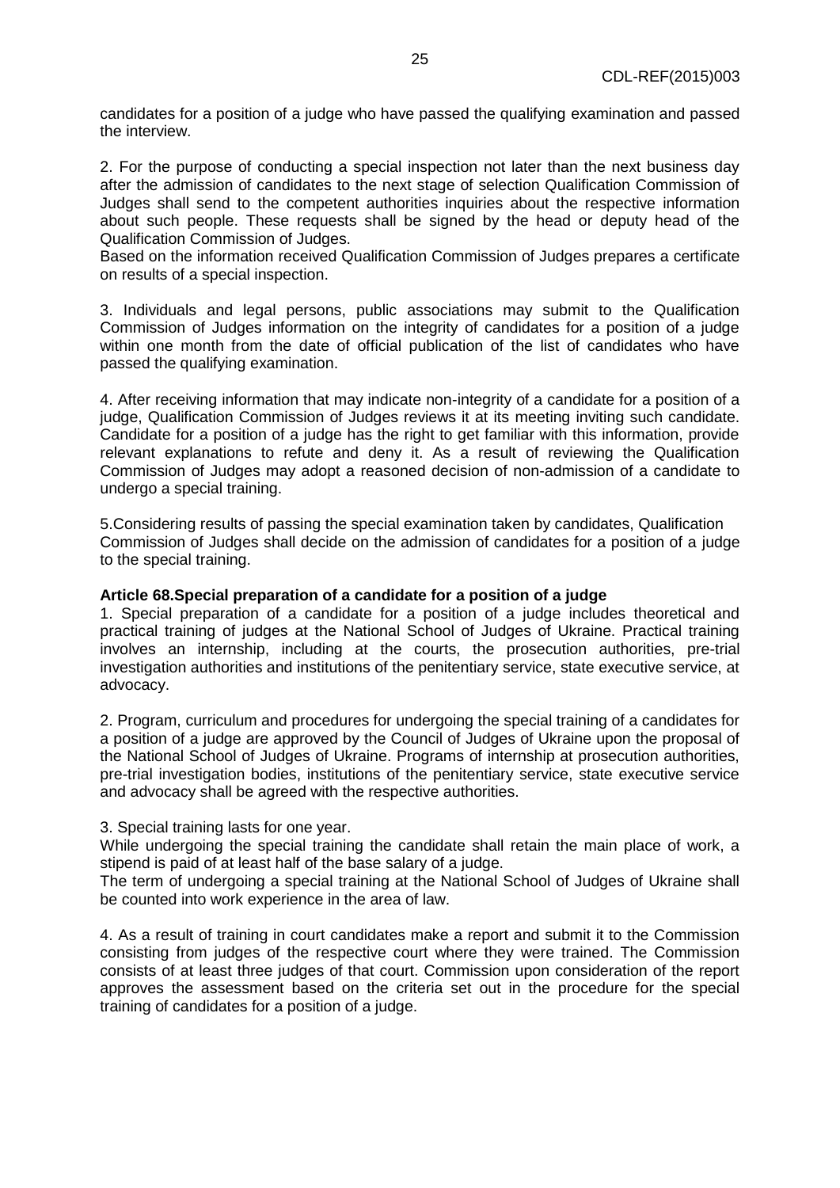candidates for a position of a judge who have passed the qualifying examination and passed the interview.

2. For the purpose of conducting a special inspection not later than the next business day after the admission of candidates to the next stage of selection Qualification Commission of Judges shall send to the competent authorities inquiries about the respective information about such people. These requests shall be signed by the head or deputy head of the Qualification Commission of Judges.
Based on the information received Qualification Commission of Judges prepares a certificate on results of a special inspection.

3. Individuals and legal persons, public associations may submit to the Qualification Commission of Judges information on the integrity of candidates for a position of a judge within one month from the date of official publication of the list of candidates who have passed the qualifying examination.

4. After receiving information that may indicate non-integrity of a candidate for a position of a judge, Qualification Commission of Judges reviews it at its meeting inviting such candidate. Candidate for a position of a judge has the right to get familiar with this information, provide relevant explanations to refute and deny it. As a result of reviewing the Qualification Commission of Judges may adopt a reasoned decision of non-admission of a candidate to undergo a special training.

5.Considering results of passing the special examination taken by candidates, Qualification Commission of Judges shall decide on the admission of candidates for a position of a judge to the special training.

**Article 68.Special preparation of a candidate for a position of a judge**

1. Special preparation of a candidate for a position of a judge includes theoretical and practical training of judges at the National School of Judges of Ukraine. Practical training involves an internship, including at the courts, the prosecution authorities, pre-trial investigation authorities and institutions of the penitentiary service, state executive service, at advocacy.

2. Program, curriculum and procedures for undergoing the special training of a candidates for a position of a judge are approved by the Council of Judges of Ukraine upon the proposal of the National School of Judges of Ukraine. Programs of internship at prosecution authorities, pre-trial investigation bodies, institutions of the penitentiary service, state executive service and advocacy shall be agreed with the respective authorities.

3. Special training lasts for one year.
While undergoing the special training the candidate shall retain the main place of work, a stipend is paid of at least half of the base salary of a judge.
The term of undergoing a special training at the National School of Judges of Ukraine shall be counted into work experience in the area of law.

4. As a result of training in court candidates make a report and submit it to the Commission consisting from judges of the respective court where they were trained. The Commission consists of at least three judges of that court. Commission upon consideration of the report approves the assessment based on the criteria set out in the procedure for the special training of candidates for a position of a judge.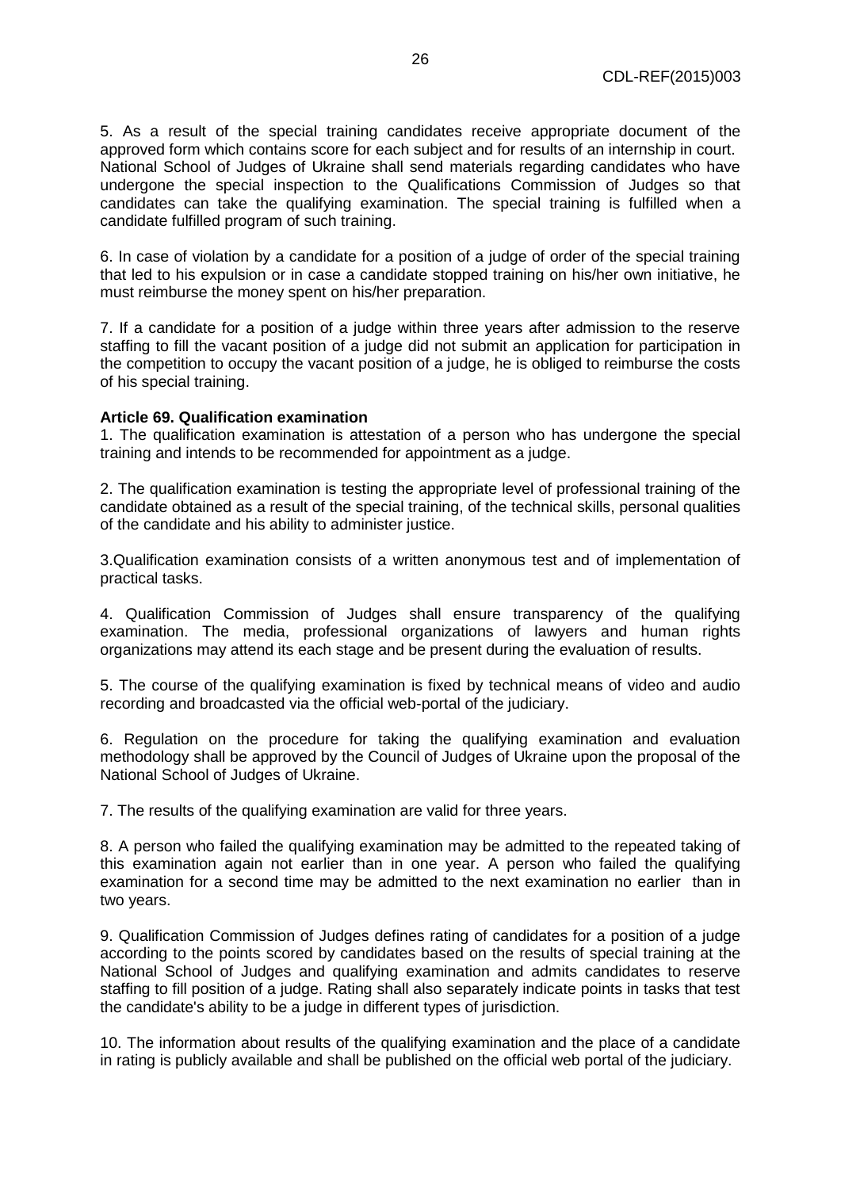5. As a result of the special training candidates receive appropriate document of the approved form which contains score for each subject and for results of an internship in court. National School of Judges of Ukraine shall send materials regarding candidates who have undergone the special inspection to the Qualifications Commission of Judges so that candidates can take the qualifying examination. The special training is fulfilled when a candidate fulfilled program of such training.

6. In case of violation by a candidate for a position of a judge of order of the special training that led to his expulsion or in case a candidate stopped training on his/her own initiative, he must reimburse the money spent on his/her preparation.

7. If a candidate for a position of a judge within three years after admission to the reserve staffing to fill the vacant position of a judge did not submit an application for participation in the competition to occupy the vacant position of a judge, he is obliged to reimburse the costs of his special training.

**Article 69. Qualification examination**

1. The qualification examination is attestation of a person who has undergone the special training and intends to be recommended for appointment as a judge.

2. The qualification examination is testing the appropriate level of professional training of the candidate obtained as a result of the special training, of the technical skills, personal qualities of the candidate and his ability to administer justice.

3.Qualification examination consists of a written anonymous test and of implementation of practical tasks.

4. Qualification Commission of Judges shall ensure transparency of the qualifying examination. The media, professional organizations of lawyers and human rights organizations may attend its each stage and be present during the evaluation of results.

5. The course of the qualifying examination is fixed by technical means of video and audio recording and broadcasted via the official web-portal of the judiciary.

6. Regulation on the procedure for taking the qualifying examination and evaluation methodology shall be approved by the Council of Judges of Ukraine upon the proposal of the National School of Judges of Ukraine.

7. The results of the qualifying examination are valid for three years.

8. A person who failed the qualifying examination may be admitted to the repeated taking of this examination again not earlier than in one year. A person who failed the qualifying examination for a second time may be admitted to the next examination no earlier than in two years.

9. Qualification Commission of Judges defines rating of candidates for a position of a judge according to the points scored by candidates based on the results of special training at the National School of Judges and qualifying examination and admits candidates to reserve staffing to fill position of a judge. Rating shall also separately indicate points in tasks that test the candidate's ability to be a judge in different types of jurisdiction.

10. The information about results of the qualifying examination and the place of a candidate in rating is publicly available and shall be published on the official web portal of the judiciary.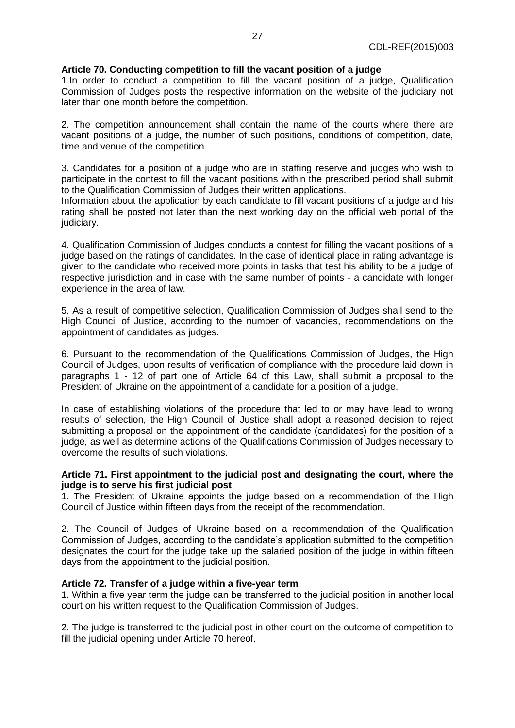**Article 70. Conducting competition to fill the vacant position of a judge**

1.In order to conduct a competition to fill the vacant position of a judge, Qualification Commission of Judges posts the respective information on the website of the judiciary not later than one month before the competition.

2. The competition announcement shall contain the name of the courts where there are vacant positions of a judge, the number of such positions, conditions of competition, date, time and venue of the competition.

3. Candidates for a position of a judge who are in staffing reserve and judges who wish to participate in the contest to fill the vacant positions within the prescribed period shall submit to the Qualification Commission of Judges their written applications.

Information about the application by each candidate to fill vacant positions of a judge and his rating shall be posted not later than the next working day on the official web portal of the judiciary.

4. Qualification Commission of Judges conducts a contest for filling the vacant positions of a judge based on the ratings of candidates. In the case of identical place in rating advantage is given to the candidate who received more points in tasks that test his ability to be a judge of respective jurisdiction and in case with the same number of points - a candidate with longer experience in the area of law.

5. As a result of competitive selection, Qualification Commission of Judges shall send to the High Council of Justice, according to the number of vacancies, recommendations on the appointment of candidates as judges.

6. Pursuant to the recommendation of the Qualifications Commission of Judges, the High Council of Judges, upon results of verification of compliance with the procedure laid down in paragraphs 1 - 12 of part one of Article 64 of this Law, shall submit a proposal to the President of Ukraine on the appointment of a candidate for a position of a judge.

In case of establishing violations of the procedure that led to or may have lead to wrong results of selection, the High Council of Justice shall adopt a reasoned decision to reject submitting a proposal on the appointment of the candidate (candidates) for the position of a judge, as well as determine actions of the Qualifications Commission of Judges necessary to overcome the results of such violations.

**Article 71. First appointment to the judicial post and designating the court, where the judge is to serve his first judicial post**

1. The President of Ukraine appoints the judge based on a recommendation of the High Council of Justice within fifteen days from the receipt of the recommendation.

2. The Council of Judges of Ukraine based on a recommendation of the Qualification Commission of Judges, according to the candidate's application submitted to the competition designates the court for the judge take up the salaried position of the judge in within fifteen days from the appointment to the judicial position.

**Article 72. Transfer of a judge within a five-year term**

1. Within a five year term the judge can be transferred to the judicial position in another local court on his written request to the Qualification Commission of Judges.

2. The judge is transferred to the judicial post in other court on the outcome of competition to fill the judicial opening under Article 70 hereof.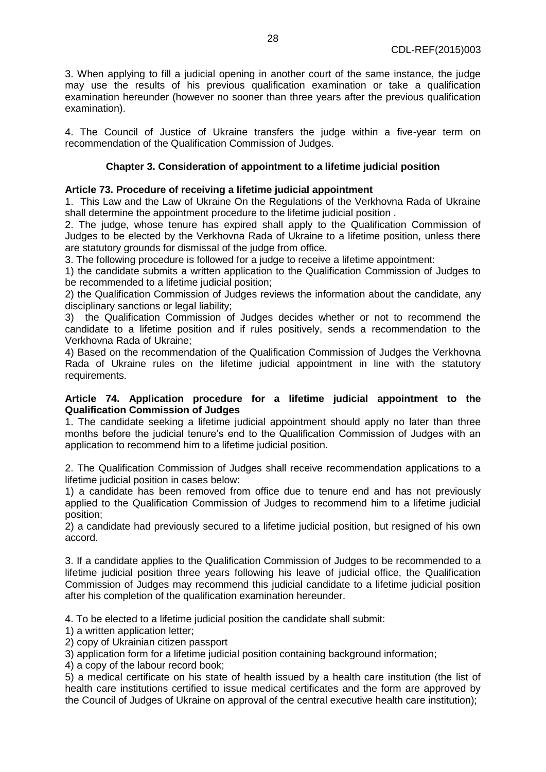3. When applying to fill a judicial opening in another court of the same instance, the judge may use the results of his previous qualification examination or take a qualification examination hereunder (however no sooner than three years after the previous qualification examination).

4. The Council of Justice of Ukraine transfers the judge within a five-year term on recommendation of the Qualification Commission of Judges.

### Chapter 3. Consideration of appointment to a lifetime judicial position

**Article 73. Procedure of receiving a lifetime judicial appointment**

1. This Law and the Law of Ukraine On the Regulations of the Verkhovna Rada of Ukraine shall determine the appointment procedure to the lifetime judicial position .

2. The judge, whose tenure has expired shall apply to the Qualification Commission of Judges to be elected by the Verkhovna Rada of Ukraine to a lifetime position, unless there are statutory grounds for dismissal of the judge from office.

3. The following procedure is followed for a judge to receive a lifetime appointment:

1) the candidate submits a written application to the Qualification Commission of Judges to be recommended to a lifetime judicial position;

2) the Qualification Commission of Judges reviews the information about the candidate, any disciplinary sanctions or legal liability;

3) the Qualification Commission of Judges decides whether or not to recommend the candidate to a lifetime position and if rules positively, sends a recommendation to the Verkhovna Rada of Ukraine;

4) Based on the recommendation of the Qualification Commission of Judges the Verkhovna Rada of Ukraine rules on the lifetime judicial appointment in line with the statutory requirements.

**Article 74. Application procedure for a lifetime judicial appointment to the Qualification Commission of Judges**

1. The candidate seeking a lifetime judicial appointment should apply no later than three months before the judicial tenure's end to the Qualification Commission of Judges with an application to recommend him to a lifetime judicial position.

2. The Qualification Commission of Judges shall receive recommendation applications to a lifetime judicial position in cases below:

1) a candidate has been removed from office due to tenure end and has not previously applied to the Qualification Commission of Judges to recommend him to a lifetime judicial position;

2) a candidate had previously secured to a lifetime judicial position, but resigned of his own accord.

3. If a candidate applies to the Qualification Commission of Judges to be recommended to a lifetime judicial position three years following his leave of judicial office, the Qualification Commission of Judges may recommend this judicial candidate to a lifetime judicial position after his completion of the qualification examination hereunder.

4. To be elected to a lifetime judicial position the candidate shall submit:

1) a written application letter;

2) copy of Ukrainian citizen passport

3) application form for a lifetime judicial position containing background information;

4) a copy of the labour record book;

5) a medical certificate on his state of health issued by a health care institution (the list of health care institutions certified to issue medical certificates and the form are approved by the Council of Judges of Ukraine on approval of the central executive health care institution);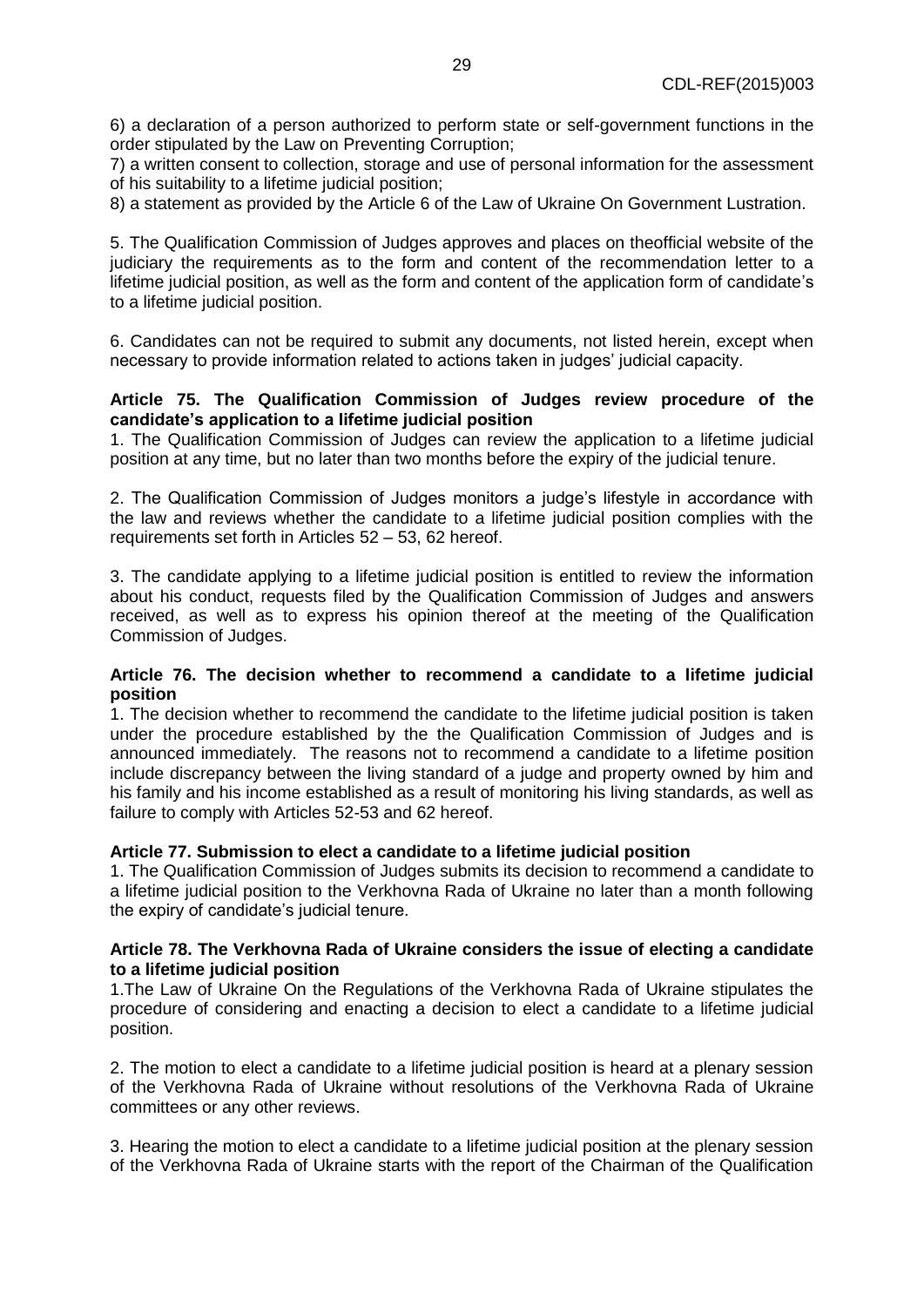6) a declaration of a person authorized to perform state or self-government functions in the order stipulated by the Law on Preventing Corruption;

7) a written consent to collection, storage and use of personal information for the assessment of his suitability to a lifetime judicial position;

8) a statement as provided by the Article 6 of the Law of Ukraine On Government Lustration.

5. The Qualification Commission of Judges approves and places on theofficial website of the judiciary the requirements as to the form and content of the recommendation letter to a lifetime judicial position, as well as the form and content of the application form of candidate's to a lifetime judicial position.

6. Candidates can not be required to submit any documents, not listed herein, except when necessary to provide information related to actions taken in judges' judicial capacity.

**Article 75. The Qualification Commission of Judges review procedure of the candidate's application to a lifetime judicial position**

1. The Qualification Commission of Judges can review the application to a lifetime judicial position at any time, but no later than two months before the expiry of the judicial tenure.

2. The Qualification Commission of Judges monitors a judge's lifestyle in accordance with the law and reviews whether the candidate to a lifetime judicial position complies with the requirements set forth in Articles 52 – 53, 62 hereof.

3. The candidate applying to a lifetime judicial position is entitled to review the information about his conduct, requests filed by the Qualification Commission of Judges and answers received, as well as to express his opinion thereof at the meeting of the Qualification Commission of Judges.

**Article 76. The decision whether to recommend a candidate to a lifetime judicial position**

1. The decision whether to recommend the candidate to the lifetime judicial position is taken under the procedure established by the the Qualification Commission of Judges and is announced immediately. The reasons not to recommend a candidate to a lifetime position include discrepancy between the living standard of a judge and property owned by him and his family and his income established as a result of monitoring his living standards, as well as failure to comply with Articles 52-53 and 62 hereof.

**Article 77. Submission to elect a candidate to a lifetime judicial position**

1. The Qualification Commission of Judges submits its decision to recommend a candidate to a lifetime judicial position to the Verkhovna Rada of Ukraine no later than a month following the expiry of candidate's judicial tenure.

**Article 78. The Verkhovna Rada of Ukraine considers the issue of electing a candidate to a lifetime judicial position**

1.The Law of Ukraine On the Regulations of the Verkhovna Rada of Ukraine stipulates the procedure of considering and enacting a decision to elect a candidate to a lifetime judicial position.

2. The motion to elect a candidate to a lifetime judicial position is heard at a plenary session of the Verkhovna Rada of Ukraine without resolutions of the Verkhovna Rada of Ukraine committees or any other reviews.

3. Hearing the motion to elect a candidate to a lifetime judicial position at the plenary session of the Verkhovna Rada of Ukraine starts with the report of the Chairman of the Qualification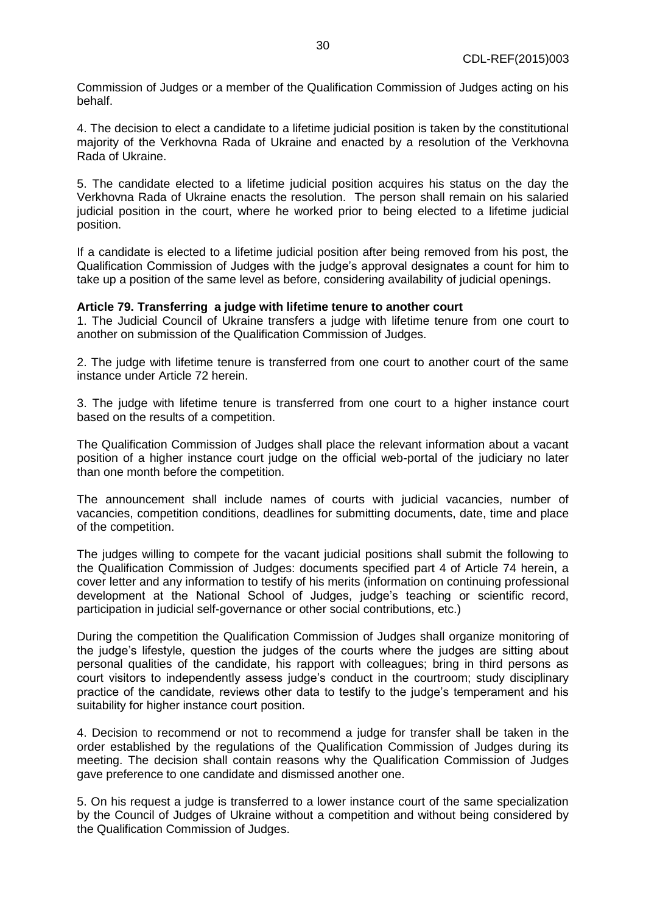Commission of Judges or a member of the Qualification Commission of Judges acting on his behalf.

4. The decision to elect a candidate to a lifetime judicial position is taken by the constitutional majority of the Verkhovna Rada of Ukraine and enacted by a resolution of the Verkhovna Rada of Ukraine.

5. The candidate elected to a lifetime judicial position acquires his status on the day the Verkhovna Rada of Ukraine enacts the resolution. The person shall remain on his salaried judicial position in the court, where he worked prior to being elected to a lifetime judicial position.

If a candidate is elected to a lifetime judicial position after being removed from his post, the Qualification Commission of Judges with the judge's approval designates a count for him to take up a position of the same level as before, considering availability of judicial openings.

**Article 79. Transferring a judge with lifetime tenure to another court**

1. The Judicial Council of Ukraine transfers a judge with lifetime tenure from one court to another on submission of the Qualification Commission of Judges.

2. The judge with lifetime tenure is transferred from one court to another court of the same instance under Article 72 herein.

3. The judge with lifetime tenure is transferred from one court to a higher instance court based on the results of a competition.

The Qualification Commission of Judges shall place the relevant information about a vacant position of a higher instance court judge on the official web-portal of the judiciary no later than one month before the competition.

The announcement shall include names of courts with judicial vacancies, number of vacancies, competition conditions, deadlines for submitting documents, date, time and place of the competition.

The judges willing to compete for the vacant judicial positions shall submit the following to the Qualification Commission of Judges: documents specified part 4 of Article 74 herein, a cover letter and any information to testify of his merits (information on continuing professional development at the National School of Judges, judge's teaching or scientific record, participation in judicial self-governance or other social contributions, etc.)

During the competition the Qualification Commission of Judges shall organize monitoring of the judge's lifestyle, question the judges of the courts where the judges are sitting about personal qualities of the candidate, his rapport with colleagues; bring in third persons as court visitors to independently assess judge's conduct in the courtroom; study disciplinary practice of the candidate, reviews other data to testify to the judge's temperament and his suitability for higher instance court position.

4. Decision to recommend or not to recommend a judge for transfer shall be taken in the order established by the regulations of the Qualification Commission of Judges during its meeting. The decision shall contain reasons why the Qualification Commission of Judges gave preference to one candidate and dismissed another one.

5. On his request a judge is transferred to a lower instance court of the same specialization by the Council of Judges of Ukraine without a competition and without being considered by the Qualification Commission of Judges.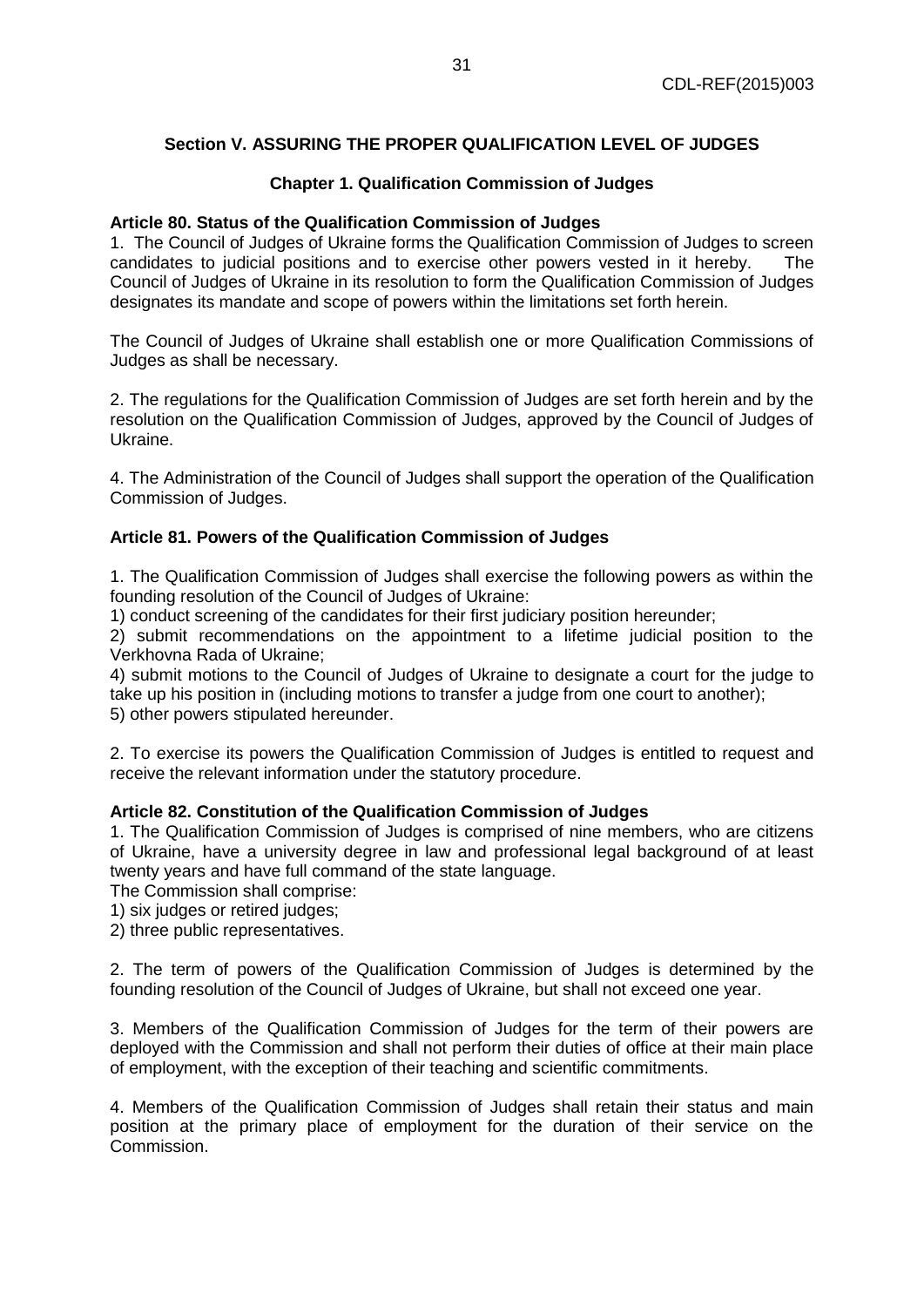## Section V. ASSURING THE PROPER QUALIFICATION LEVEL OF JUDGES

### Chapter 1. Qualification Commission of Judges

**Article 80. Status of the Qualification Commission of Judges**

1. The Council of Judges of Ukraine forms the Qualification Commission of Judges to screen candidates to judicial positions and to exercise other powers vested in it hereby. The Council of Judges of Ukraine in its resolution to form the Qualification Commission of Judges designates its mandate and scope of powers within the limitations set forth herein.

The Council of Judges of Ukraine shall establish one or more Qualification Commissions of Judges as shall be necessary.

2. The regulations for the Qualification Commission of Judges are set forth herein and by the resolution on the Qualification Commission of Judges, approved by the Council of Judges of Ukraine.

4. The Administration of the Council of Judges shall support the operation of the Qualification Commission of Judges.

**Article 81. Powers of the Qualification Commission of Judges**

1. The Qualification Commission of Judges shall exercise the following powers as within the founding resolution of the Council of Judges of Ukraine:

1) conduct screening of the candidates for their first judiciary position hereunder;

2) submit recommendations on the appointment to a lifetime judicial position to the Verkhovna Rada of Ukraine;

4) submit motions to the Council of Judges of Ukraine to designate a court for the judge to take up his position in (including motions to transfer a judge from one court to another);

5) other powers stipulated hereunder.

2. To exercise its powers the Qualification Commission of Judges is entitled to request and receive the relevant information under the statutory procedure.

**Article 82. Constitution of the Qualification Commission of Judges**

1. The Qualification Commission of Judges is comprised of nine members, who are citizens of Ukraine, have a university degree in law and professional legal background of at least twenty years and have full command of the state language.

The Commission shall comprise:

1) six judges or retired judges;

2) three public representatives.

2. The term of powers of the Qualification Commission of Judges is determined by the founding resolution of the Council of Judges of Ukraine, but shall not exceed one year.

3. Members of the Qualification Commission of Judges for the term of their powers are deployed with the Commission and shall not perform their duties of office at their main place of employment, with the exception of their teaching and scientific commitments.

4. Members of the Qualification Commission of Judges shall retain their status and main position at the primary place of employment for the duration of their service on the Commission.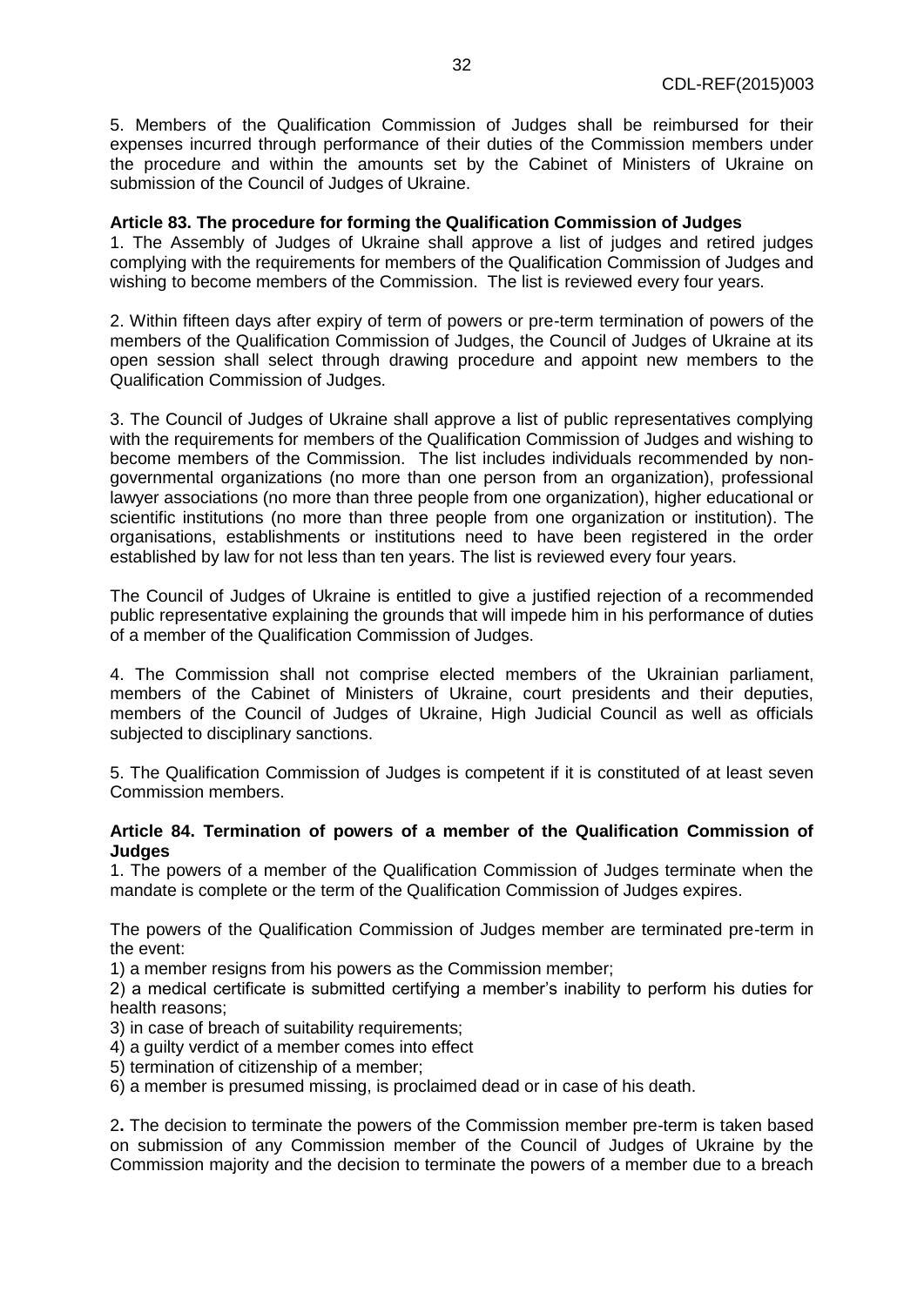5. Members of the Qualification Commission of Judges shall be reimbursed for their expenses incurred through performance of their duties of the Commission members under the procedure and within the amounts set by the Cabinet of Ministers of Ukraine on submission of the Council of Judges of Ukraine.

**Article 83. The procedure for forming the Qualification Commission of Judges**

1. The Assembly of Judges of Ukraine shall approve a list of judges and retired judges complying with the requirements for members of the Qualification Commission of Judges and wishing to become members of the Commission. The list is reviewed every four years.

2. Within fifteen days after expiry of term of powers or pre-term termination of powers of the members of the Qualification Commission of Judges, the Council of Judges of Ukraine at its open session shall select through drawing procedure and appoint new members to the Qualification Commission of Judges.

3. The Council of Judges of Ukraine shall approve a list of public representatives complying with the requirements for members of the Qualification Commission of Judges and wishing to become members of the Commission. The list includes individuals recommended by non-governmental organizations (no more than one person from an organization), professional lawyer associations (no more than three people from one organization), higher educational or scientific institutions (no more than three people from one organization or institution). The organisations, establishments or institutions need to have been registered in the order established by law for not less than ten years. The list is reviewed every four years.

The Council of Judges of Ukraine is entitled to give a justified rejection of a recommended public representative explaining the grounds that will impede him in his performance of duties of a member of the Qualification Commission of Judges.

4. The Commission shall not comprise elected members of the Ukrainian parliament, members of the Cabinet of Ministers of Ukraine, court presidents and their deputies, members of the Council of Judges of Ukraine, High Judicial Council as well as officials subjected to disciplinary sanctions.

5. The Qualification Commission of Judges is competent if it is constituted of at least seven Commission members.

**Article 84. Termination of powers of a member of the Qualification Commission of Judges**

1. The powers of a member of the Qualification Commission of Judges terminate when the mandate is complete or the term of the Qualification Commission of Judges expires.

The powers of the Qualification Commission of Judges member are terminated pre-term in the event:

1) a member resigns from his powers as the Commission member;
2) a medical certificate is submitted certifying a member's inability to perform his duties for health reasons;
3) in case of breach of suitability requirements;
4) a guilty verdict of a member comes into effect
5) termination of citizenship of a member;
6) a member is presumed missing, is proclaimed dead or in case of his death.

2**.** The decision to terminate the powers of the Commission member pre-term is taken based on submission of any Commission member of the Council of Judges of Ukraine by the Commission majority and the decision to terminate the powers of a member due to a breach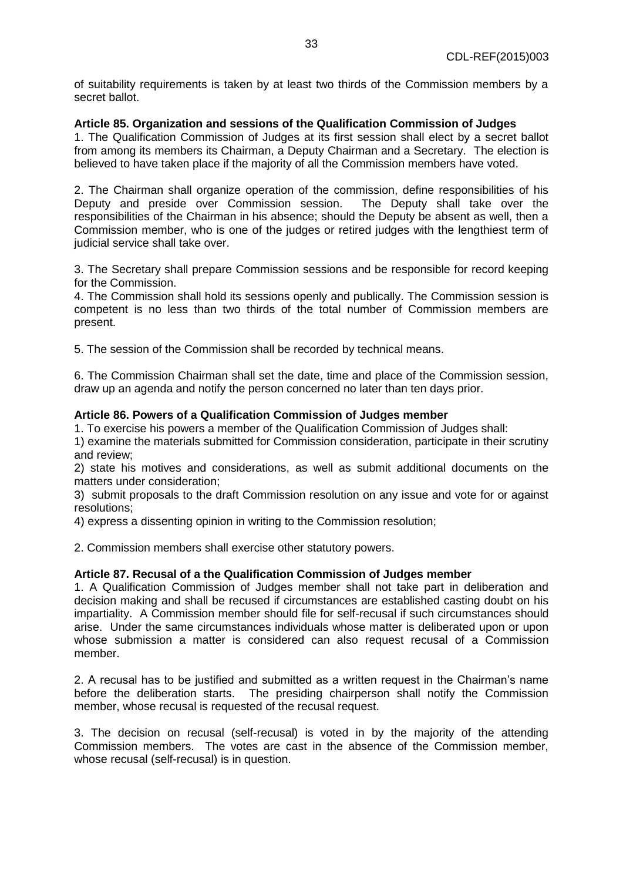of suitability requirements is taken by at least two thirds of the Commission members by a secret ballot.

**Article 85. Organization and sessions of the Qualification Commission of Judges**

1. The Qualification Commission of Judges at its first session shall elect by a secret ballot from among its members its Chairman, a Deputy Chairman and a Secretary. The election is believed to have taken place if the majority of all the Commission members have voted.

2. The Chairman shall organize operation of the commission, define responsibilities of his Deputy and preside over Commission session. The Deputy shall take over the responsibilities of the Chairman in his absence; should the Deputy be absent as well, then a Commission member, who is one of the judges or retired judges with the lengthiest term of judicial service shall take over.

3. The Secretary shall prepare Commission sessions and be responsible for record keeping for the Commission.

4. The Commission shall hold its sessions openly and publically. The Commission session is competent is no less than two thirds of the total number of Commission members are present.

5. The session of the Commission shall be recorded by technical means.

6. The Commission Chairman shall set the date, time and place of the Commission session, draw up an agenda and notify the person concerned no later than ten days prior.

**Article 86. Powers of a Qualification Commission of Judges member**

1. To exercise his powers a member of the Qualification Commission of Judges shall:

1) examine the materials submitted for Commission consideration, participate in their scrutiny and review;

2) state his motives and considerations, as well as submit additional documents on the matters under consideration;

3) submit proposals to the draft Commission resolution on any issue and vote for or against resolutions;

4) express a dissenting opinion in writing to the Commission resolution;

2. Commission members shall exercise other statutory powers.

**Article 87. Recusal of a the Qualification Commission of Judges member**

1. A Qualification Commission of Judges member shall not take part in deliberation and decision making and shall be recused if circumstances are established casting doubt on his impartiality. A Commission member should file for self-recusal if such circumstances should arise. Under the same circumstances individuals whose matter is deliberated upon or upon whose submission a matter is considered can also request recusal of a Commission member.

2. A recusal has to be justified and submitted as a written request in the Chairman's name before the deliberation starts. The presiding chairperson shall notify the Commission member, whose recusal is requested of the recusal request.

3. The decision on recusal (self-recusal) is voted in by the majority of the attending Commission members. The votes are cast in the absence of the Commission member, whose recusal (self-recusal) is in question.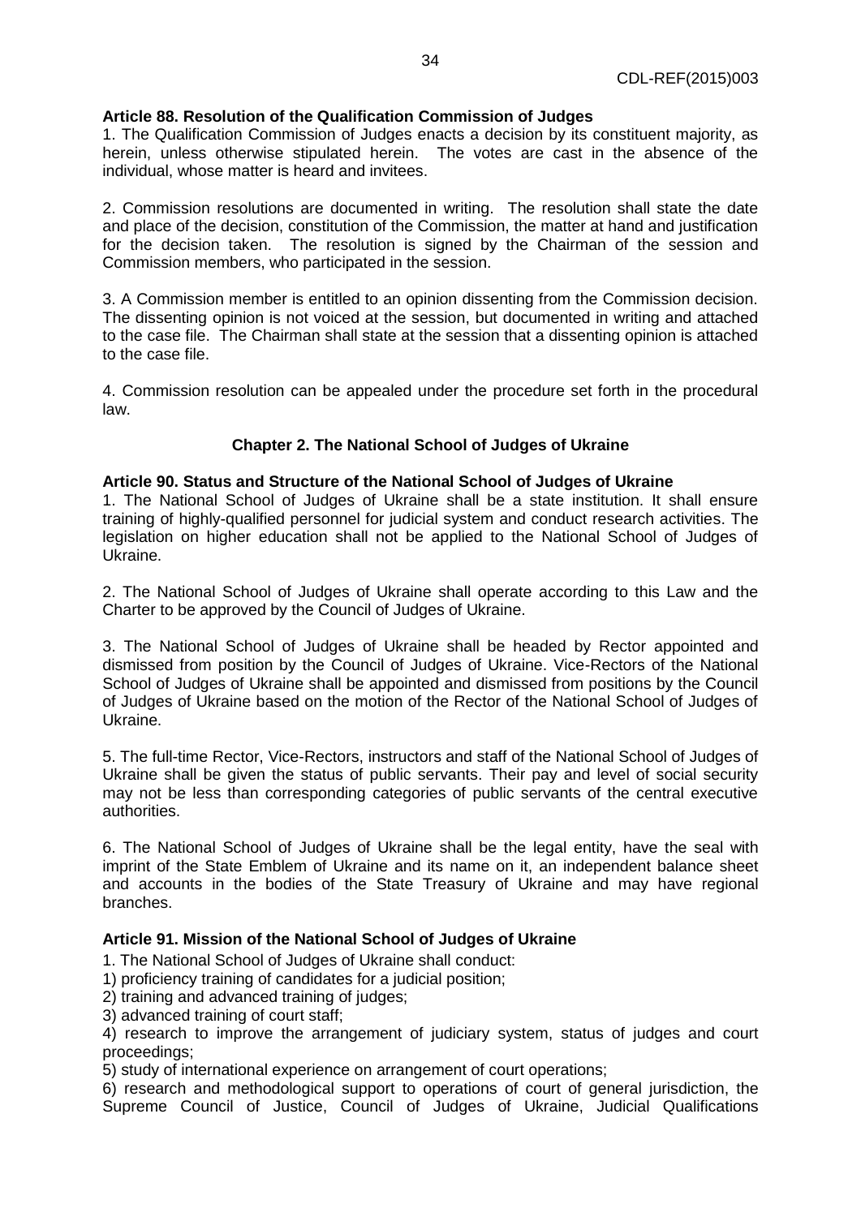**Article 88. Resolution of the Qualification Commission of Judges**

1. The Qualification Commission of Judges enacts a decision by its constituent majority, as herein, unless otherwise stipulated herein. The votes are cast in the absence of the individual, whose matter is heard and invitees.

2. Commission resolutions are documented in writing. The resolution shall state the date and place of the decision, constitution of the Commission, the matter at hand and justification for the decision taken. The resolution is signed by the Chairman of the session and Commission members, who participated in the session.

3. A Commission member is entitled to an opinion dissenting from the Commission decision. The dissenting opinion is not voiced at the session, but documented in writing and attached to the case file. The Chairman shall state at the session that a dissenting opinion is attached to the case file.

4. Commission resolution can be appealed under the procedure set forth in the procedural law.

## Chapter 2. The National School of Judges of Ukraine

**Article 90. Status and Structure of the National School of Judges of Ukraine**

1. The National School of Judges of Ukraine shall be a state institution. It shall ensure training of highly-qualified personnel for judicial system and conduct research activities. The legislation on higher education shall not be applied to the National School of Judges of Ukraine.

2. The National School of Judges of Ukraine shall operate according to this Law and the Charter to be approved by the Council of Judges of Ukraine.

3. The National School of Judges of Ukraine shall be headed by Rector appointed and dismissed from position by the Council of Judges of Ukraine. Vice-Rectors of the National School of Judges of Ukraine shall be appointed and dismissed from positions by the Council of Judges of Ukraine based on the motion of the Rector of the National School of Judges of Ukraine.

5. The full-time Rector, Vice-Rectors, instructors and staff of the National School of Judges of Ukraine shall be given the status of public servants. Their pay and level of social security may not be less than corresponding categories of public servants of the central executive authorities.

6. The National School of Judges of Ukraine shall be the legal entity, have the seal with imprint of the State Emblem of Ukraine and its name on it, an independent balance sheet and accounts in the bodies of the State Treasury of Ukraine and may have regional branches.

**Article 91. Mission of the National School of Judges of Ukraine**

1. The National School of Judges of Ukraine shall conduct:
1) proficiency training of candidates for a judicial position;
2) training and advanced training of judges;
3) advanced training of court staff;
4) research to improve the arrangement of judiciary system, status of judges and court proceedings;
5) study of international experience on arrangement of court operations;
6) research and methodological support to operations of court of general jurisdiction, the Supreme Council of Justice, Council of Judges of Ukraine, Judicial Qualifications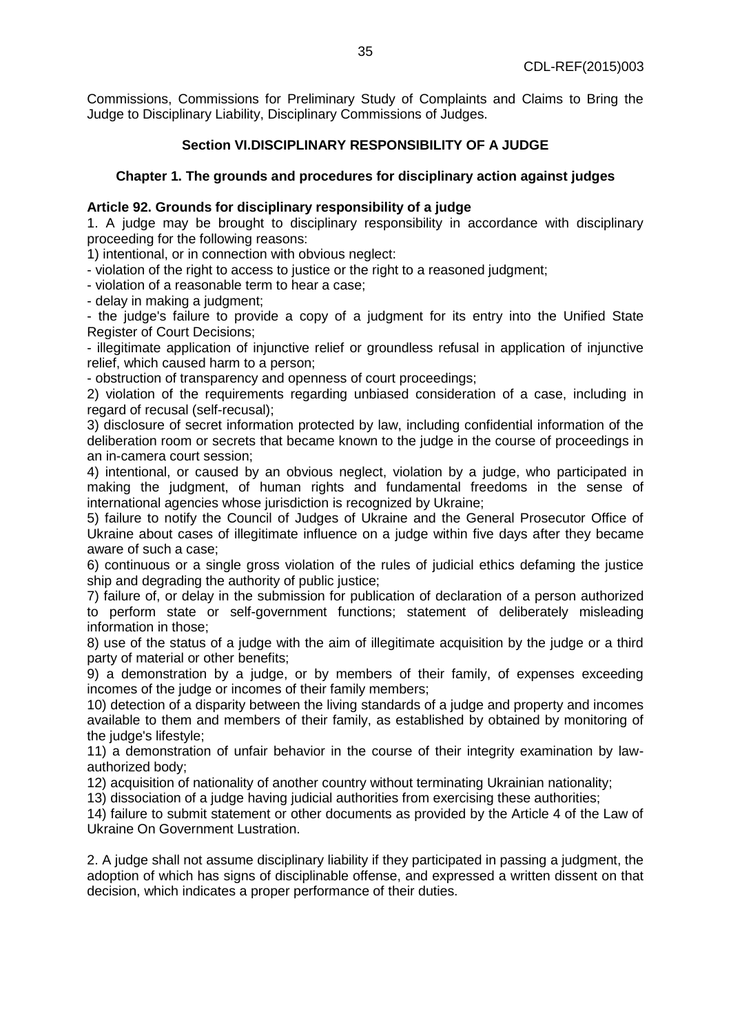Commissions, Commissions for Preliminary Study of Complaints and Claims to Bring the Judge to Disciplinary Liability, Disciplinary Commissions of Judges.

## Section VI.DISCIPLINARY RESPONSIBILITY OF A JUDGE

### Chapter 1. The grounds and procedures for disciplinary action against judges

**Article 92. Grounds for disciplinary responsibility of a judge**

1. A judge may be brought to disciplinary responsibility in accordance with disciplinary proceeding for the following reasons:

1) intentional, or in connection with obvious neglect:

- violation of the right to access to justice or the right to a reasoned judgment;
- violation of a reasonable term to hear a case;
- delay in making a judgment;
- the judge's failure to provide a copy of a judgment for its entry into the Unified State Register of Court Decisions;
- illegitimate application of injunctive relief or groundless refusal in application of injunctive relief, which caused harm to a person;
- obstruction of transparency and openness of court proceedings;

2) violation of the requirements regarding unbiased consideration of a case, including in regard of recusal (self-recusal);

3) disclosure of secret information protected by law, including confidential information of the deliberation room or secrets that became known to the judge in the course of proceedings in an in-camera court session;

4) intentional, or caused by an obvious neglect, violation by a judge, who participated in making the judgment, of human rights and fundamental freedoms in the sense of international agencies whose jurisdiction is recognized by Ukraine;

5) failure to notify the Council of Judges of Ukraine and the General Prosecutor Office of Ukraine about cases of illegitimate influence on a judge within five days after they became aware of such a case;

6) continuous or a single gross violation of the rules of judicial ethics defaming the justice ship and degrading the authority of public justice;

7) failure of, or delay in the submission for publication of declaration of a person authorized to perform state or self-government functions; statement of deliberately misleading information in those;

8) use of the status of a judge with the aim of illegitimate acquisition by the judge or a third party of material or other benefits;

9) a demonstration by a judge, or by members of their family, of expenses exceeding incomes of the judge or incomes of their family members;

10) detection of a disparity between the living standards of a judge and property and incomes available to them and members of their family, as established by obtained by monitoring of the judge's lifestyle;

11) a demonstration of unfair behavior in the course of their integrity examination by law-authorized body;

12) acquisition of nationality of another country without terminating Ukrainian nationality;

13) dissociation of a judge having judicial authorities from exercising these authorities;

14) failure to submit statement or other documents as provided by the Article 4 of the Law of Ukraine On Government Lustration.

2. A judge shall not assume disciplinary liability if they participated in passing a judgment, the adoption of which has signs of disciplinable offense, and expressed a written dissent on that decision, which indicates a proper performance of their duties.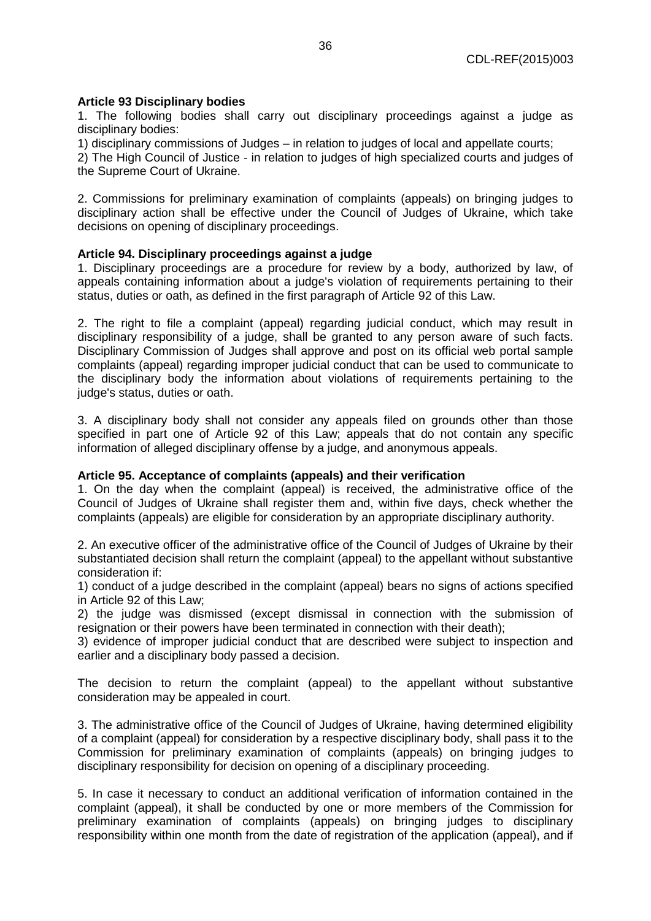**Article 93 Disciplinary bodies**

1. The following bodies shall carry out disciplinary proceedings against a judge as disciplinary bodies:

1) disciplinary commissions of Judges – in relation to judges of local and appellate courts;

2) The High Council of Justice - in relation to judges of high specialized courts and judges of the Supreme Court of Ukraine.

2. Commissions for preliminary examination of complaints (appeals) on bringing judges to disciplinary action shall be effective under the Council of Judges of Ukraine, which take decisions on opening of disciplinary proceedings.

**Article 94. Disciplinary proceedings against a judge**

1. Disciplinary proceedings are a procedure for review by a body, authorized by law, of appeals containing information about a judge's violation of requirements pertaining to their status, duties or oath, as defined in the first paragraph of Article 92 of this Law.

2. The right to file a complaint (appeal) regarding judicial conduct, which may result in disciplinary responsibility of a judge, shall be granted to any person aware of such facts. Disciplinary Commission of Judges shall approve and post on its official web portal sample complaints (appeal) regarding improper judicial conduct that can be used to communicate to the disciplinary body the information about violations of requirements pertaining to the judge's status, duties or oath.

3. A disciplinary body shall not consider any appeals filed on grounds other than those specified in part one of Article 92 of this Law; appeals that do not contain any specific information of alleged disciplinary offense by a judge, and anonymous appeals.

**Article 95. Acceptance of complaints (appeals) and their verification**

1. On the day when the complaint (appeal) is received, the administrative office of the Council of Judges of Ukraine shall register them and, within five days, check whether the complaints (appeals) are eligible for consideration by an appropriate disciplinary authority.

2. An executive officer of the administrative office of the Council of Judges of Ukraine by their substantiated decision shall return the complaint (appeal) to the appellant without substantive consideration if:

1) conduct of a judge described in the complaint (appeal) bears no signs of actions specified in Article 92 of this Law;

2) the judge was dismissed (except dismissal in connection with the submission of resignation or their powers have been terminated in connection with their death);

3) evidence of improper judicial conduct that are described were subject to inspection and earlier and a disciplinary body passed a decision.

The decision to return the complaint (appeal) to the appellant without substantive consideration may be appealed in court.

3. The administrative office of the Council of Judges of Ukraine, having determined eligibility of a complaint (appeal) for consideration by a respective disciplinary body, shall pass it to the Commission for preliminary examination of complaints (appeals) on bringing judges to disciplinary responsibility for decision on opening of a disciplinary proceeding.

5. In case it necessary to conduct an additional verification of information contained in the complaint (appeal), it shall be conducted by one or more members of the Commission for preliminary examination of complaints (appeals) on bringing judges to disciplinary responsibility within one month from the date of registration of the application (appeal), and if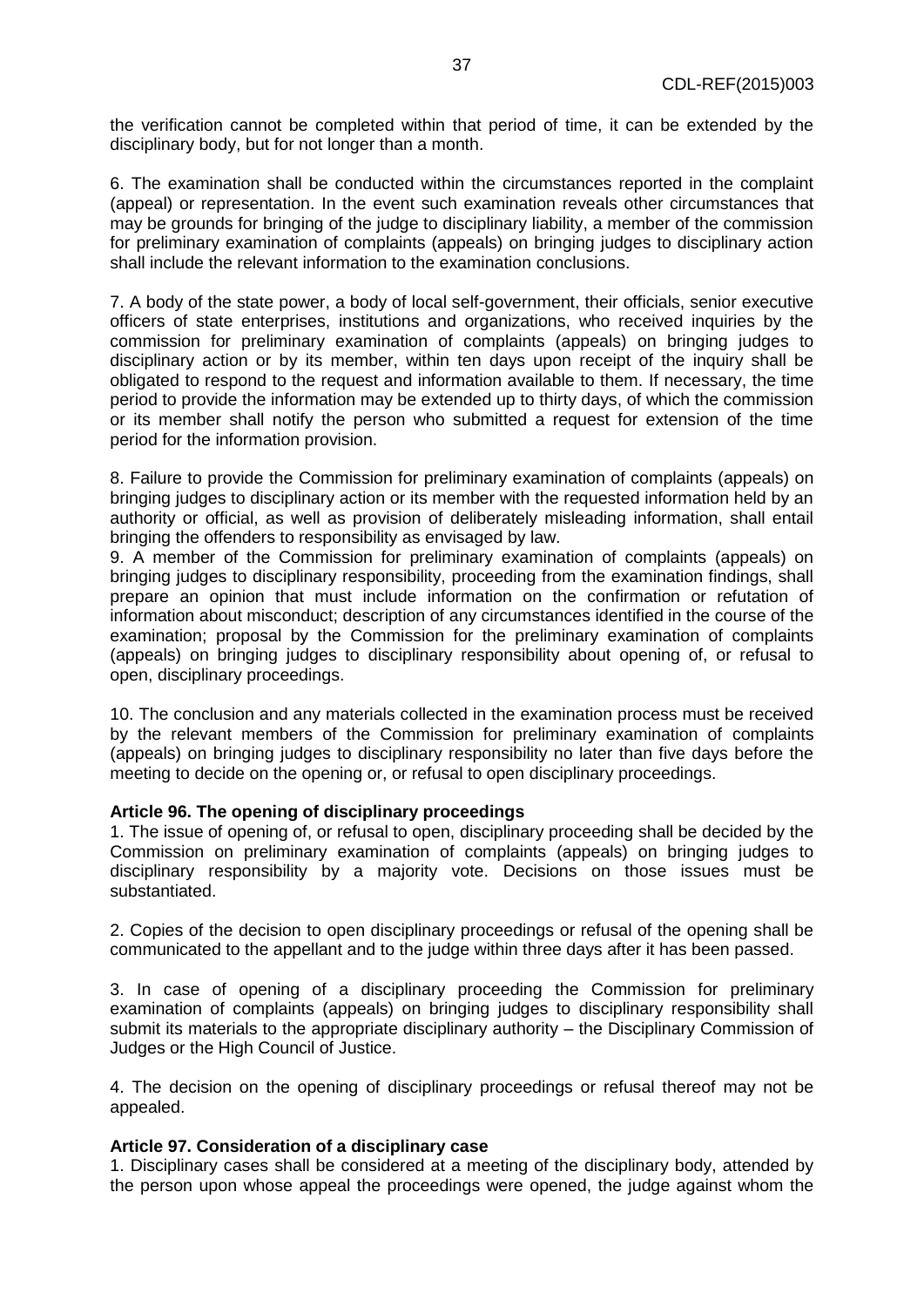the verification cannot be completed within that period of time, it can be extended by the disciplinary body, but for not longer than a month.

6. The examination shall be conducted within the circumstances reported in the complaint (appeal) or representation. In the event such examination reveals other circumstances that may be grounds for bringing of the judge to disciplinary liability, a member of the commission for preliminary examination of complaints (appeals) on bringing judges to disciplinary action shall include the relevant information to the examination conclusions.

7. A body of the state power, a body of local self-government, their officials, senior executive officers of state enterprises, institutions and organizations, who received inquiries by the commission for preliminary examination of complaints (appeals) on bringing judges to disciplinary action or by its member, within ten days upon receipt of the inquiry shall be obligated to respond to the request and information available to them. If necessary, the time period to provide the information may be extended up to thirty days, of which the commission or its member shall notify the person who submitted a request for extension of the time period for the information provision.

8. Failure to provide the Commission for preliminary examination of complaints (appeals) on bringing judges to disciplinary action or its member with the requested information held by an authority or official, as well as provision of deliberately misleading information, shall entail bringing the offenders to responsibility as envisaged by law.

9. A member of the Commission for preliminary examination of complaints (appeals) on bringing judges to disciplinary responsibility, proceeding from the examination findings, shall prepare an opinion that must include information on the confirmation or refutation of information about misconduct; description of any circumstances identified in the course of the examination; proposal by the Commission for the preliminary examination of complaints (appeals) on bringing judges to disciplinary responsibility about opening of, or refusal to open, disciplinary proceedings.

10. The conclusion and any materials collected in the examination process must be received by the relevant members of the Commission for preliminary examination of complaints (appeals) on bringing judges to disciplinary responsibility no later than five days before the meeting to decide on the opening or, or refusal to open disciplinary proceedings.

**Article 96. The opening of disciplinary proceedings**

1. The issue of opening of, or refusal to open, disciplinary proceeding shall be decided by the Commission on preliminary examination of complaints (appeals) on bringing judges to disciplinary responsibility by a majority vote. Decisions on those issues must be substantiated.

2. Copies of the decision to open disciplinary proceedings or refusal of the opening shall be communicated to the appellant and to the judge within three days after it has been passed.

3. In case of opening of a disciplinary proceeding the Commission for preliminary examination of complaints (appeals) on bringing judges to disciplinary responsibility shall submit its materials to the appropriate disciplinary authority – the Disciplinary Commission of Judges or the High Council of Justice.

4. The decision on the opening of disciplinary proceedings or refusal thereof may not be appealed.

**Article 97. Consideration of a disciplinary case**

1. Disciplinary cases shall be considered at a meeting of the disciplinary body, attended by the person upon whose appeal the proceedings were opened, the judge against whom the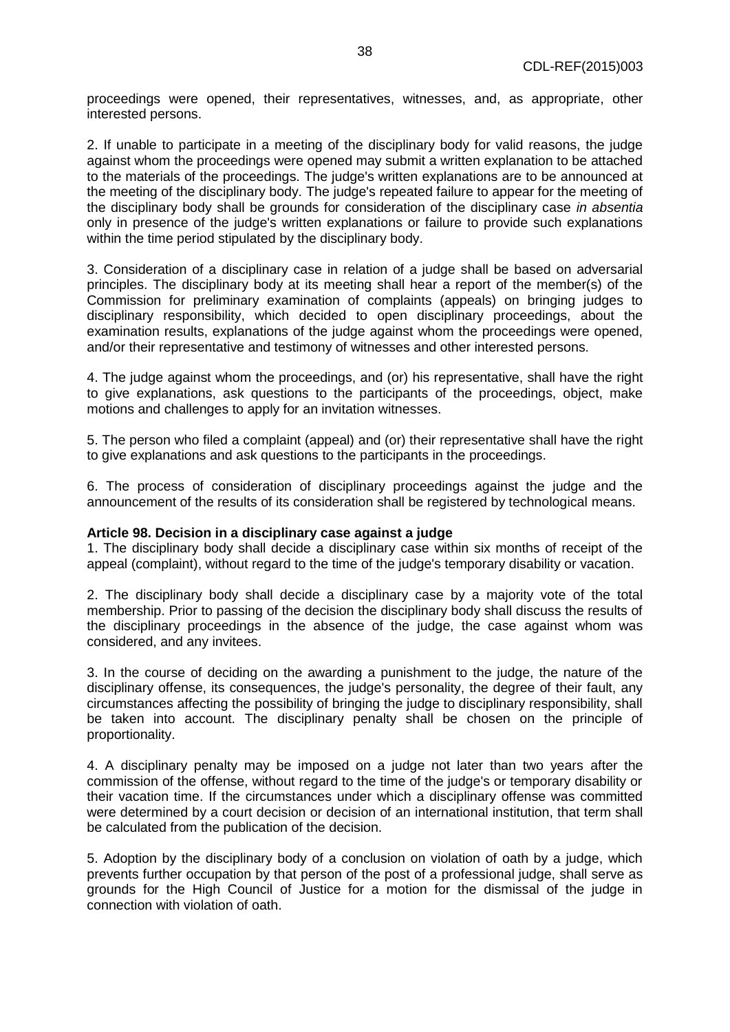proceedings were opened, their representatives, witnesses, and, as appropriate, other interested persons.

2. If unable to participate in a meeting of the disciplinary body for valid reasons, the judge against whom the proceedings were opened may submit a written explanation to be attached to the materials of the proceedings. The judge's written explanations are to be announced at the meeting of the disciplinary body. The judge's repeated failure to appear for the meeting of the disciplinary body shall be grounds for consideration of the disciplinary case *in absentia* only in presence of the judge's written explanations or failure to provide such explanations within the time period stipulated by the disciplinary body.

3. Consideration of a disciplinary case in relation of a judge shall be based on adversarial principles. The disciplinary body at its meeting shall hear a report of the member(s) of the Commission for preliminary examination of complaints (appeals) on bringing judges to disciplinary responsibility, which decided to open disciplinary proceedings, about the examination results, explanations of the judge against whom the proceedings were opened, and/or their representative and testimony of witnesses and other interested persons.

4. The judge against whom the proceedings, and (or) his representative, shall have the right to give explanations, ask questions to the participants of the proceedings, object, make motions and challenges to apply for an invitation witnesses.

5. The person who filed a complaint (appeal) and (or) their representative shall have the right to give explanations and ask questions to the participants in the proceedings.

6. The process of consideration of disciplinary proceedings against the judge and the announcement of the results of its consideration shall be registered by technological means.

**Article 98. Decision in a disciplinary case against a judge**

1. The disciplinary body shall decide a disciplinary case within six months of receipt of the appeal (complaint), without regard to the time of the judge's temporary disability or vacation.

2. The disciplinary body shall decide a disciplinary case by a majority vote of the total membership. Prior to passing of the decision the disciplinary body shall discuss the results of the disciplinary proceedings in the absence of the judge, the case against whom was considered, and any invitees.

3. In the course of deciding on the awarding a punishment to the judge, the nature of the disciplinary offense, its consequences, the judge's personality, the degree of their fault, any circumstances affecting the possibility of bringing the judge to disciplinary responsibility, shall be taken into account. The disciplinary penalty shall be chosen on the principle of proportionality.

4. A disciplinary penalty may be imposed on a judge not later than two years after the commission of the offense, without regard to the time of the judge's or temporary disability or their vacation time. If the circumstances under which a disciplinary offense was committed were determined by a court decision or decision of an international institution, that term shall be calculated from the publication of the decision.

5. Adoption by the disciplinary body of a conclusion on violation of oath by a judge, which prevents further occupation by that person of the post of a professional judge, shall serve as grounds for the High Council of Justice for a motion for the dismissal of the judge in connection with violation of oath.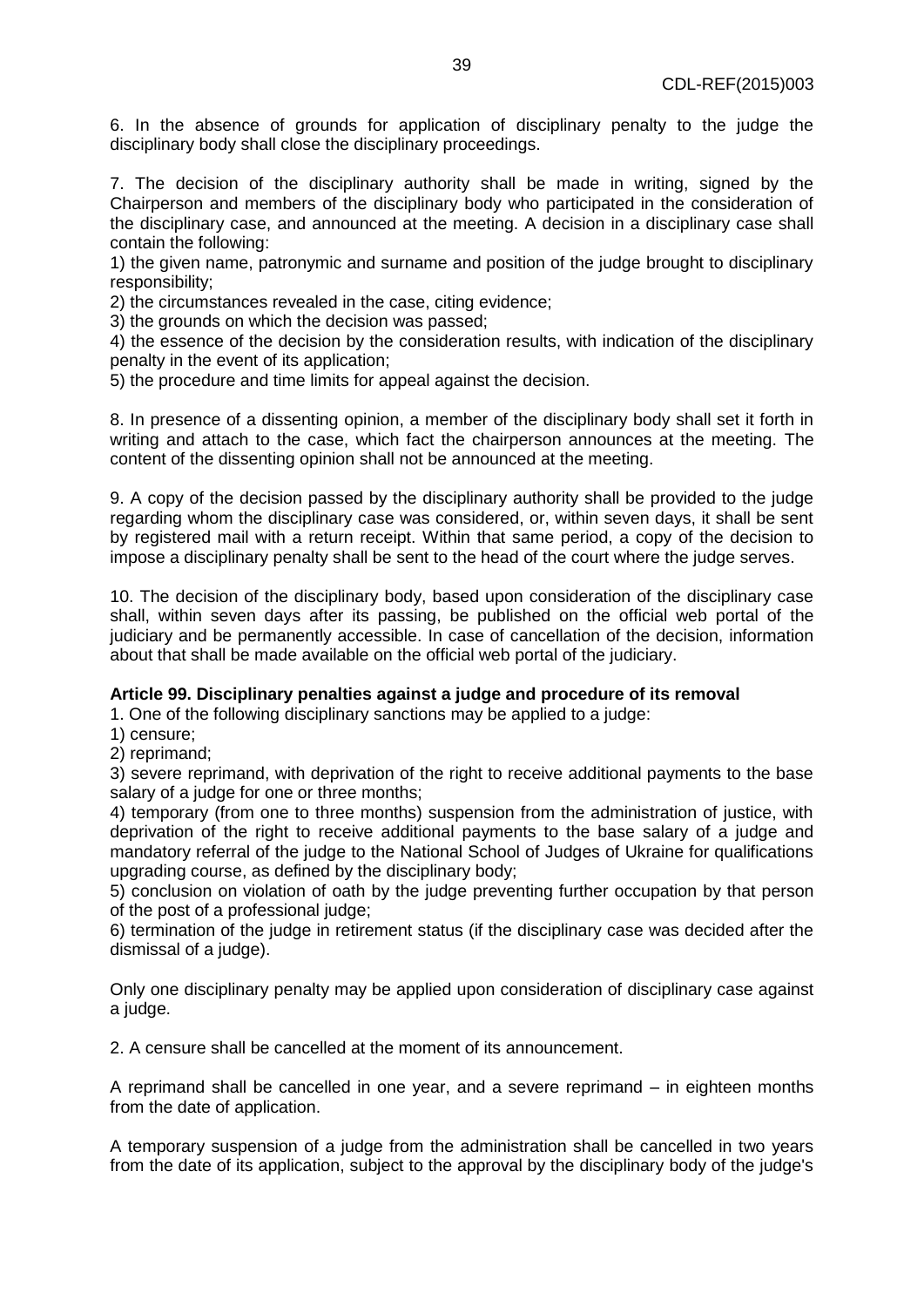6. In the absence of grounds for application of disciplinary penalty to the judge the disciplinary body shall close the disciplinary proceedings.

7. The decision of the disciplinary authority shall be made in writing, signed by the Chairperson and members of the disciplinary body who participated in the consideration of the disciplinary case, and announced at the meeting. A decision in a disciplinary case shall contain the following:

1) the given name, patronymic and surname and position of the judge brought to disciplinary responsibility;

2) the circumstances revealed in the case, citing evidence;

3) the grounds on which the decision was passed;

4) the essence of the decision by the consideration results, with indication of the disciplinary penalty in the event of its application;

5) the procedure and time limits for appeal against the decision.

8. In presence of a dissenting opinion, a member of the disciplinary body shall set it forth in writing and attach to the case, which fact the chairperson announces at the meeting. The content of the dissenting opinion shall not be announced at the meeting.

9. A copy of the decision passed by the disciplinary authority shall be provided to the judge regarding whom the disciplinary case was considered, or, within seven days, it shall be sent by registered mail with a return receipt. Within that same period, a copy of the decision to impose a disciplinary penalty shall be sent to the head of the court where the judge serves.

10. The decision of the disciplinary body, based upon consideration of the disciplinary case shall, within seven days after its passing, be published on the official web portal of the judiciary and be permanently accessible. In case of cancellation of the decision, information about that shall be made available on the official web portal of the judiciary.

**Article 99. Disciplinary penalties against a judge and procedure of its removal**

1. One of the following disciplinary sanctions may be applied to a judge:

1) censure;

2) reprimand;

3) severe reprimand, with deprivation of the right to receive additional payments to the base salary of a judge for one or three months;

4) temporary (from one to three months) suspension from the administration of justice, with deprivation of the right to receive additional payments to the base salary of a judge and mandatory referral of the judge to the National School of Judges of Ukraine for qualifications upgrading course, as defined by the disciplinary body;

5) conclusion on violation of oath by the judge preventing further occupation by that person of the post of a professional judge;

6) termination of the judge in retirement status (if the disciplinary case was decided after the dismissal of a judge).

Only one disciplinary penalty may be applied upon consideration of disciplinary case against a judge.

2. A censure shall be cancelled at the moment of its announcement.

A reprimand shall be cancelled in one year, and a severe reprimand – in eighteen months from the date of application.

A temporary suspension of a judge from the administration shall be cancelled in two years from the date of its application, subject to the approval by the disciplinary body of the judge's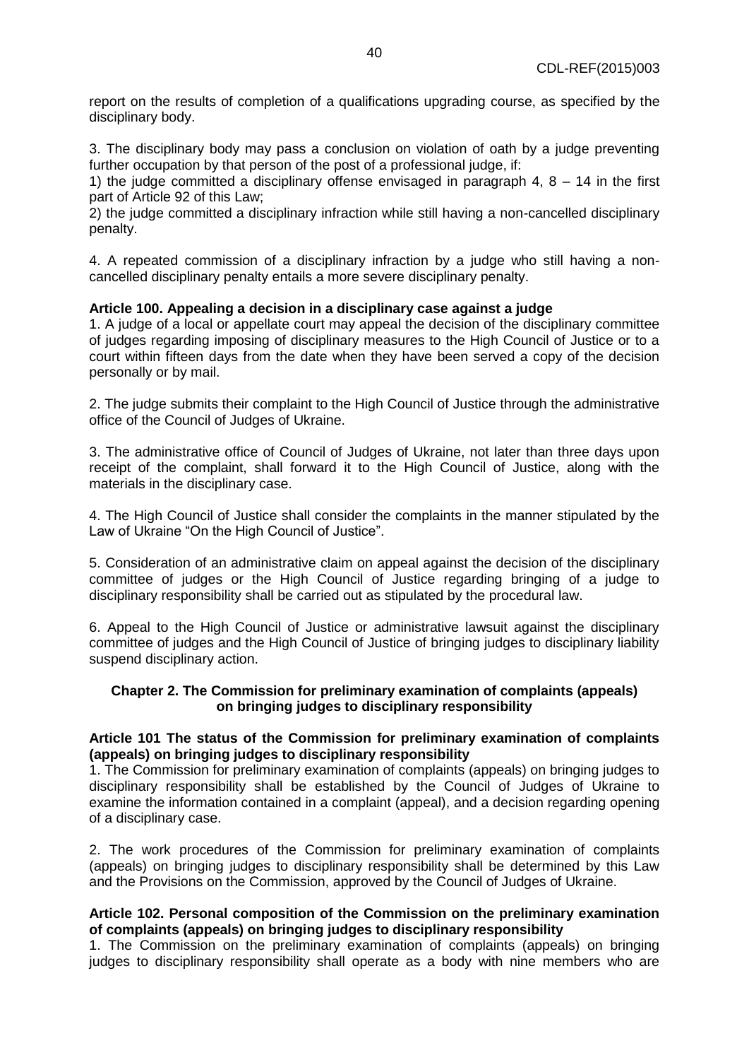report on the results of completion of a qualifications upgrading course, as specified by the disciplinary body.

3. The disciplinary body may pass a conclusion on violation of oath by a judge preventing further occupation by that person of the post of a professional judge, if:

1) the judge committed a disciplinary offense envisaged in paragraph 4, 8 – 14 in the first part of Article 92 of this Law;

2) the judge committed a disciplinary infraction while still having a non-cancelled disciplinary penalty.

4. A repeated commission of a disciplinary infraction by a judge who still having a non-cancelled disciplinary penalty entails a more severe disciplinary penalty.

**Article 100. Appealing a decision in a disciplinary case against a judge**

1. A judge of a local or appellate court may appeal the decision of the disciplinary committee of judges regarding imposing of disciplinary measures to the High Council of Justice or to a court within fifteen days from the date when they have been served a copy of the decision personally or by mail.

2. The judge submits their complaint to the High Council of Justice through the administrative office of the Council of Judges of Ukraine.

3. The administrative office of Council of Judges of Ukraine, not later than three days upon receipt of the complaint, shall forward it to the High Council of Justice, along with the materials in the disciplinary case.

4. The High Council of Justice shall consider the complaints in the manner stipulated by the Law of Ukraine "On the High Council of Justice".

5. Consideration of an administrative claim on appeal against the decision of the disciplinary committee of judges or the High Council of Justice regarding bringing of a judge to disciplinary responsibility shall be carried out as stipulated by the procedural law.

6. Appeal to the High Council of Justice or administrative lawsuit against the disciplinary committee of judges and the High Council of Justice of bringing judges to disciplinary liability suspend disciplinary action.

## Chapter 2. The Commission for preliminary examination of complaints (appeals) on bringing judges to disciplinary responsibility

**Article 101 The status of the Commission for preliminary examination of complaints (appeals) on bringing judges to disciplinary responsibility**

1. The Commission for preliminary examination of complaints (appeals) on bringing judges to disciplinary responsibility shall be established by the Council of Judges of Ukraine to examine the information contained in a complaint (appeal), and a decision regarding opening of a disciplinary case.

2. The work procedures of the Commission for preliminary examination of complaints (appeals) on bringing judges to disciplinary responsibility shall be determined by this Law and the Provisions on the Commission, approved by the Council of Judges of Ukraine.

**Article 102. Personal composition of the Commission on the preliminary examination of complaints (appeals) on bringing judges to disciplinary responsibility**

1. The Commission on the preliminary examination of complaints (appeals) on bringing judges to disciplinary responsibility shall operate as a body with nine members who are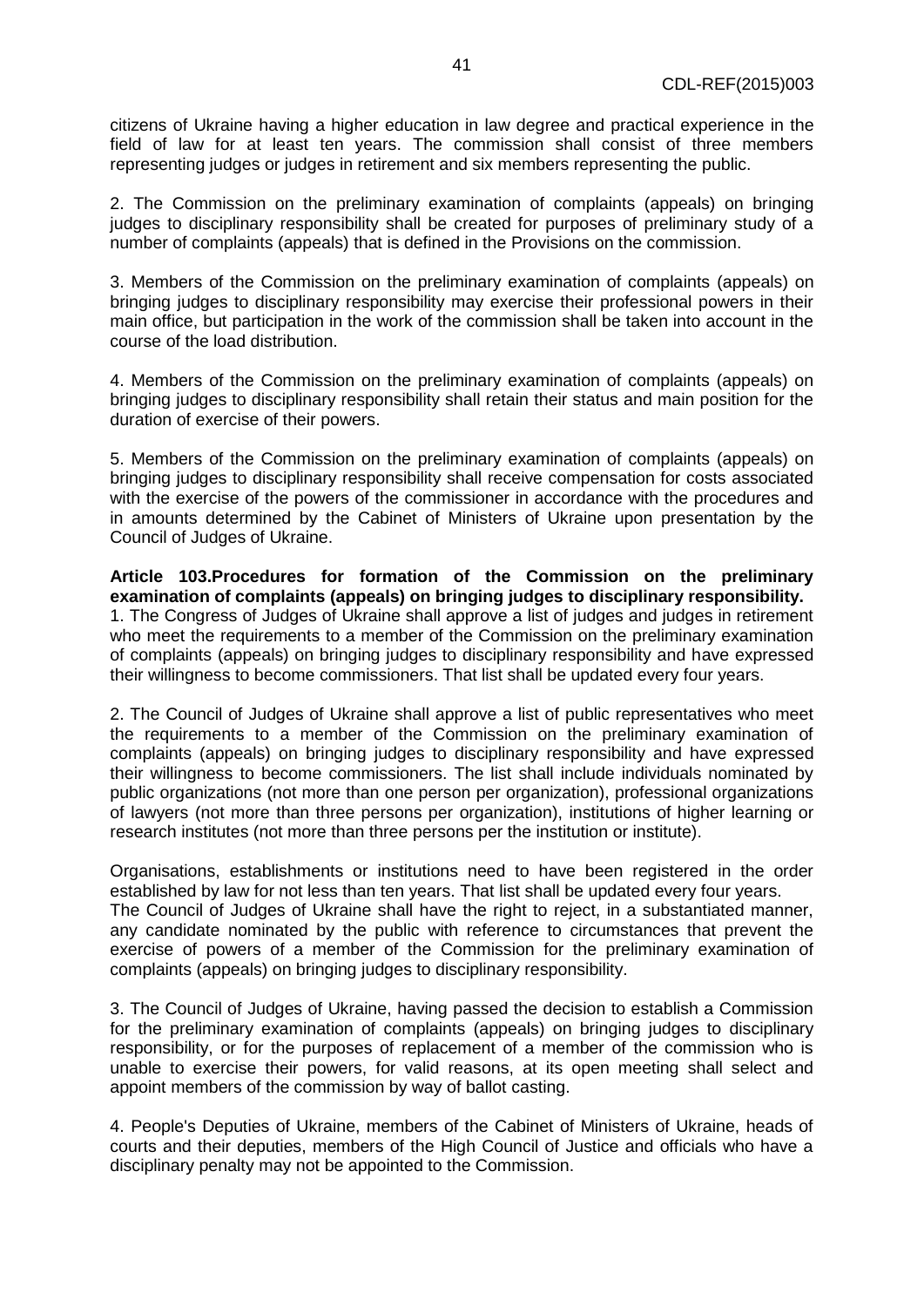citizens of Ukraine having a higher education in law degree and practical experience in the field of law for at least ten years. The commission shall consist of three members representing judges or judges in retirement and six members representing the public.

2. The Commission on the preliminary examination of complaints (appeals) on bringing judges to disciplinary responsibility shall be created for purposes of preliminary study of a number of complaints (appeals) that is defined in the Provisions on the commission.

3. Members of the Commission on the preliminary examination of complaints (appeals) on bringing judges to disciplinary responsibility may exercise their professional powers in their main office, but participation in the work of the commission shall be taken into account in the course of the load distribution.

4. Members of the Commission on the preliminary examination of complaints (appeals) on bringing judges to disciplinary responsibility shall retain their status and main position for the duration of exercise of their powers.

5. Members of the Commission on the preliminary examination of complaints (appeals) on bringing judges to disciplinary responsibility shall receive compensation for costs associated with the exercise of the powers of the commissioner in accordance with the procedures and in amounts determined by the Cabinet of Ministers of Ukraine upon presentation by the Council of Judges of Ukraine.

**Article 103.Procedures for formation of the Commission on the preliminary examination of complaints (appeals) on bringing judges to disciplinary responsibility.**

1. The Congress of Judges of Ukraine shall approve a list of judges and judges in retirement who meet the requirements to a member of the Commission on the preliminary examination of complaints (appeals) on bringing judges to disciplinary responsibility and have expressed their willingness to become commissioners. That list shall be updated every four years.

2. The Council of Judges of Ukraine shall approve a list of public representatives who meet the requirements to a member of the Commission on the preliminary examination of complaints (appeals) on bringing judges to disciplinary responsibility and have expressed their willingness to become commissioners. The list shall include individuals nominated by public organizations (not more than one person per organization), professional organizations of lawyers (not more than three persons per organization), institutions of higher learning or research institutes (not more than three persons per the institution or institute).

Organisations, establishments or institutions need to have been registered in the order established by law for not less than ten years. That list shall be updated every four years.
The Council of Judges of Ukraine shall have the right to reject, in a substantiated manner, any candidate nominated by the public with reference to circumstances that prevent the exercise of powers of a member of the Commission for the preliminary examination of complaints (appeals) on bringing judges to disciplinary responsibility.

3. The Council of Judges of Ukraine, having passed the decision to establish a Commission for the preliminary examination of complaints (appeals) on bringing judges to disciplinary responsibility, or for the purposes of replacement of a member of the commission who is unable to exercise their powers, for valid reasons, at its open meeting shall select and appoint members of the commission by way of ballot casting.

4. People's Deputies of Ukraine, members of the Cabinet of Ministers of Ukraine, heads of courts and their deputies, members of the High Council of Justice and officials who have a disciplinary penalty may not be appointed to the Commission.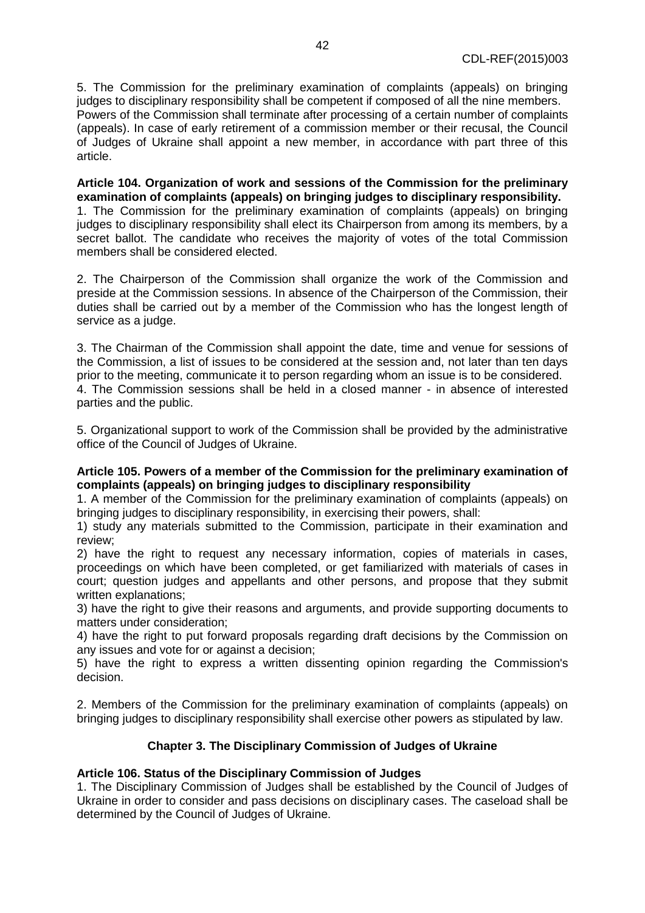5. The Commission for the preliminary examination of complaints (appeals) on bringing judges to disciplinary responsibility shall be competent if composed of all the nine members. Powers of the Commission shall terminate after processing of a certain number of complaints (appeals). In case of early retirement of a commission member or their recusal, the Council of Judges of Ukraine shall appoint a new member, in accordance with part three of this article.

**Article 104. Organization of work and sessions of the Commission for the preliminary examination of complaints (appeals) on bringing judges to disciplinary responsibility.**

1. The Commission for the preliminary examination of complaints (appeals) on bringing judges to disciplinary responsibility shall elect its Chairperson from among its members, by a secret ballot. The candidate who receives the majority of votes of the total Commission members shall be considered elected.

2. The Chairperson of the Commission shall organize the work of the Commission and preside at the Commission sessions. In absence of the Chairperson of the Commission, their duties shall be carried out by a member of the Commission who has the longest length of service as a judge.

3. The Chairman of the Commission shall appoint the date, time and venue for sessions of the Commission, a list of issues to be considered at the session and, not later than ten days prior to the meeting, communicate it to person regarding whom an issue is to be considered.

4. The Commission sessions shall be held in a closed manner - in absence of interested parties and the public.

5. Organizational support to work of the Commission shall be provided by the administrative office of the Council of Judges of Ukraine.

**Article 105. Powers of a member of the Commission for the preliminary examination of complaints (appeals) on bringing judges to disciplinary responsibility**

1. A member of the Commission for the preliminary examination of complaints (appeals) on bringing judges to disciplinary responsibility, in exercising their powers, shall:

1) study any materials submitted to the Commission, participate in their examination and review;

2) have the right to request any necessary information, copies of materials in cases, proceedings on which have been completed, or get familiarized with materials of cases in court; question judges and appellants and other persons, and propose that they submit written explanations;

3) have the right to give their reasons and arguments, and provide supporting documents to matters under consideration;

4) have the right to put forward proposals regarding draft decisions by the Commission on any issues and vote for or against a decision;

5) have the right to express a written dissenting opinion regarding the Commission's decision.

2. Members of the Commission for the preliminary examination of complaints (appeals) on bringing judges to disciplinary responsibility shall exercise other powers as stipulated by law.

## Chapter 3. The Disciplinary Commission of Judges of Ukraine

**Article 106. Status of the Disciplinary Commission of Judges**

1. The Disciplinary Commission of Judges shall be established by the Council of Judges of Ukraine in order to consider and pass decisions on disciplinary cases. The caseload shall be determined by the Council of Judges of Ukraine.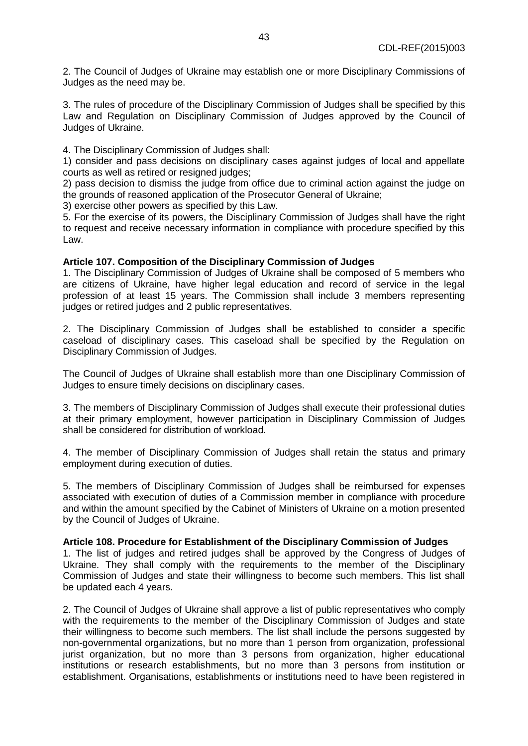2. The Council of Judges of Ukraine may establish one or more Disciplinary Commissions of Judges as the need may be.

3. The rules of procedure of the Disciplinary Commission of Judges shall be specified by this Law and Regulation on Disciplinary Commission of Judges approved by the Council of Judges of Ukraine.

4. The Disciplinary Commission of Judges shall:
1) consider and pass decisions on disciplinary cases against judges of local and appellate courts as well as retired or resigned judges;
2) pass decision to dismiss the judge from office due to criminal action against the judge on the grounds of reasoned application of the Prosecutor General of Ukraine;
3) exercise other powers as specified by this Law.
5. For the exercise of its powers, the Disciplinary Commission of Judges shall have the right to request and receive necessary information in compliance with procedure specified by this Law.

**Article 107. Composition of the Disciplinary Commission of Judges**
1. The Disciplinary Commission of Judges of Ukraine shall be composed of 5 members who are citizens of Ukraine, have higher legal education and record of service in the legal profession of at least 15 years. The Commission shall include 3 members representing judges or retired judges and 2 public representatives.

2. The Disciplinary Commission of Judges shall be established to consider a specific caseload of disciplinary cases. This caseload shall be specified by the Regulation on Disciplinary Commission of Judges.

The Council of Judges of Ukraine shall establish more than one Disciplinary Commission of Judges to ensure timely decisions on disciplinary cases.

3. The members of Disciplinary Commission of Judges shall execute their professional duties at their primary employment, however participation in Disciplinary Commission of Judges shall be considered for distribution of workload.

4. The member of Disciplinary Commission of Judges shall retain the status and primary employment during execution of duties.

5. The members of Disciplinary Commission of Judges shall be reimbursed for expenses associated with execution of duties of a Commission member in compliance with procedure and within the amount specified by the Cabinet of Ministers of Ukraine on a motion presented by the Council of Judges of Ukraine.

**Article 108. Procedure for Establishment of the Disciplinary Commission of Judges**
1. The list of judges and retired judges shall be approved by the Congress of Judges of Ukraine. They shall comply with the requirements to the member of the Disciplinary Commission of Judges and state their willingness to become such members. This list shall be updated each 4 years.

2. The Council of Judges of Ukraine shall approve a list of public representatives who comply with the requirements to the member of the Disciplinary Commission of Judges and state their willingness to become such members. The list shall include the persons suggested by non-governmental organizations, but no more than 1 person from organization, professional jurist organization, but no more than 3 persons from organization, higher educational institutions or research establishments, but no more than 3 persons from institution or establishment. Organisations, establishments or institutions need to have been registered in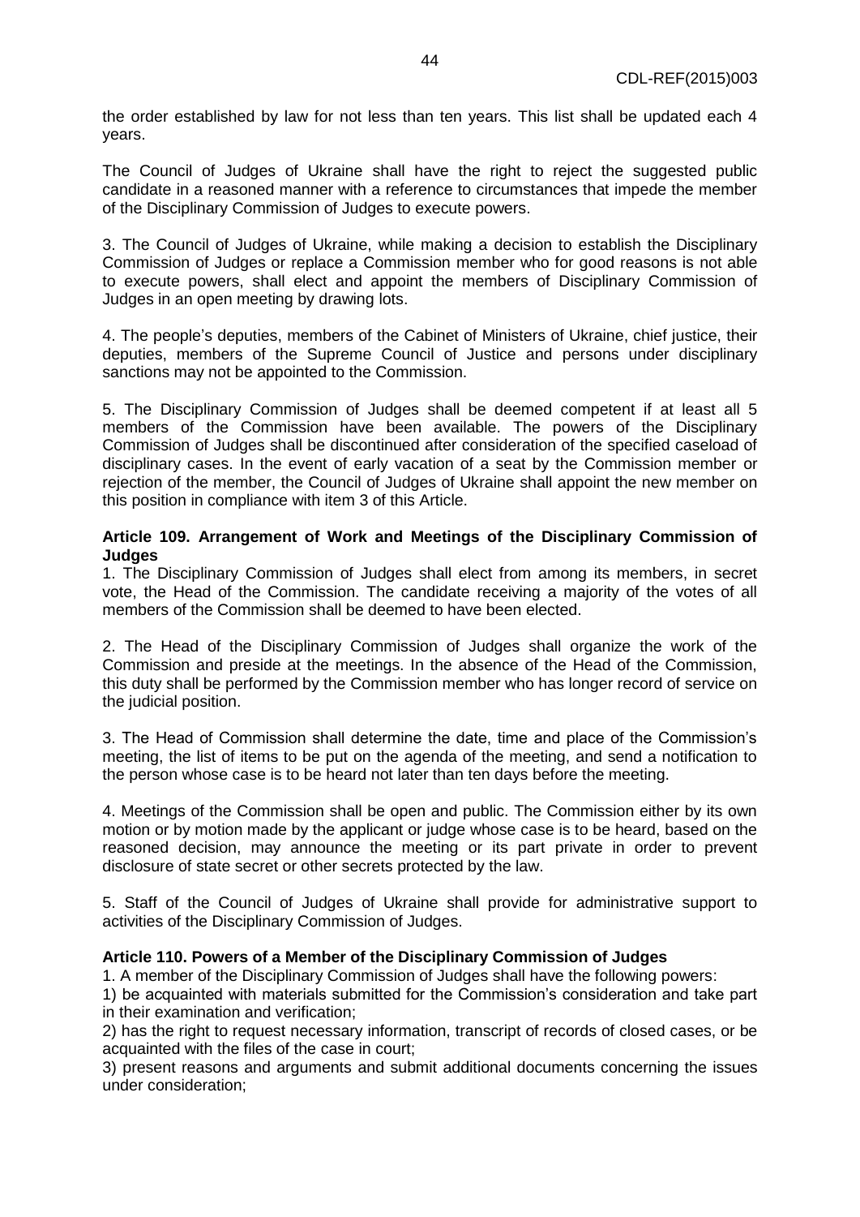the order established by law for not less than ten years. This list shall be updated each 4 years.

The Council of Judges of Ukraine shall have the right to reject the suggested public candidate in a reasoned manner with a reference to circumstances that impede the member of the Disciplinary Commission of Judges to execute powers.

3. The Council of Judges of Ukraine, while making a decision to establish the Disciplinary Commission of Judges or replace a Commission member who for good reasons is not able to execute powers, shall elect and appoint the members of Disciplinary Commission of Judges in an open meeting by drawing lots.

4. The people's deputies, members of the Cabinet of Ministers of Ukraine, chief justice, their deputies, members of the Supreme Council of Justice and persons under disciplinary sanctions may not be appointed to the Commission.

5. The Disciplinary Commission of Judges shall be deemed competent if at least all 5 members of the Commission have been available. The powers of the Disciplinary Commission of Judges shall be discontinued after consideration of the specified caseload of disciplinary cases. In the event of early vacation of a seat by the Commission member or rejection of the member, the Council of Judges of Ukraine shall appoint the new member on this position in compliance with item 3 of this Article.

**Article 109. Arrangement of Work and Meetings of the Disciplinary Commission of Judges**

1. The Disciplinary Commission of Judges shall elect from among its members, in secret vote, the Head of the Commission. The candidate receiving a majority of the votes of all members of the Commission shall be deemed to have been elected.

2. The Head of the Disciplinary Commission of Judges shall organize the work of the Commission and preside at the meetings. In the absence of the Head of the Commission, this duty shall be performed by the Commission member who has longer record of service on the judicial position.

3. The Head of Commission shall determine the date, time and place of the Commission's meeting, the list of items to be put on the agenda of the meeting, and send a notification to the person whose case is to be heard not later than ten days before the meeting.

4. Meetings of the Commission shall be open and public. The Commission either by its own motion or by motion made by the applicant or judge whose case is to be heard, based on the reasoned decision, may announce the meeting or its part private in order to prevent disclosure of state secret or other secrets protected by the law.

5. Staff of the Council of Judges of Ukraine shall provide for administrative support to activities of the Disciplinary Commission of Judges.

**Article 110. Powers of a Member of the Disciplinary Commission of Judges**

1. A member of the Disciplinary Commission of Judges shall have the following powers:

1) be acquainted with materials submitted for the Commission's consideration and take part in their examination and verification;

2) has the right to request necessary information, transcript of records of closed cases, or be acquainted with the files of the case in court;

3) present reasons and arguments and submit additional documents concerning the issues under consideration;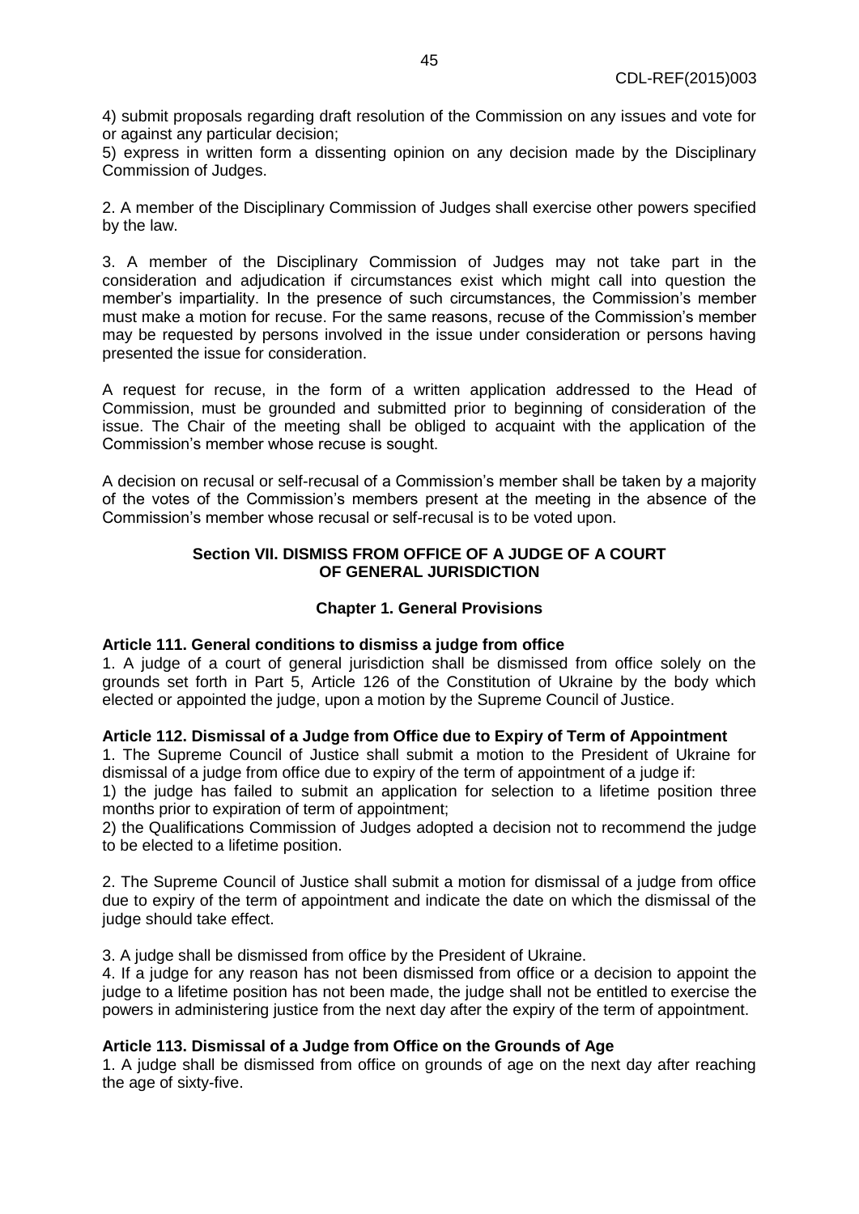4) submit proposals regarding draft resolution of the Commission on any issues and vote for or against any particular decision;
5) express in written form a dissenting opinion on any decision made by the Disciplinary Commission of Judges.

2. A member of the Disciplinary Commission of Judges shall exercise other powers specified by the law.

3. A member of the Disciplinary Commission of Judges may not take part in the consideration and adjudication if circumstances exist which might call into question the member's impartiality. In the presence of such circumstances, the Commission's member must make a motion for recuse. For the same reasons, recuse of the Commission's member may be requested by persons involved in the issue under consideration or persons having presented the issue for consideration.

A request for recuse, in the form of a written application addressed to the Head of Commission, must be grounded and submitted prior to beginning of consideration of the issue. The Chair of the meeting shall be obliged to acquaint with the application of the Commission's member whose recuse is sought.

A decision on recusal or self-recusal of a Commission's member shall be taken by a majority of the votes of the Commission's members present at the meeting in the absence of the Commission's member whose recusal or self-recusal is to be voted upon.

## Section VII. DISMISS FROM OFFICE OF A JUDGE OF A COURT OF GENERAL JURISDICTION

### Chapter 1. General Provisions

**Article 111. General conditions to dismiss a judge from office**
1. A judge of a court of general jurisdiction shall be dismissed from office solely on the grounds set forth in Part 5, Article 126 of the Constitution of Ukraine by the body which elected or appointed the judge, upon a motion by the Supreme Council of Justice.

**Article 112. Dismissal of a Judge from Office due to Expiry of Term of Appointment**
1. The Supreme Council of Justice shall submit a motion to the President of Ukraine for dismissal of a judge from office due to expiry of the term of appointment of a judge if:
1) the judge has failed to submit an application for selection to a lifetime position three months prior to expiration of term of appointment;
2) the Qualifications Commission of Judges adopted a decision not to recommend the judge to be elected to a lifetime position.

2. The Supreme Council of Justice shall submit a motion for dismissal of a judge from office due to expiry of the term of appointment and indicate the date on which the dismissal of the judge should take effect.

3. A judge shall be dismissed from office by the President of Ukraine.
4. If a judge for any reason has not been dismissed from office or a decision to appoint the judge to a lifetime position has not been made, the judge shall not be entitled to exercise the powers in administering justice from the next day after the expiry of the term of appointment.

**Article 113. Dismissal of a Judge from Office on the Grounds of Age**
1. A judge shall be dismissed from office on grounds of age on the next day after reaching the age of sixty-five.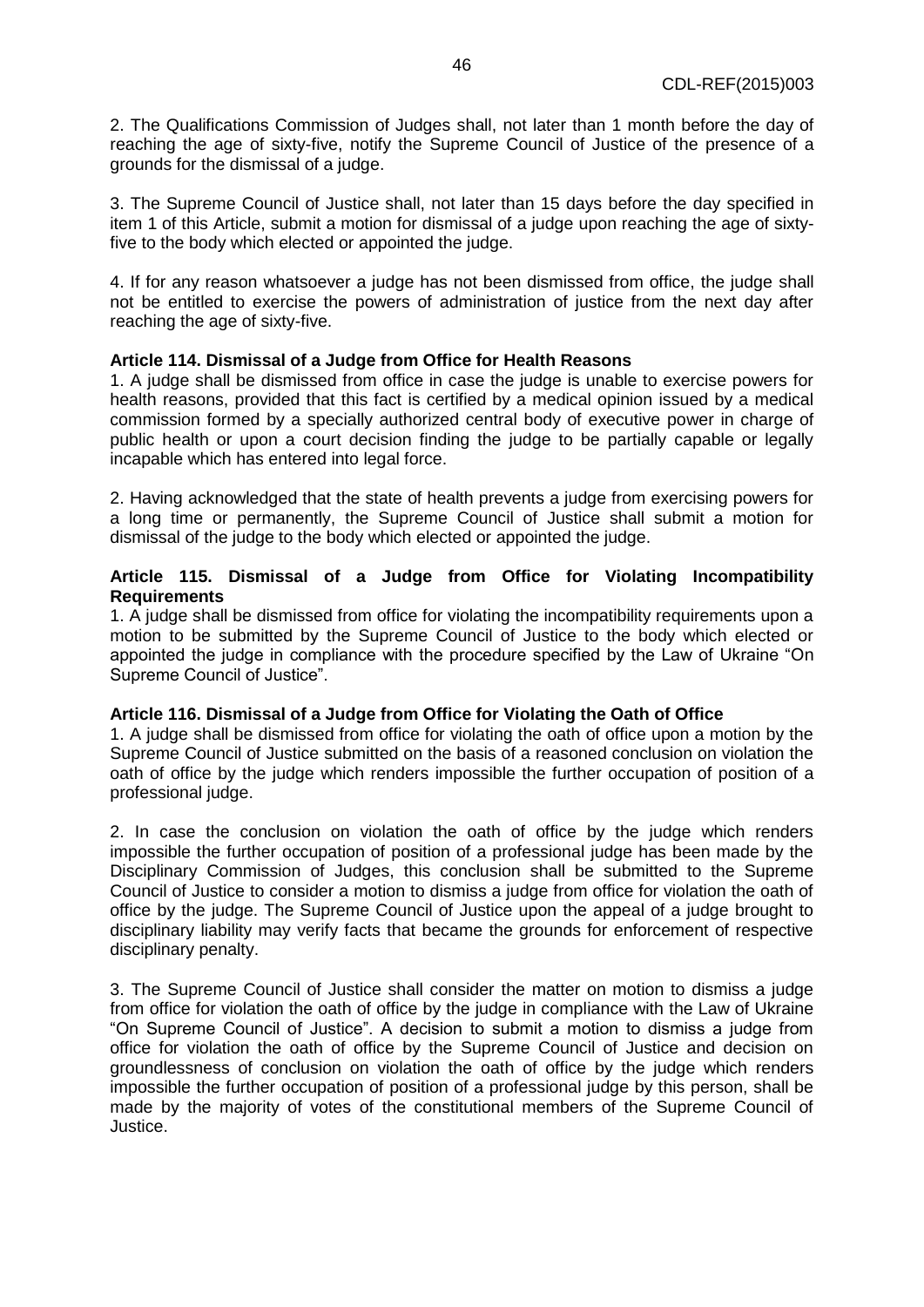2. The Qualifications Commission of Judges shall, not later than 1 month before the day of reaching the age of sixty-five, notify the Supreme Council of Justice of the presence of a grounds for the dismissal of a judge.

3. The Supreme Council of Justice shall, not later than 15 days before the day specified in item 1 of this Article, submit a motion for dismissal of a judge upon reaching the age of sixty-five to the body which elected or appointed the judge.

4. If for any reason whatsoever a judge has not been dismissed from office, the judge shall not be entitled to exercise the powers of administration of justice from the next day after reaching the age of sixty-five.

**Article 114. Dismissal of a Judge from Office for Health Reasons**

1. A judge shall be dismissed from office in case the judge is unable to exercise powers for health reasons, provided that this fact is certified by a medical opinion issued by a medical commission formed by a specially authorized central body of executive power in charge of public health or upon a court decision finding the judge to be partially capable or legally incapable which has entered into legal force.

2. Having acknowledged that the state of health prevents a judge from exercising powers for a long time or permanently, the Supreme Council of Justice shall submit a motion for dismissal of the judge to the body which elected or appointed the judge.

**Article 115. Dismissal of a Judge from Office for Violating Incompatibility Requirements**

1. A judge shall be dismissed from office for violating the incompatibility requirements upon a motion to be submitted by the Supreme Council of Justice to the body which elected or appointed the judge in compliance with the procedure specified by the Law of Ukraine "On Supreme Council of Justice".

**Article 116. Dismissal of a Judge from Office for Violating the Oath of Office**

1. A judge shall be dismissed from office for violating the oath of office upon a motion by the Supreme Council of Justice submitted on the basis of a reasoned conclusion on violation the oath of office by the judge which renders impossible the further occupation of position of a professional judge.

2. In case the conclusion on violation the oath of office by the judge which renders impossible the further occupation of position of a professional judge has been made by the Disciplinary Commission of Judges, this conclusion shall be submitted to the Supreme Council of Justice to consider a motion to dismiss a judge from office for violation the oath of office by the judge. The Supreme Council of Justice upon the appeal of a judge brought to disciplinary liability may verify facts that became the grounds for enforcement of respective disciplinary penalty.

3. The Supreme Council of Justice shall consider the matter on motion to dismiss a judge from office for violation the oath of office by the judge in compliance with the Law of Ukraine "On Supreme Council of Justice". A decision to submit a motion to dismiss a judge from office for violation the oath of office by the Supreme Council of Justice and decision on groundlessness of conclusion on violation the oath of office by the judge which renders impossible the further occupation of position of a professional judge by this person, shall be made by the majority of votes of the constitutional members of the Supreme Council of Justice.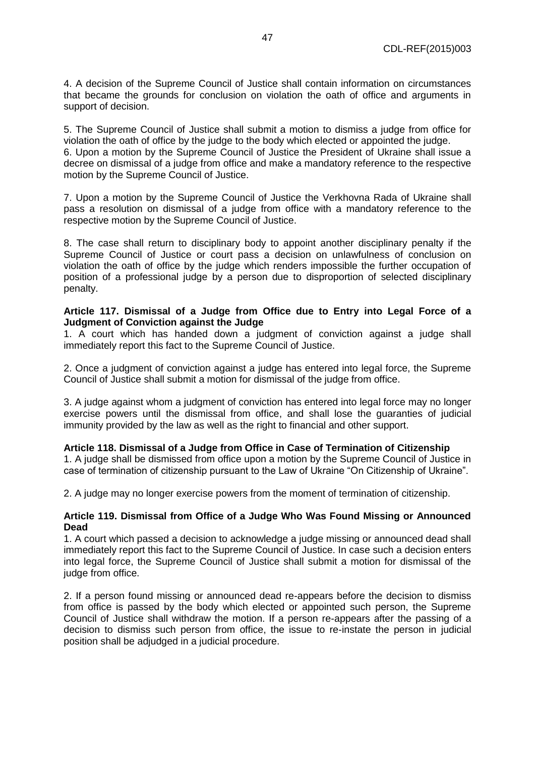4. A decision of the Supreme Council of Justice shall contain information on circumstances that became the grounds for conclusion on violation the oath of office and arguments in support of decision.

5. The Supreme Council of Justice shall submit a motion to dismiss a judge from office for violation the oath of office by the judge to the body which elected or appointed the judge.
6. Upon a motion by the Supreme Council of Justice the President of Ukraine shall issue a decree on dismissal of a judge from office and make a mandatory reference to the respective motion by the Supreme Council of Justice.

7. Upon a motion by the Supreme Council of Justice the Verkhovna Rada of Ukraine shall pass a resolution on dismissal of a judge from office with a mandatory reference to the respective motion by the Supreme Council of Justice.

8. The case shall return to disciplinary body to appoint another disciplinary penalty if the Supreme Council of Justice or court pass a decision on unlawfulness of conclusion on violation the oath of office by the judge which renders impossible the further occupation of position of a professional judge by a person due to disproportion of selected disciplinary penalty.

**Article 117. Dismissal of a Judge from Office due to Entry into Legal Force of a Judgment of Conviction against the Judge**

1. A court which has handed down a judgment of conviction against a judge shall immediately report this fact to the Supreme Council of Justice.

2. Once a judgment of conviction against a judge has entered into legal force, the Supreme Council of Justice shall submit a motion for dismissal of the judge from office.

3. A judge against whom a judgment of conviction has entered into legal force may no longer exercise powers until the dismissal from office, and shall lose the guaranties of judicial immunity provided by the law as well as the right to financial and other support.

**Article 118. Dismissal of a Judge from Office in Case of Termination of Citizenship**

1. A judge shall be dismissed from office upon a motion by the Supreme Council of Justice in case of termination of citizenship pursuant to the Law of Ukraine "On Citizenship of Ukraine".

2. A judge may no longer exercise powers from the moment of termination of citizenship.

**Article 119. Dismissal from Office of a Judge Who Was Found Missing or Announced Dead**

1. A court which passed a decision to acknowledge a judge missing or announced dead shall immediately report this fact to the Supreme Council of Justice. In case such a decision enters into legal force, the Supreme Council of Justice shall submit a motion for dismissal of the judge from office.

2. If a person found missing or announced dead re-appears before the decision to dismiss from office is passed by the body which elected or appointed such person, the Supreme Council of Justice shall withdraw the motion. If a person re-appears after the passing of a decision to dismiss such person from office, the issue to re-instate the person in judicial position shall be adjudged in a judicial procedure.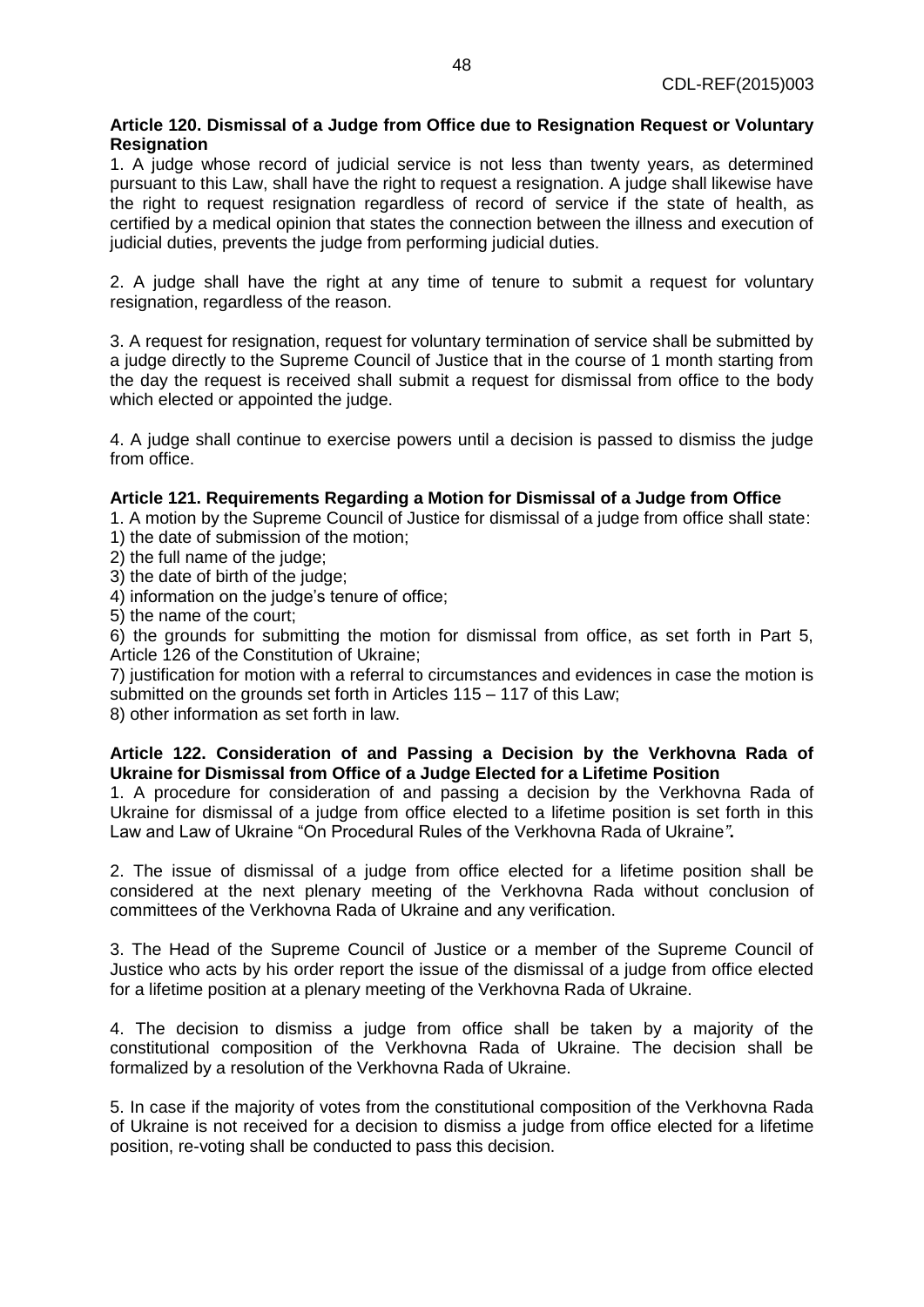**Article 120. Dismissal of a Judge from Office due to Resignation Request or Voluntary Resignation**

1. A judge whose record of judicial service is not less than twenty years, as determined pursuant to this Law, shall have the right to request a resignation. A judge shall likewise have the right to request resignation regardless of record of service if the state of health, as certified by a medical opinion that states the connection between the illness and execution of judicial duties, prevents the judge from performing judicial duties.

2. A judge shall have the right at any time of tenure to submit a request for voluntary resignation, regardless of the reason.

3. A request for resignation, request for voluntary termination of service shall be submitted by a judge directly to the Supreme Council of Justice that in the course of 1 month starting from the day the request is received shall submit a request for dismissal from office to the body which elected or appointed the judge.

4. A judge shall continue to exercise powers until a decision is passed to dismiss the judge from office.

**Article 121. Requirements Regarding a Motion for Dismissal of a Judge from Office**

1. A motion by the Supreme Council of Justice for dismissal of a judge from office shall state:
1) the date of submission of the motion;
2) the full name of the judge;
3) the date of birth of the judge;
4) information on the judge's tenure of office;
5) the name of the court;
6) the grounds for submitting the motion for dismissal from office, as set forth in Part 5, Article 126 of the Constitution of Ukraine;
7) justification for motion with a referral to circumstances and evidences in case the motion is submitted on the grounds set forth in Articles 115 – 117 of this Law;
8) other information as set forth in law.

**Article 122. Consideration of and Passing a Decision by the Verkhovna Rada of Ukraine for Dismissal from Office of a Judge Elected for a Lifetime Position**

1. A procedure for consideration of and passing a decision by the Verkhovna Rada of Ukraine for dismissal of a judge from office elected to a lifetime position is set forth in this Law and Law of Ukraine "On Procedural Rules of the Verkhovna Rada of Ukraine"**.**

2. The issue of dismissal of a judge from office elected for a lifetime position shall be considered at the next plenary meeting of the Verkhovna Rada without conclusion of committees of the Verkhovna Rada of Ukraine and any verification.

3. The Head of the Supreme Council of Justice or a member of the Supreme Council of Justice who acts by his order report the issue of the dismissal of a judge from office elected for a lifetime position at a plenary meeting of the Verkhovna Rada of Ukraine.

4. The decision to dismiss a judge from office shall be taken by a majority of the constitutional composition of the Verkhovna Rada of Ukraine. The decision shall be formalized by a resolution of the Verkhovna Rada of Ukraine.

5. In case if the majority of votes from the constitutional composition of the Verkhovna Rada of Ukraine is not received for a decision to dismiss a judge from office elected for a lifetime position, re-voting shall be conducted to pass this decision.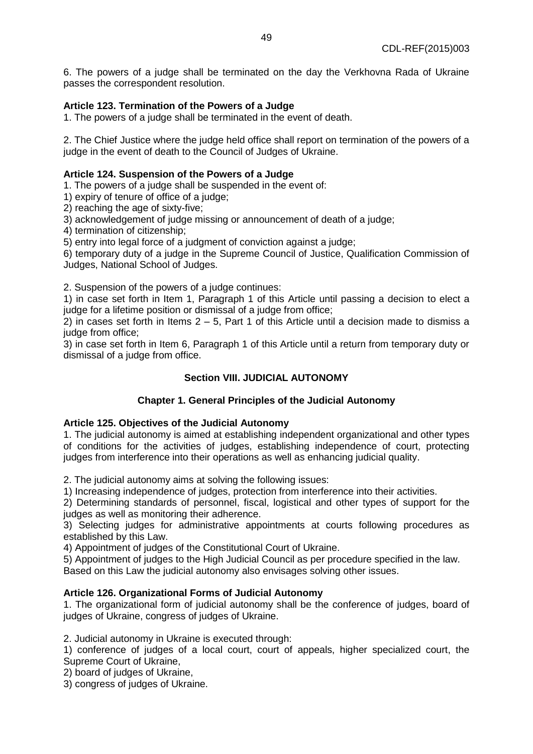6. The powers of a judge shall be terminated on the day the Verkhovna Rada of Ukraine passes the correspondent resolution.

**Article 123. Termination of the Powers of a Judge**

1. The powers of a judge shall be terminated in the event of death.

2. The Chief Justice where the judge held office shall report on termination of the powers of a judge in the event of death to the Council of Judges of Ukraine.

**Article 124. Suspension of the Powers of a Judge**

1. The powers of a judge shall be suspended in the event of:
1) expiry of tenure of office of a judge;
2) reaching the age of sixty-five;
3) acknowledgement of judge missing or announcement of death of a judge;
4) termination of citizenship;
5) entry into legal force of a judgment of conviction against a judge;
6) temporary duty of a judge in the Supreme Council of Justice, Qualification Commission of Judges, National School of Judges.

2. Suspension of the powers of a judge continues:
1) in case set forth in Item 1, Paragraph 1 of this Article until passing a decision to elect a judge for a lifetime position or dismissal of a judge from office;
2) in cases set forth in Items 2 – 5, Part 1 of this Article until a decision made to dismiss a judge from office;
3) in case set forth in Item 6, Paragraph 1 of this Article until a return from temporary duty or dismissal of a judge from office.

## Section VIII. JUDICIAL AUTONOMY

### Chapter 1. General Principles of the Judicial Autonomy

**Article 125. Objectives of the Judicial Autonomy**

1. The judicial autonomy is aimed at establishing independent organizational and other types of conditions for the activities of judges, establishing independence of court, protecting judges from interference into their operations as well as enhancing judicial quality.

2. The judicial autonomy aims at solving the following issues:
1) Increasing independence of judges, protection from interference into their activities.
2) Determining standards of personnel, fiscal, logistical and other types of support for the judges as well as monitoring their adherence.
3) Selecting judges for administrative appointments at courts following procedures as established by this Law.
4) Appointment of judges of the Constitutional Court of Ukraine.
5) Appointment of judges to the High Judicial Council as per procedure specified in the law.
Based on this Law the judicial autonomy also envisages solving other issues.

**Article 126. Organizational Forms of Judicial Autonomy**

1. The organizational form of judicial autonomy shall be the conference of judges, board of judges of Ukraine, congress of judges of Ukraine.

2. Judicial autonomy in Ukraine is executed through:
1) conference of judges of a local court, court of appeals, higher specialized court, the Supreme Court of Ukraine,
2) board of judges of Ukraine,
3) congress of judges of Ukraine.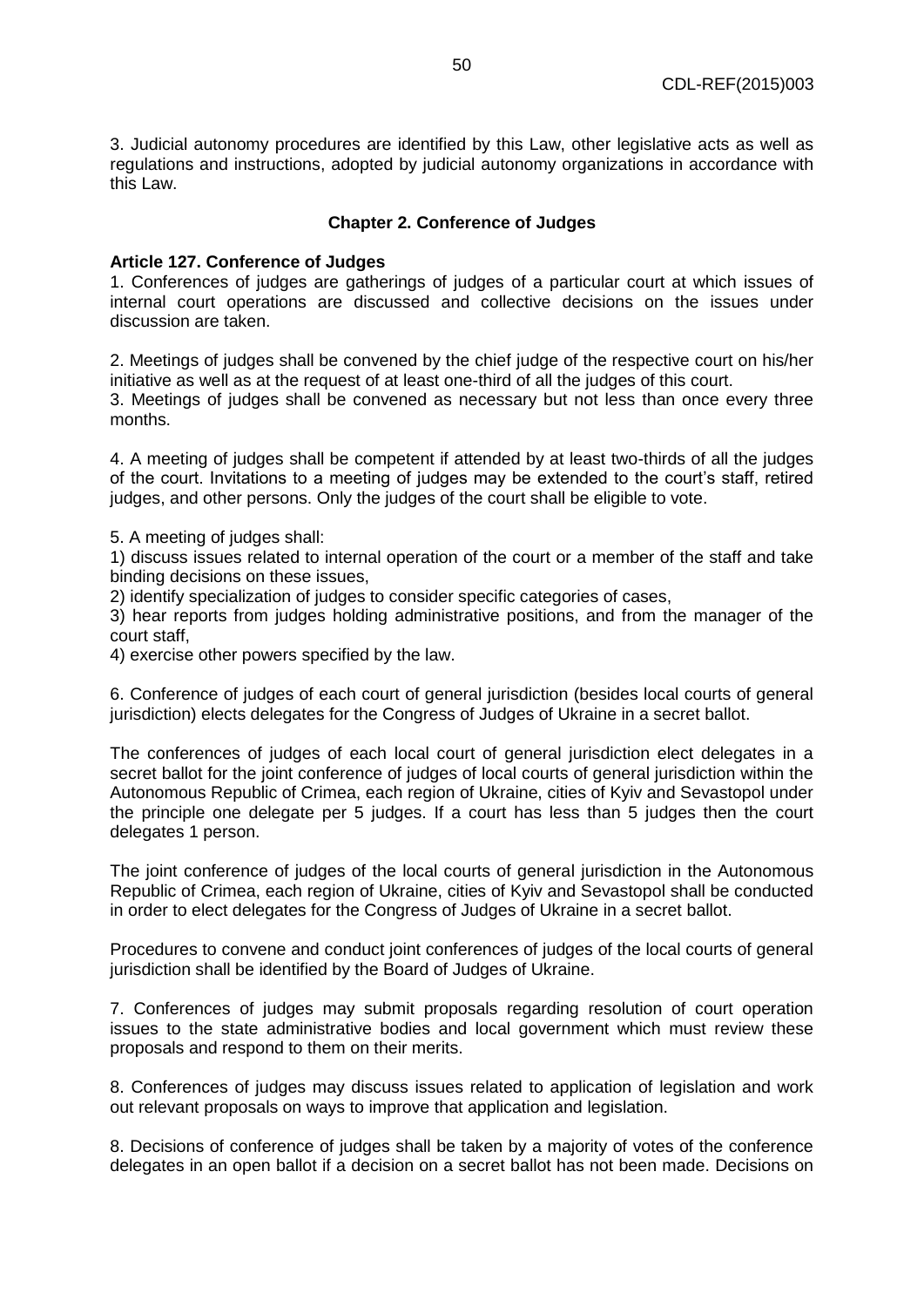3. Judicial autonomy procedures are identified by this Law, other legislative acts as well as regulations and instructions, adopted by judicial autonomy organizations in accordance with this Law.

## Chapter 2. Conference of Judges

**Article 127. Conference of Judges**

1. Conferences of judges are gatherings of judges of a particular court at which issues of internal court operations are discussed and collective decisions on the issues under discussion are taken.

2. Meetings of judges shall be convened by the chief judge of the respective court on his/her initiative as well as at the request of at least one-third of all the judges of this court.

3. Meetings of judges shall be convened as necessary but not less than once every three months.

4. A meeting of judges shall be competent if attended by at least two-thirds of all the judges of the court. Invitations to a meeting of judges may be extended to the court's staff, retired judges, and other persons. Only the judges of the court shall be eligible to vote.

5. A meeting of judges shall:

1) discuss issues related to internal operation of the court or a member of the staff and take binding decisions on these issues,

2) identify specialization of judges to consider specific categories of cases,

3) hear reports from judges holding administrative positions, and from the manager of the court staff,

4) exercise other powers specified by the law.

6. Conference of judges of each court of general jurisdiction (besides local courts of general jurisdiction) elects delegates for the Congress of Judges of Ukraine in a secret ballot.

The conferences of judges of each local court of general jurisdiction elect delegates in a secret ballot for the joint conference of judges of local courts of general jurisdiction within the Autonomous Republic of Crimea, each region of Ukraine, cities of Kyiv and Sevastopol under the principle one delegate per 5 judges. If a court has less than 5 judges then the court delegates 1 person.

The joint conference of judges of the local courts of general jurisdiction in the Autonomous Republic of Crimea, each region of Ukraine, cities of Kyiv and Sevastopol shall be conducted in order to elect delegates for the Congress of Judges of Ukraine in a secret ballot.

Procedures to convene and conduct joint conferences of judges of the local courts of general jurisdiction shall be identified by the Board of Judges of Ukraine.

7. Conferences of judges may submit proposals regarding resolution of court operation issues to the state administrative bodies and local government which must review these proposals and respond to them on their merits.

8. Conferences of judges may discuss issues related to application of legislation and work out relevant proposals on ways to improve that application and legislation.

8. Decisions of conference of judges shall be taken by a majority of votes of the conference delegates in an open ballot if a decision on a secret ballot has not been made. Decisions on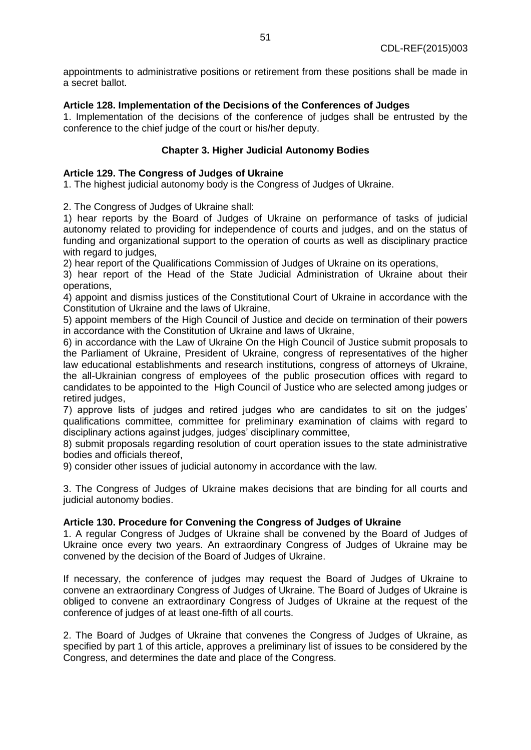appointments to administrative positions or retirement from these positions shall be made in a secret ballot.

**Article 128. Implementation of the Decisions of the Conferences of Judges**

1. Implementation of the decisions of the conference of judges shall be entrusted by the conference to the chief judge of the court or his/her deputy.

## Chapter 3. Higher Judicial Autonomy Bodies

**Article 129. The Congress of Judges of Ukraine**

1. The highest judicial autonomy body is the Congress of Judges of Ukraine.

2. The Congress of Judges of Ukraine shall:

1) hear reports by the Board of Judges of Ukraine on performance of tasks of judicial autonomy related to providing for independence of courts and judges, and on the status of funding and organizational support to the operation of courts as well as disciplinary practice with regard to judges,

2) hear report of the Qualifications Commission of Judges of Ukraine on its operations,

3) hear report of the Head of the State Judicial Administration of Ukraine about their operations,

4) appoint and dismiss justices of the Constitutional Court of Ukraine in accordance with the Constitution of Ukraine and the laws of Ukraine,

5) appoint members of the High Council of Justice and decide on termination of their powers in accordance with the Constitution of Ukraine and laws of Ukraine,

6) in accordance with the Law of Ukraine On the High Council of Justice submit proposals to the Parliament of Ukraine, President of Ukraine, congress of representatives of the higher law educational establishments and research institutions, congress of attorneys of Ukraine, the all-Ukrainian congress of employees of the public prosecution offices with regard to candidates to be appointed to the High Council of Justice who are selected among judges or retired judges,

7) approve lists of judges and retired judges who are candidates to sit on the judges' qualifications committee, committee for preliminary examination of claims with regard to disciplinary actions against judges, judges' disciplinary committee,

8) submit proposals regarding resolution of court operation issues to the state administrative bodies and officials thereof,

9) consider other issues of judicial autonomy in accordance with the law.

3. The Congress of Judges of Ukraine makes decisions that are binding for all courts and judicial autonomy bodies.

**Article 130. Procedure for Convening the Congress of Judges of Ukraine**

1. A regular Congress of Judges of Ukraine shall be convened by the Board of Judges of Ukraine once every two years. An extraordinary Congress of Judges of Ukraine may be convened by the decision of the Board of Judges of Ukraine.

If necessary, the conference of judges may request the Board of Judges of Ukraine to convene an extraordinary Congress of Judges of Ukraine. The Board of Judges of Ukraine is obliged to convene an extraordinary Congress of Judges of Ukraine at the request of the conference of judges of at least one-fifth of all courts.

2. The Board of Judges of Ukraine that convenes the Congress of Judges of Ukraine, as specified by part 1 of this article, approves a preliminary list of issues to be considered by the Congress, and determines the date and place of the Congress.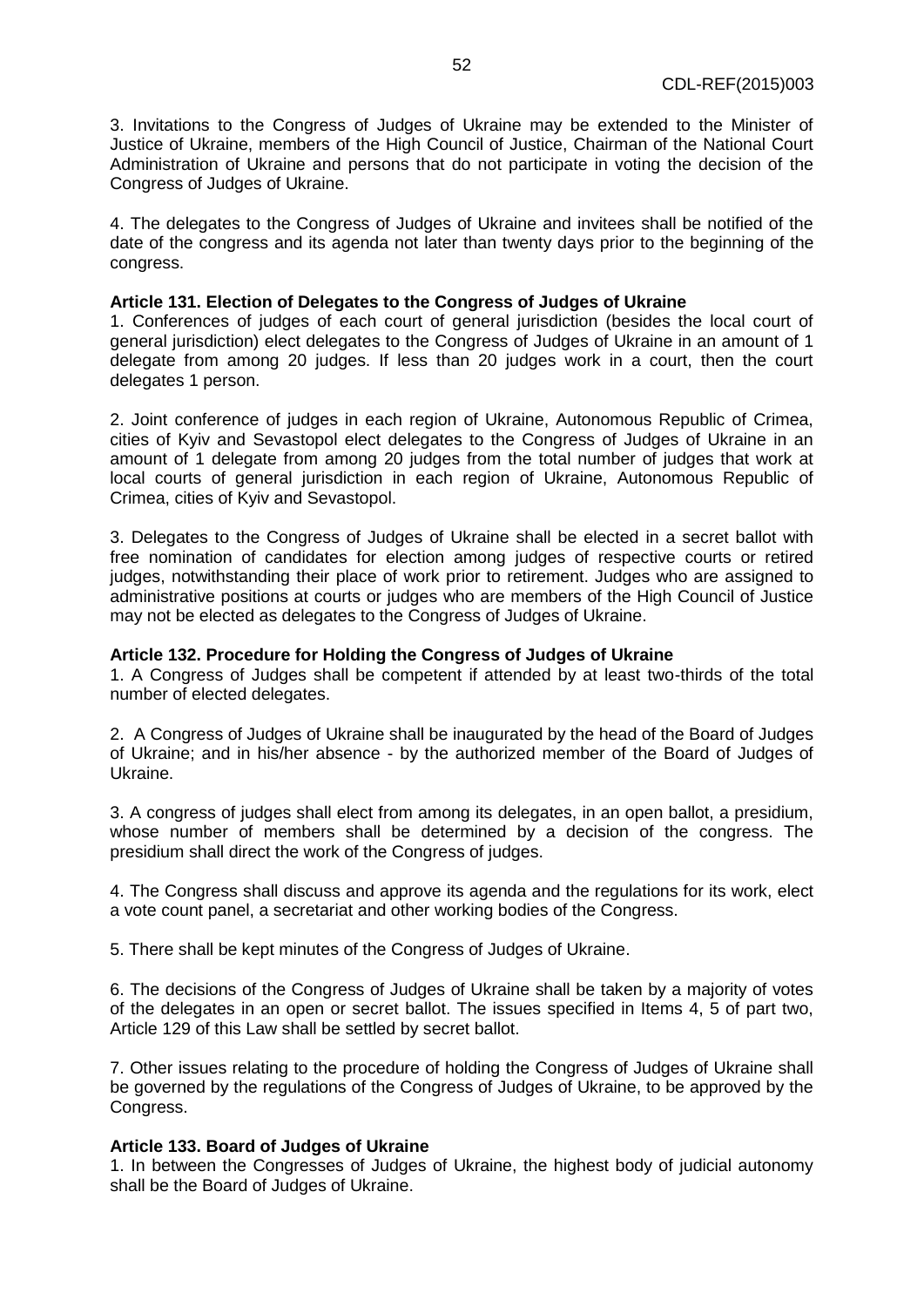3. Invitations to the Congress of Judges of Ukraine may be extended to the Minister of Justice of Ukraine, members of the High Council of Justice, Chairman of the National Court Administration of Ukraine and persons that do not participate in voting the decision of the Congress of Judges of Ukraine.

4. The delegates to the Congress of Judges of Ukraine and invitees shall be notified of the date of the congress and its agenda not later than twenty days prior to the beginning of the congress.

**Article 131. Election of Delegates to the Congress of Judges of Ukraine**

1. Conferences of judges of each court of general jurisdiction (besides the local court of general jurisdiction) elect delegates to the Congress of Judges of Ukraine in an amount of 1 delegate from among 20 judges. If less than 20 judges work in a court, then the court delegates 1 person.

2. Joint conference of judges in each region of Ukraine, Autonomous Republic of Crimea, cities of Kyiv and Sevastopol elect delegates to the Congress of Judges of Ukraine in an amount of 1 delegate from among 20 judges from the total number of judges that work at local courts of general jurisdiction in each region of Ukraine, Autonomous Republic of Crimea, cities of Kyiv and Sevastopol.

3. Delegates to the Congress of Judges of Ukraine shall be elected in a secret ballot with free nomination of candidates for election among judges of respective courts or retired judges, notwithstanding their place of work prior to retirement. Judges who are assigned to administrative positions at courts or judges who are members of the High Council of Justice may not be elected as delegates to the Congress of Judges of Ukraine.

**Article 132. Procedure for Holding the Congress of Judges of Ukraine**

1. A Congress of Judges shall be competent if attended by at least two-thirds of the total number of elected delegates.

2. A Congress of Judges of Ukraine shall be inaugurated by the head of the Board of Judges of Ukraine; and in his/her absence - by the authorized member of the Board of Judges of Ukraine.

3. A congress of judges shall elect from among its delegates, in an open ballot, a presidium, whose number of members shall be determined by a decision of the congress. The presidium shall direct the work of the Congress of judges.

4. The Congress shall discuss and approve its agenda and the regulations for its work, elect a vote count panel, a secretariat and other working bodies of the Congress.

5. There shall be kept minutes of the Congress of Judges of Ukraine.

6. The decisions of the Congress of Judges of Ukraine shall be taken by a majority of votes of the delegates in an open or secret ballot. The issues specified in Items 4, 5 of part two, Article 129 of this Law shall be settled by secret ballot.

7. Other issues relating to the procedure of holding the Congress of Judges of Ukraine shall be governed by the regulations of the Congress of Judges of Ukraine, to be approved by the Congress.

**Article 133. Board of Judges of Ukraine**

1. In between the Congresses of Judges of Ukraine, the highest body of judicial autonomy shall be the Board of Judges of Ukraine.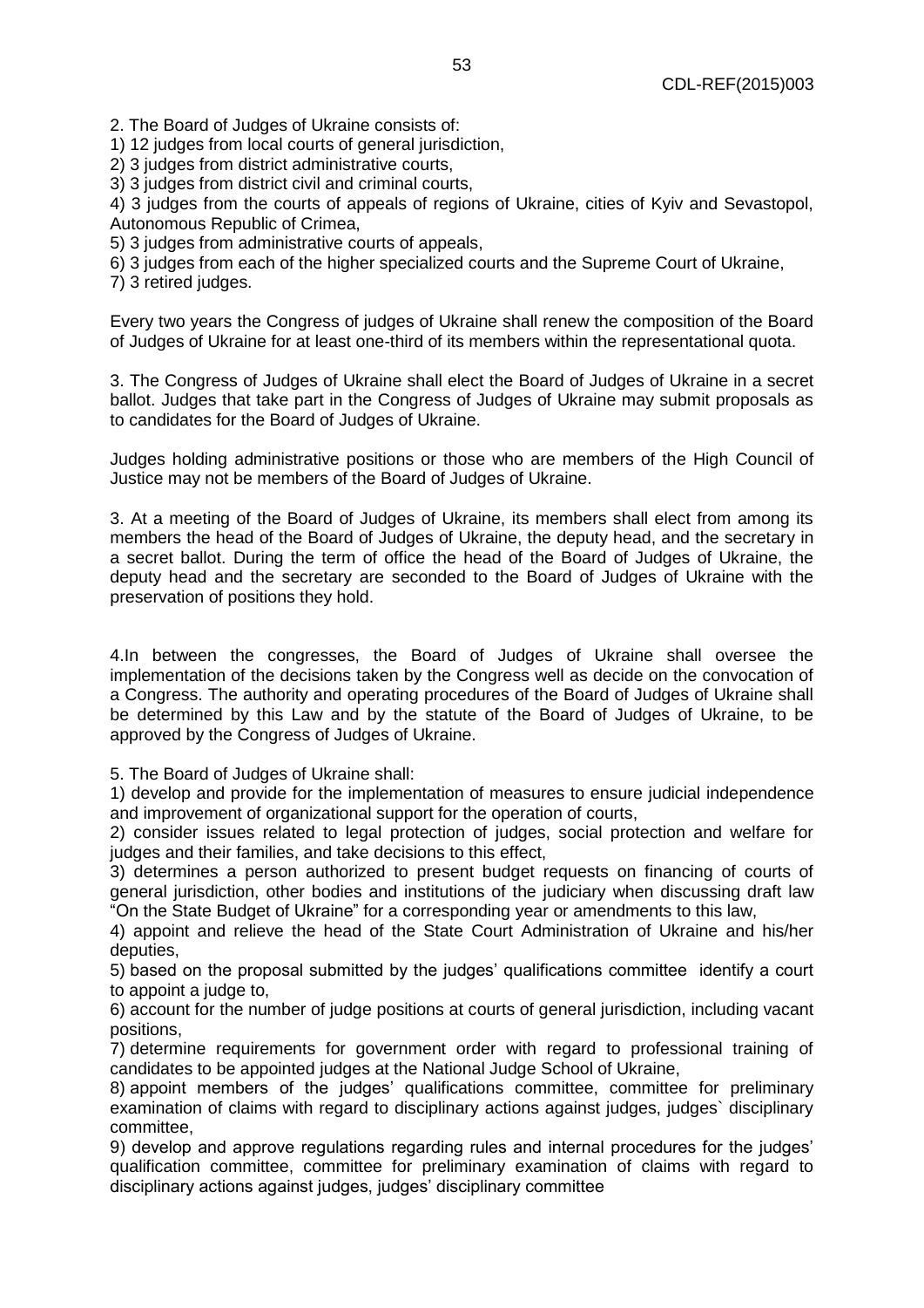2. The Board of Judges of Ukraine consists of:
1) 12 judges from local courts of general jurisdiction,
2) 3 judges from district administrative courts,
3) 3 judges from district civil and criminal courts,
4) 3 judges from the courts of appeals of regions of Ukraine, cities of Kyiv and Sevastopol, Autonomous Republic of Crimea,
5) 3 judges from administrative courts of appeals,
6) 3 judges from each of the higher specialized courts and the Supreme Court of Ukraine,
7) 3 retired judges.

Every two years the Congress of judges of Ukraine shall renew the composition of the Board of Judges of Ukraine for at least one-third of its members within the representational quota.

3. The Congress of Judges of Ukraine shall elect the Board of Judges of Ukraine in a secret ballot. Judges that take part in the Congress of Judges of Ukraine may submit proposals as to candidates for the Board of Judges of Ukraine.

Judges holding administrative positions or those who are members of the High Council of Justice may not be members of the Board of Judges of Ukraine.

3. At a meeting of the Board of Judges of Ukraine, its members shall elect from among its members the head of the Board of Judges of Ukraine, the deputy head, and the secretary in a secret ballot. During the term of office the head of the Board of Judges of Ukraine, the deputy head and the secretary are seconded to the Board of Judges of Ukraine with the preservation of positions they hold.

4.In between the congresses, the Board of Judges of Ukraine shall oversee the implementation of the decisions taken by the Congress well as decide on the convocation of a Congress. The authority and operating procedures of the Board of Judges of Ukraine shall be determined by this Law and by the statute of the Board of Judges of Ukraine, to be approved by the Congress of Judges of Ukraine.

5. The Board of Judges of Ukraine shall:
1) develop and provide for the implementation of measures to ensure judicial independence and improvement of organizational support for the operation of courts,
2) consider issues related to legal protection of judges, social protection and welfare for judges and their families, and take decisions to this effect,
3) determines a person authorized to present budget requests on financing of courts of general jurisdiction, other bodies and institutions of the judiciary when discussing draft law "On the State Budget of Ukraine" for a corresponding year or amendments to this law,
4) appoint and relieve the head of the State Court Administration of Ukraine and his/her deputies,
5) based on the proposal submitted by the judges' qualifications committee identify a court to appoint a judge to,
6) account for the number of judge positions at courts of general jurisdiction, including vacant positions,
7) determine requirements for government order with regard to professional training of candidates to be appointed judges at the National Judge School of Ukraine,
8) appoint members of the judges' qualifications committee, committee for preliminary examination of claims with regard to disciplinary actions against judges, judges` disciplinary committee,
9) develop and approve regulations regarding rules and internal procedures for the judges' qualification committee, committee for preliminary examination of claims with regard to disciplinary actions against judges, judges' disciplinary committee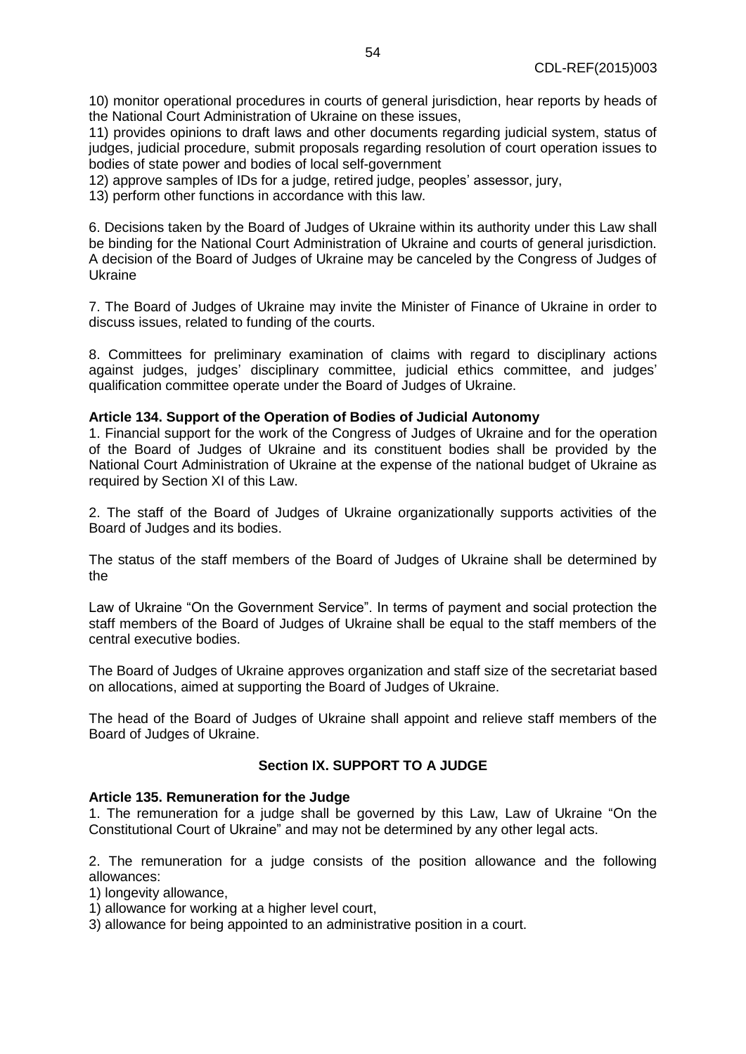10) monitor operational procedures in courts of general jurisdiction, hear reports by heads of the National Court Administration of Ukraine on these issues,
11) provides opinions to draft laws and other documents regarding judicial system, status of judges, judicial procedure, submit proposals regarding resolution of court operation issues to bodies of state power and bodies of local self-government
12) approve samples of IDs for a judge, retired judge, peoples' assessor, jury,
13) perform other functions in accordance with this law.

6. Decisions taken by the Board of Judges of Ukraine within its authority under this Law shall be binding for the National Court Administration of Ukraine and courts of general jurisdiction. A decision of the Board of Judges of Ukraine may be canceled by the Congress of Judges of Ukraine

7. The Board of Judges of Ukraine may invite the Minister of Finance of Ukraine in order to discuss issues, related to funding of the courts.

8. Committees for preliminary examination of claims with regard to disciplinary actions against judges, judges' disciplinary committee, judicial ethics committee, and judges' qualification committee operate under the Board of Judges of Ukraine.

**Article 134. Support of the Operation of Bodies of Judicial Autonomy**

1. Financial support for the work of the Congress of Judges of Ukraine and for the operation of the Board of Judges of Ukraine and its constituent bodies shall be provided by the National Court Administration of Ukraine at the expense of the national budget of Ukraine as required by Section XI of this Law.

2. The staff of the Board of Judges of Ukraine organizationally supports activities of the Board of Judges and its bodies.

The status of the staff members of the Board of Judges of Ukraine shall be determined by the

Law of Ukraine "On the Government Service". In terms of payment and social protection the staff members of the Board of Judges of Ukraine shall be equal to the staff members of the central executive bodies.

The Board of Judges of Ukraine approves organization and staff size of the secretariat based on allocations, aimed at supporting the Board of Judges of Ukraine.

The head of the Board of Judges of Ukraine shall appoint and relieve staff members of the Board of Judges of Ukraine.

## Section IX. SUPPORT TO A JUDGE

**Article 135. Remuneration for the Judge**

1. The remuneration for a judge shall be governed by this Law, Law of Ukraine "On the Constitutional Court of Ukraine" and may not be determined by any other legal acts.

2. The remuneration for a judge consists of the position allowance and the following allowances:
1) longevity allowance,
1) allowance for working at a higher level court,
3) allowance for being appointed to an administrative position in a court.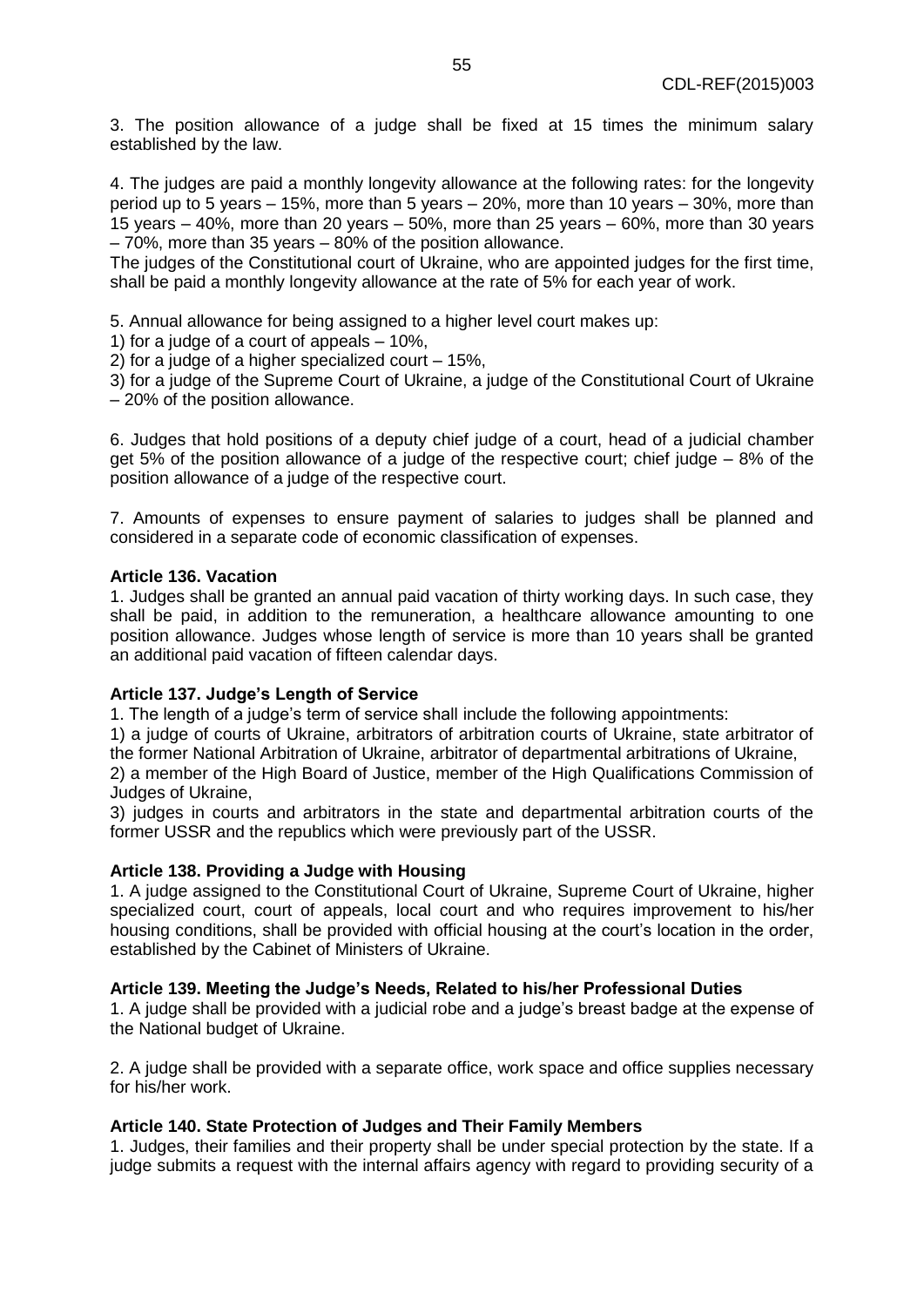3. The position allowance of a judge shall be fixed at 15 times the minimum salary established by the law.

4. The judges are paid a monthly longevity allowance at the following rates: for the longevity period up to 5 years – 15%, more than 5 years – 20%, more than 10 years – 30%, more than 15 years – 40%, more than 20 years – 50%, more than 25 years – 60%, more than 30 years – 70%, more than 35 years – 80% of the position allowance.
The judges of the Constitutional court of Ukraine, who are appointed judges for the first time, shall be paid a monthly longevity allowance at the rate of 5% for each year of work.

5. Annual allowance for being assigned to a higher level court makes up:
1) for a judge of a court of appeals – 10%,
2) for a judge of a higher specialized court – 15%,
3) for a judge of the Supreme Court of Ukraine, a judge of the Constitutional Court of Ukraine – 20% of the position allowance.

6. Judges that hold positions of a deputy chief judge of a court, head of a judicial chamber get 5% of the position allowance of a judge of the respective court; chief judge – 8% of the position allowance of a judge of the respective court.

7. Amounts of expenses to ensure payment of salaries to judges shall be planned and considered in a separate code of economic classification of expenses.

**Article 136. Vacation**

1. Judges shall be granted an annual paid vacation of thirty working days. In such case, they shall be paid, in addition to the remuneration, a healthcare allowance amounting to one position allowance. Judges whose length of service is more than 10 years shall be granted an additional paid vacation of fifteen calendar days.

**Article 137. Judge's Length of Service**

1. The length of a judge's term of service shall include the following appointments:
1) a judge of courts of Ukraine, arbitrators of arbitration courts of Ukraine, state arbitrator of the former National Arbitration of Ukraine, arbitrator of departmental arbitrations of Ukraine,
2) a member of the High Board of Justice, member of the High Qualifications Commission of Judges of Ukraine,
3) judges in courts and arbitrators in the state and departmental arbitration courts of the former USSR and the republics which were previously part of the USSR.

**Article 138. Providing a Judge with Housing**

1. A judge assigned to the Constitutional Court of Ukraine, Supreme Court of Ukraine, higher specialized court, court of appeals, local court and who requires improvement to his/her housing conditions, shall be provided with official housing at the court's location in the order, established by the Cabinet of Ministers of Ukraine.

**Article 139. Meeting the Judge's Needs, Related to his/her Professional Duties**

1. A judge shall be provided with a judicial robe and a judge's breast badge at the expense of the National budget of Ukraine.

2. A judge shall be provided with a separate office, work space and office supplies necessary for his/her work.

**Article 140. State Protection of Judges and Their Family Members**

1. Judges, their families and their property shall be under special protection by the state. If a judge submits a request with the internal affairs agency with regard to providing security of a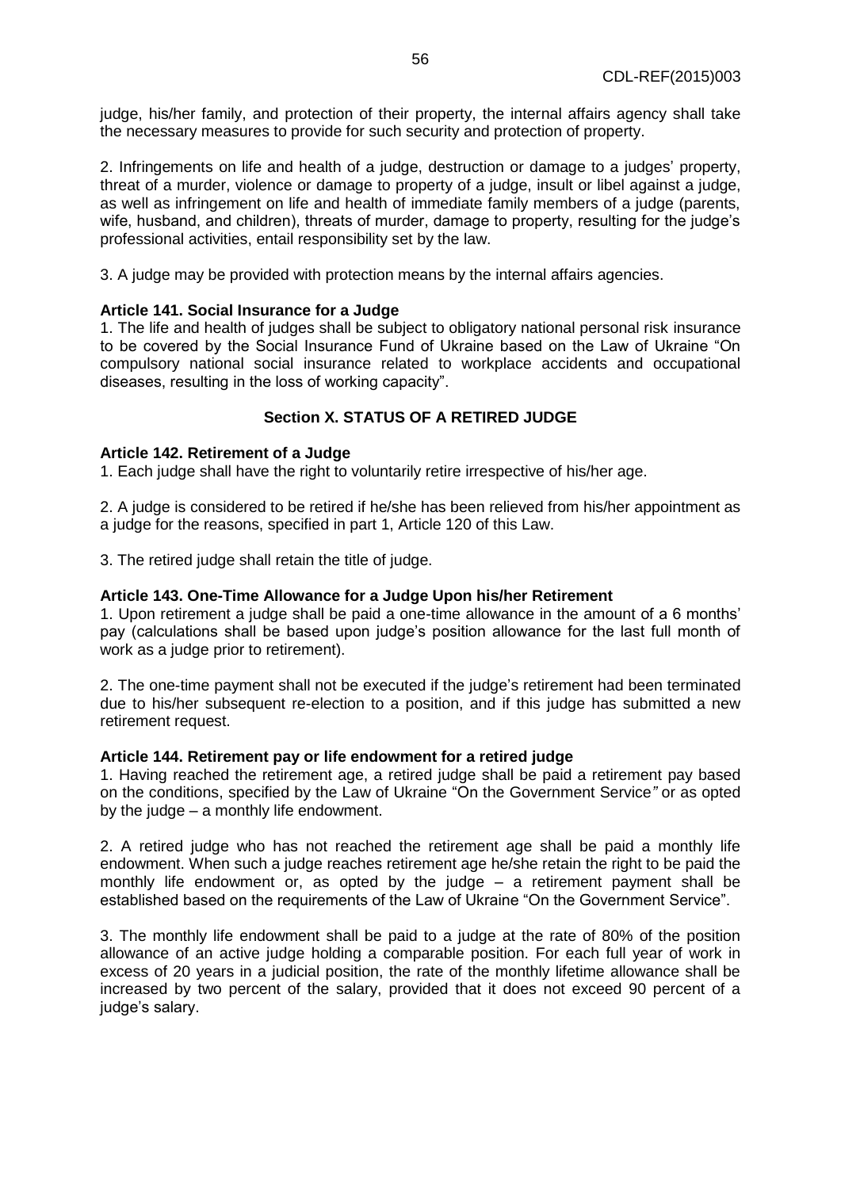judge, his/her family, and protection of their property, the internal affairs agency shall take the necessary measures to provide for such security and protection of property.

2. Infringements on life and health of a judge, destruction or damage to a judges' property, threat of a murder, violence or damage to property of a judge, insult or libel against a judge, as well as infringement on life and health of immediate family members of a judge (parents, wife, husband, and children), threats of murder, damage to property, resulting for the judge's professional activities, entail responsibility set by the law.

3. A judge may be provided with protection means by the internal affairs agencies.

**Article 141. Social Insurance for a Judge**

1. The life and health of judges shall be subject to obligatory national personal risk insurance to be covered by the Social Insurance Fund of Ukraine based on the Law of Ukraine "On compulsory national social insurance related to workplace accidents and occupational diseases, resulting in the loss of working capacity".

## Section X. STATUS OF A RETIRED JUDGE

**Article 142. Retirement of a Judge**

1. Each judge shall have the right to voluntarily retire irrespective of his/her age.

2. A judge is considered to be retired if he/she has been relieved from his/her appointment as a judge for the reasons, specified in part 1, Article 120 of this Law.

3. The retired judge shall retain the title of judge.

**Article 143. One-Time Allowance for a Judge Upon his/her Retirement**

1. Upon retirement a judge shall be paid a one-time allowance in the amount of a 6 months' pay (calculations shall be based upon judge's position allowance for the last full month of work as a judge prior to retirement).

2. The one-time payment shall not be executed if the judge's retirement had been terminated due to his/her subsequent re-election to a position, and if this judge has submitted a new retirement request.

**Article 144. Retirement pay or life endowment for a retired judge**

1. Having reached the retirement age, a retired judge shall be paid a retirement pay based on the conditions, specified by the Law of Ukraine "On the Government Service" or as opted by the judge – a monthly life endowment.

2. A retired judge who has not reached the retirement age shall be paid a monthly life endowment. When such a judge reaches retirement age he/she retain the right to be paid the monthly life endowment or, as opted by the judge – a retirement payment shall be established based on the requirements of the Law of Ukraine "On the Government Service".

3. The monthly life endowment shall be paid to a judge at the rate of 80% of the position allowance of an active judge holding a comparable position. For each full year of work in excess of 20 years in a judicial position, the rate of the monthly lifetime allowance shall be increased by two percent of the salary, provided that it does not exceed 90 percent of a judge's salary.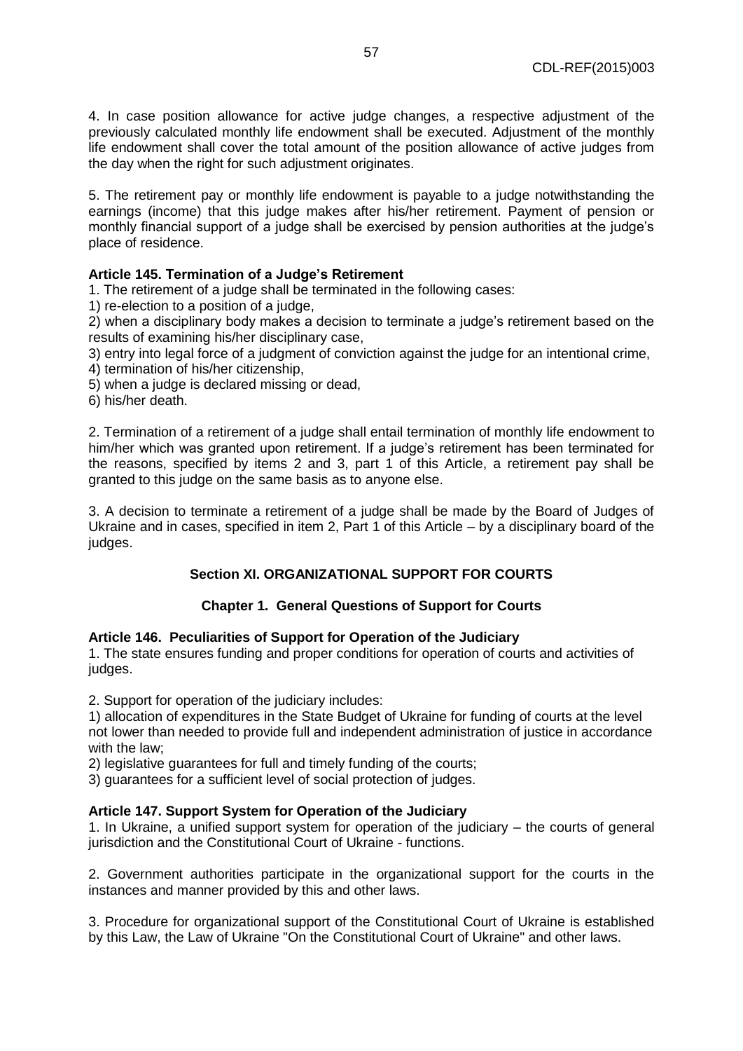4. In case position allowance for active judge changes, a respective adjustment of the previously calculated monthly life endowment shall be executed. Adjustment of the monthly life endowment shall cover the total amount of the position allowance of active judges from the day when the right for such adjustment originates.

5. The retirement pay or monthly life endowment is payable to a judge notwithstanding the earnings (income) that this judge makes after his/her retirement. Payment of pension or monthly financial support of a judge shall be exercised by pension authorities at the judge's place of residence.

**Article 145. Termination of a Judge's Retirement**

1. The retirement of a judge shall be terminated in the following cases:
1) re-election to a position of a judge,
2) when a disciplinary body makes a decision to terminate a judge's retirement based on the results of examining his/her disciplinary case,
3) entry into legal force of a judgment of conviction against the judge for an intentional crime,
4) termination of his/her citizenship,
5) when a judge is declared missing or dead,
6) his/her death.

2. Termination of a retirement of a judge shall entail termination of monthly life endowment to him/her which was granted upon retirement. If a judge's retirement has been terminated for the reasons, specified by items 2 and 3, part 1 of this Article, a retirement pay shall be granted to this judge on the same basis as to anyone else.

3. A decision to terminate a retirement of a judge shall be made by the Board of Judges of Ukraine and in cases, specified in item 2, Part 1 of this Article – by a disciplinary board of the judges.

## Section XI. ORGANIZATIONAL SUPPORT FOR COURTS

### Chapter 1. General Questions of Support for Courts

**Article 146. Peculiarities of Support for Operation of the Judiciary**

1. The state ensures funding and proper conditions for operation of courts and activities of judges.

2. Support for operation of the judiciary includes:
1) allocation of expenditures in the State Budget of Ukraine for funding of courts at the level not lower than needed to provide full and independent administration of justice in accordance with the law;
2) legislative guarantees for full and timely funding of the courts;
3) guarantees for a sufficient level of social protection of judges.

**Article 147. Support System for Operation of the Judiciary**

1. In Ukraine, a unified support system for operation of the judiciary – the courts of general jurisdiction and the Constitutional Court of Ukraine - functions.

2. Government authorities participate in the organizational support for the courts in the instances and manner provided by this and other laws.

3. Procedure for organizational support of the Constitutional Court of Ukraine is established by this Law, the Law of Ukraine "On the Constitutional Court of Ukraine" and other laws.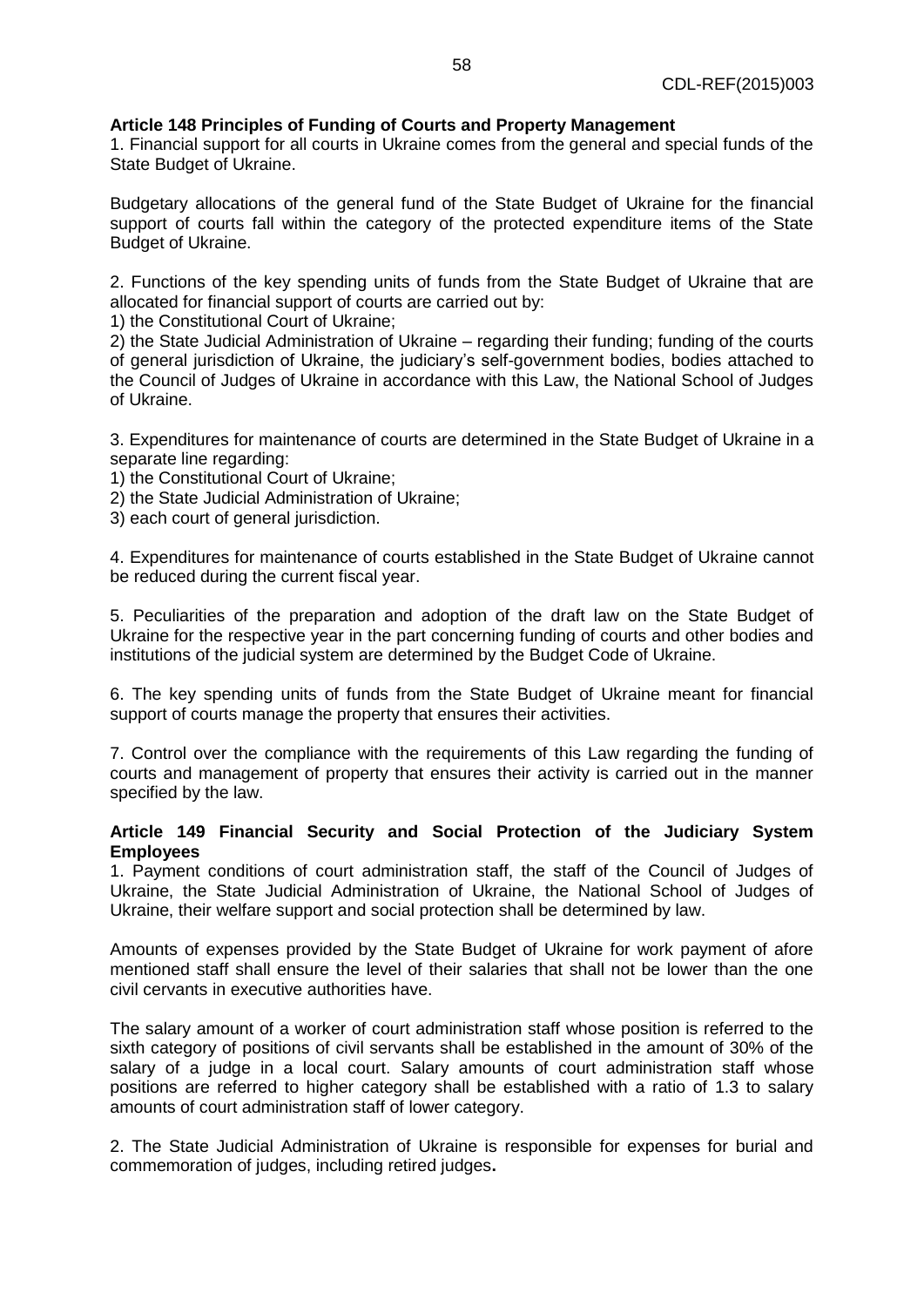**Article 148 Principles of Funding of Courts and Property Management**

1. Financial support for all courts in Ukraine comes from the general and special funds of the State Budget of Ukraine.

Budgetary allocations of the general fund of the State Budget of Ukraine for the financial support of courts fall within the category of the protected expenditure items of the State Budget of Ukraine.

2. Functions of the key spending units of funds from the State Budget of Ukraine that are allocated for financial support of courts are carried out by:

1) the Constitutional Court of Ukraine;

2) the State Judicial Administration of Ukraine – regarding their funding; funding of the courts of general jurisdiction of Ukraine, the judiciary's self-government bodies, bodies attached to the Council of Judges of Ukraine in accordance with this Law, the National School of Judges of Ukraine.

3. Expenditures for maintenance of courts are determined in the State Budget of Ukraine in a separate line regarding:

1) the Constitutional Court of Ukraine;

2) the State Judicial Administration of Ukraine;

3) each court of general jurisdiction.

4. Expenditures for maintenance of courts established in the State Budget of Ukraine cannot be reduced during the current fiscal year.

5. Peculiarities of the preparation and adoption of the draft law on the State Budget of Ukraine for the respective year in the part concerning funding of courts and other bodies and institutions of the judicial system are determined by the Budget Code of Ukraine.

6. The key spending units of funds from the State Budget of Ukraine meant for financial support of courts manage the property that ensures their activities.

7. Control over the compliance with the requirements of this Law regarding the funding of courts and management of property that ensures their activity is carried out in the manner specified by the law.

**Article 149 Financial Security and Social Protection of the Judiciary System Employees**

1. Payment conditions of court administration staff, the staff of the Council of Judges of Ukraine, the State Judicial Administration of Ukraine, the National School of Judges of Ukraine, their welfare support and social protection shall be determined by law.

Amounts of expenses provided by the State Budget of Ukraine for work payment of afore mentioned staff shall ensure the level of their salaries that shall not be lower than the one civil cervants in executive authorities have.

The salary amount of a worker of court administration staff whose position is referred to the sixth category of positions of civil servants shall be established in the amount of 30% of the salary of a judge in a local court. Salary amounts of court administration staff whose positions are referred to higher category shall be established with a ratio of 1.3 to salary amounts of court administration staff of lower category.

2. The State Judicial Administration of Ukraine is responsible for expenses for burial and commemoration of judges, including retired judges**.**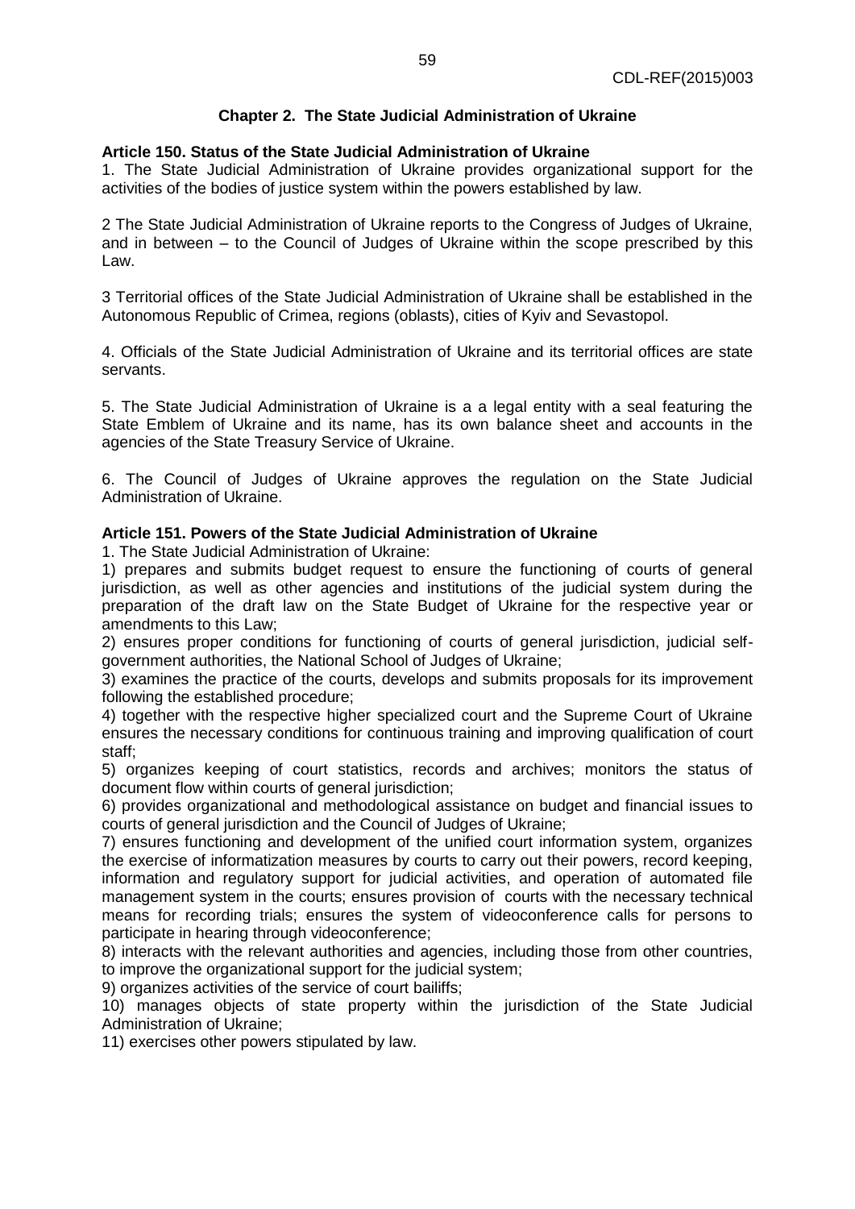## Chapter 2. The State Judicial Administration of Ukraine

**Article 150. Status of the State Judicial Administration of Ukraine**

1. The State Judicial Administration of Ukraine provides organizational support for the activities of the bodies of justice system within the powers established by law.

2 The State Judicial Administration of Ukraine reports to the Congress of Judges of Ukraine, and in between – to the Council of Judges of Ukraine within the scope prescribed by this Law.

3 Territorial offices of the State Judicial Administration of Ukraine shall be established in the Autonomous Republic of Crimea, regions (oblasts), cities of Kyiv and Sevastopol.

4. Officials of the State Judicial Administration of Ukraine and its territorial offices are state servants.

5. The State Judicial Administration of Ukraine is a a legal entity with a seal featuring the State Emblem of Ukraine and its name, has its own balance sheet and accounts in the agencies of the State Treasury Service of Ukraine.

6. The Council of Judges of Ukraine approves the regulation on the State Judicial Administration of Ukraine.

**Article 151. Powers of the State Judicial Administration of Ukraine**

1. The State Judicial Administration of Ukraine:

1) prepares and submits budget request to ensure the functioning of courts of general jurisdiction, as well as other agencies and institutions of the judicial system during the preparation of the draft law on the State Budget of Ukraine for the respective year or amendments to this Law;

2) ensures proper conditions for functioning of courts of general jurisdiction, judicial self-government authorities, the National School of Judges of Ukraine;

3) examines the practice of the courts, develops and submits proposals for its improvement following the established procedure;

4) together with the respective higher specialized court and the Supreme Court of Ukraine ensures the necessary conditions for continuous training and improving qualification of court staff;

5) organizes keeping of court statistics, records and archives; monitors the status of document flow within courts of general jurisdiction;

6) provides organizational and methodological assistance on budget and financial issues to courts of general jurisdiction and the Council of Judges of Ukraine;

7) ensures functioning and development of the unified court information system, organizes the exercise of informatization measures by courts to carry out their powers, record keeping, information and regulatory support for judicial activities, and operation of automated file management system in the courts; ensures provision of courts with the necessary technical means for recording trials; ensures the system of videoconference calls for persons to participate in hearing through videoconference;

8) interacts with the relevant authorities and agencies, including those from other countries, to improve the organizational support for the judicial system;

9) organizes activities of the service of court bailiffs;

10) manages objects of state property within the jurisdiction of the State Judicial Administration of Ukraine;

11) exercises other powers stipulated by law.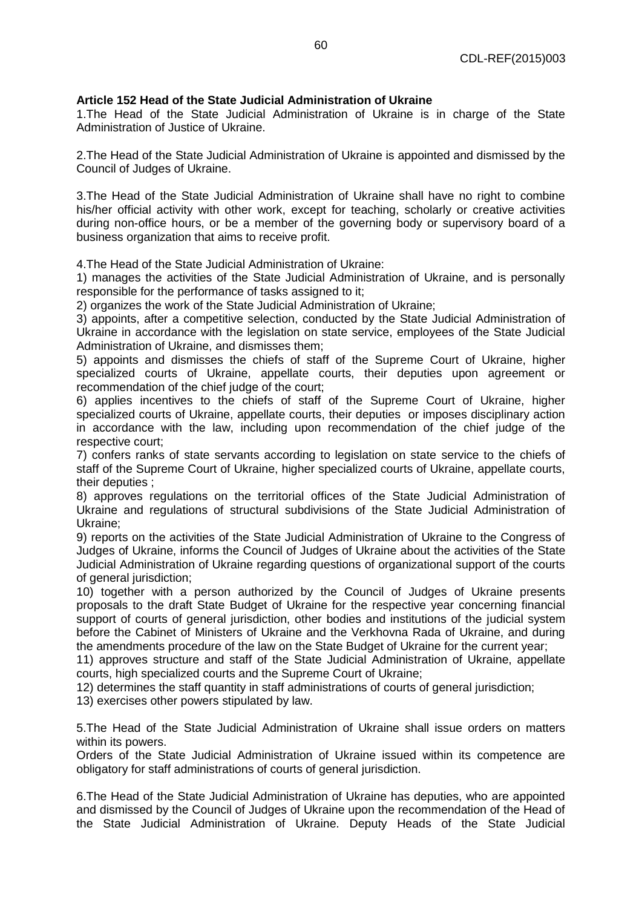**Article 152 Head of the State Judicial Administration of Ukraine**

1.The Head of the State Judicial Administration of Ukraine is in charge of the State Administration of Justice of Ukraine.

2.The Head of the State Judicial Administration of Ukraine is appointed and dismissed by the Council of Judges of Ukraine.

3.The Head of the State Judicial Administration of Ukraine shall have no right to combine his/her official activity with other work, except for teaching, scholarly or creative activities during non-office hours, or be a member of the governing body or supervisory board of a business organization that aims to receive profit.

4.The Head of the State Judicial Administration of Ukraine:

1) manages the activities of the State Judicial Administration of Ukraine, and is personally responsible for the performance of tasks assigned to it;

2) organizes the work of the State Judicial Administration of Ukraine;

3) appoints, after a competitive selection, conducted by the State Judicial Administration of Ukraine in accordance with the legislation on state service, employees of the State Judicial Administration of Ukraine, and dismisses them;

5) appoints and dismisses the chiefs of staff of the Supreme Court of Ukraine, higher specialized courts of Ukraine, appellate courts, their deputies upon agreement or recommendation of the chief judge of the court;

6) applies incentives to the chiefs of staff of the Supreme Court of Ukraine, higher specialized courts of Ukraine, appellate courts, their deputies or imposes disciplinary action in accordance with the law, including upon recommendation of the chief judge of the respective court;

7) confers ranks of state servants according to legislation on state service to the chiefs of staff of the Supreme Court of Ukraine, higher specialized courts of Ukraine, appellate courts, their deputies ;

8) approves regulations on the territorial offices of the State Judicial Administration of Ukraine and regulations of structural subdivisions of the State Judicial Administration of Ukraine;

9) reports on the activities of the State Judicial Administration of Ukraine to the Congress of Judges of Ukraine, informs the Council of Judges of Ukraine about the activities of the State Judicial Administration of Ukraine regarding questions of organizational support of the courts of general jurisdiction;

10) together with a person authorized by the Council of Judges of Ukraine presents proposals to the draft State Budget of Ukraine for the respective year concerning financial support of courts of general jurisdiction, other bodies and institutions of the judicial system before the Cabinet of Ministers of Ukraine and the Verkhovna Rada of Ukraine, and during the amendments procedure of the law on the State Budget of Ukraine for the current year;

11) approves structure and staff of the State Judicial Administration of Ukraine, appellate courts, high specialized courts and the Supreme Court of Ukraine;

12) determines the staff quantity in staff administrations of courts of general jurisdiction;

13) exercises other powers stipulated by law.

5.The Head of the State Judicial Administration of Ukraine shall issue orders on matters within its powers.

Orders of the State Judicial Administration of Ukraine issued within its competence are obligatory for staff administrations of courts of general jurisdiction.

6.The Head of the State Judicial Administration of Ukraine has deputies, who are appointed and dismissed by the Council of Judges of Ukraine upon the recommendation of the Head of the State Judicial Administration of Ukraine. Deputy Heads of the State Judicial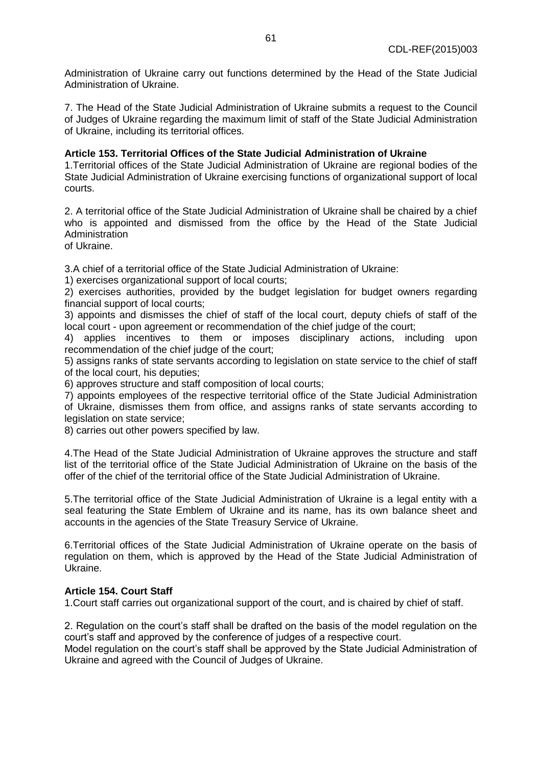Administration of Ukraine carry out functions determined by the Head of the State Judicial Administration of Ukraine.

7. The Head of the State Judicial Administration of Ukraine submits a request to the Council of Judges of Ukraine regarding the maximum limit of staff of the State Judicial Administration of Ukraine, including its territorial offices.

**Article 153. Territorial Offices of the State Judicial Administration of Ukraine**

1.Territorial offices of the State Judicial Administration of Ukraine are regional bodies of the State Judicial Administration of Ukraine exercising functions of organizational support of local courts.

2. A territorial office of the State Judicial Administration of Ukraine shall be chaired by a chief who is appointed and dismissed from the office by the Head of the State Judicial Administration of Ukraine.

3.A chief of a territorial office of the State Judicial Administration of Ukraine:

1) exercises organizational support of local courts;

2) exercises authorities, provided by the budget legislation for budget owners regarding financial support of local courts;

3) appoints and dismisses the chief of staff of the local court, deputy chiefs of staff of the local court - upon agreement or recommendation of the chief judge of the court;

4) applies incentives to them or imposes disciplinary actions, including upon recommendation of the chief judge of the court;

5) assigns ranks of state servants according to legislation on state service to the chief of staff of the local court, his deputies;

6) approves structure and staff composition of local courts;

7) appoints employees of the respective territorial office of the State Judicial Administration of Ukraine, dismisses them from office, and assigns ranks of state servants according to legislation on state service;

8) carries out other powers specified by law.

4.The Head of the State Judicial Administration of Ukraine approves the structure and staff list of the territorial office of the State Judicial Administration of Ukraine on the basis of the offer of the chief of the territorial office of the State Judicial Administration of Ukraine.

5.The territorial office of the State Judicial Administration of Ukraine is a legal entity with a seal featuring the State Emblem of Ukraine and its name, has its own balance sheet and accounts in the agencies of the State Treasury Service of Ukraine.

6.Territorial offices of the State Judicial Administration of Ukraine operate on the basis of regulation on them, which is approved by the Head of the State Judicial Administration of Ukraine.

**Article 154. Court Staff**

1.Court staff carries out organizational support of the court, and is chaired by chief of staff.

2. Regulation on the court's staff shall be drafted on the basis of the model regulation on the court's staff and approved by the conference of judges of a respective court.
Model regulation on the court's staff shall be approved by the State Judicial Administration of Ukraine and agreed with the Council of Judges of Ukraine.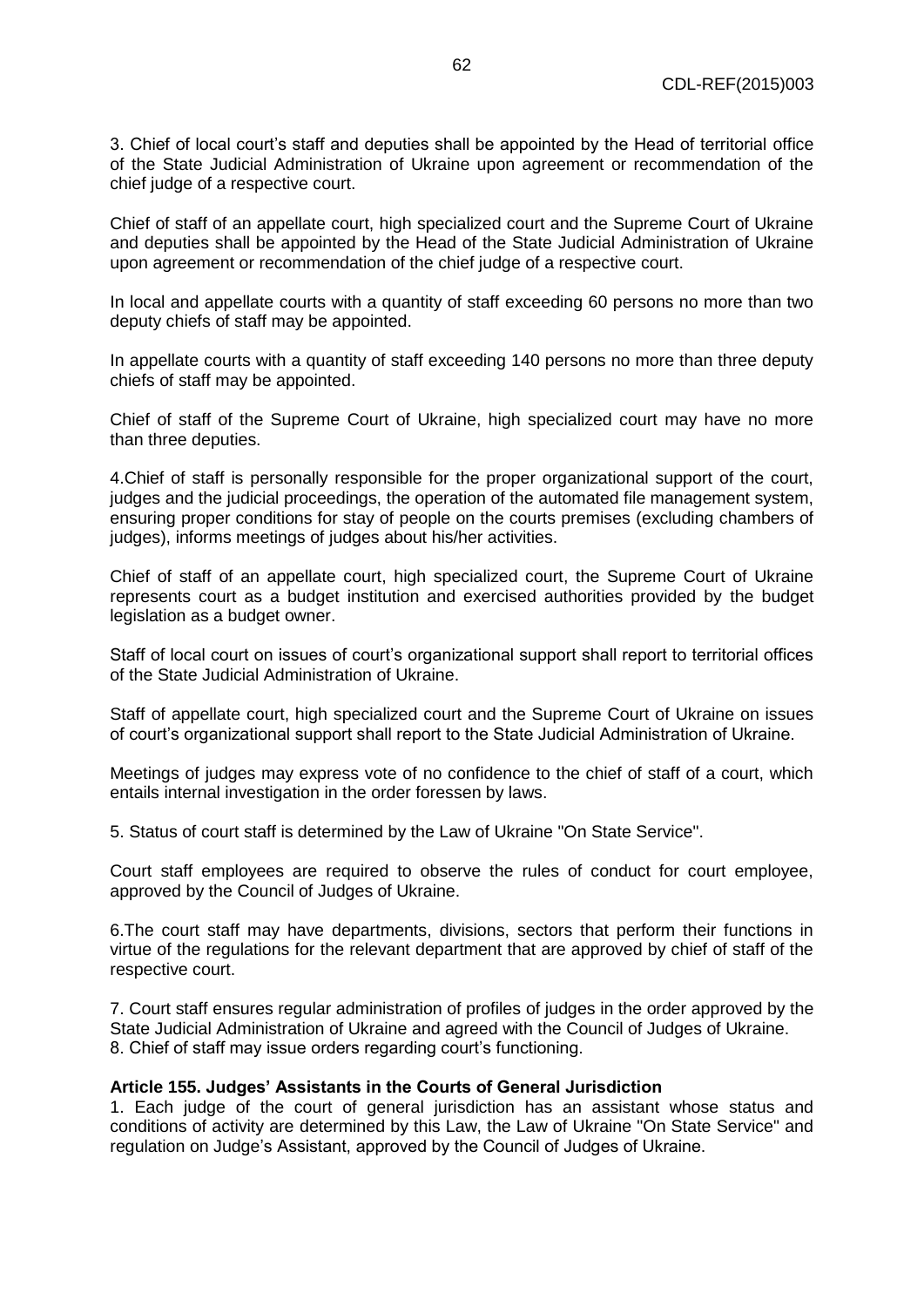3. Chief of local court's staff and deputies shall be appointed by the Head of territorial office of the State Judicial Administration of Ukraine upon agreement or recommendation of the chief judge of a respective court.

Chief of staff of an appellate court, high specialized court and the Supreme Court of Ukraine and deputies shall be appointed by the Head of the State Judicial Administration of Ukraine upon agreement or recommendation of the chief judge of a respective court.

In local and appellate courts with a quantity of staff exceeding 60 persons no more than two deputy chiefs of staff may be appointed.

In appellate courts with a quantity of staff exceeding 140 persons no more than three deputy chiefs of staff may be appointed.

Chief of staff of the Supreme Court of Ukraine, high specialized court may have no more than three deputies.

4.Chief of staff is personally responsible for the proper organizational support of the court, judges and the judicial proceedings, the operation of the automated file management system, ensuring proper conditions for stay of people on the courts premises (excluding chambers of judges), informs meetings of judges about his/her activities.

Chief of staff of an appellate court, high specialized court, the Supreme Court of Ukraine represents court as a budget institution and exercised authorities provided by the budget legislation as a budget owner.

Staff of local court on issues of court's organizational support shall report to territorial offices of the State Judicial Administration of Ukraine.

Staff of appellate court, high specialized court and the Supreme Court of Ukraine on issues of court's organizational support shall report to the State Judicial Administration of Ukraine.

Meetings of judges may express vote of no confidence to the chief of staff of a court, which entails internal investigation in the order foressen by laws.

5. Status of court staff is determined by the Law of Ukraine "On State Service".

Court staff employees are required to observe the rules of conduct for court employee, approved by the Council of Judges of Ukraine.

6.The court staff may have departments, divisions, sectors that perform their functions in virtue of the regulations for the relevant department that are approved by chief of staff of the respective court.

7. Court staff ensures regular administration of profiles of judges in the order approved by the State Judicial Administration of Ukraine and agreed with the Council of Judges of Ukraine.
8. Chief of staff may issue orders regarding court's functioning.

**Article 155. Judges' Assistants in the Courts of General Jurisdiction**

1. Each judge of the court of general jurisdiction has an assistant whose status and conditions of activity are determined by this Law, the Law of Ukraine "On State Service" and regulation on Judge's Assistant, approved by the Council of Judges of Ukraine.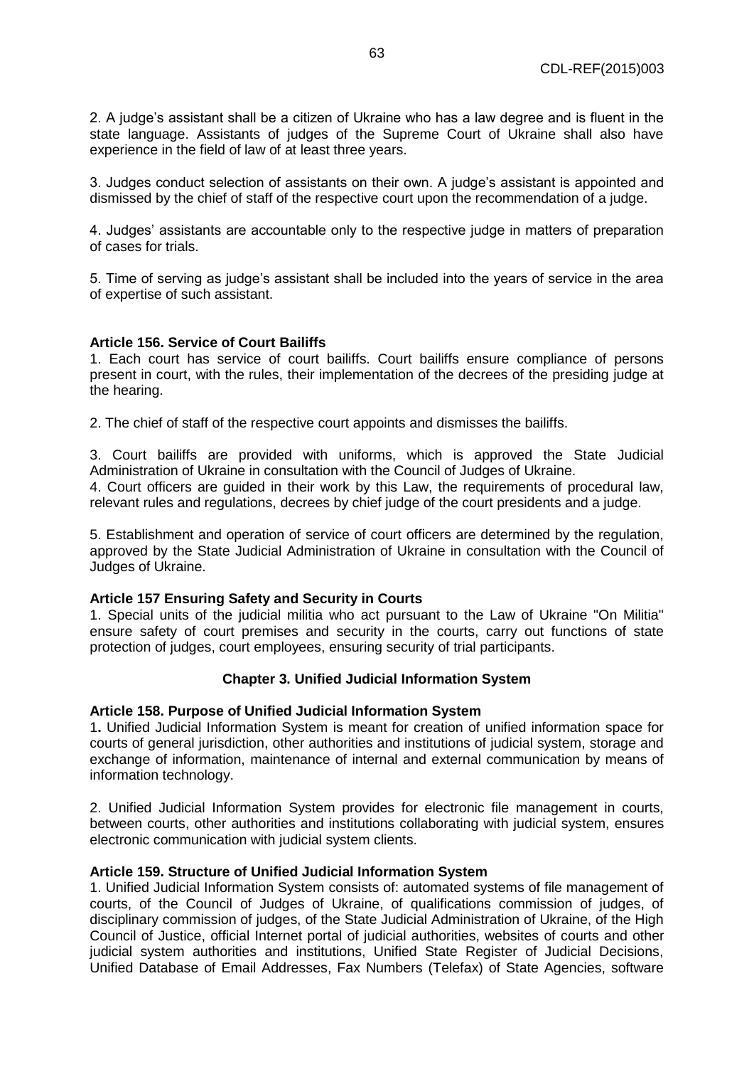2. A judge's assistant shall be a citizen of Ukraine who has a law degree and is fluent in the state language. Assistants of judges of the Supreme Court of Ukraine shall also have experience in the field of law of at least three years.

3. Judges conduct selection of assistants on their own. A judge's assistant is appointed and dismissed by the chief of staff of the respective court upon the recommendation of a judge.

4. Judges' assistants are accountable only to the respective judge in matters of preparation of cases for trials.

5. Time of serving as judge's assistant shall be included into the years of service in the area of expertise of such assistant.

**Article 156. Service of Court Bailiffs**

1. Each court has service of court bailiffs. Court bailiffs ensure compliance of persons present in court, with the rules, their implementation of the decrees of the presiding judge at the hearing.

2. The chief of staff of the respective court appoints and dismisses the bailiffs.

3. Court bailiffs are provided with uniforms, which is approved the State Judicial Administration of Ukraine in consultation with the Council of Judges of Ukraine.

4. Court officers are guided in their work by this Law, the requirements of procedural law, relevant rules and regulations, decrees by chief judge of the court presidents and a judge.

5. Establishment and operation of service of court officers are determined by the regulation, approved by the State Judicial Administration of Ukraine in consultation with the Council of Judges of Ukraine.

**Article 157 Ensuring Safety and Security in Courts**

1. Special units of the judicial militia who act pursuant to the Law of Ukraine "On Militia" ensure safety of court premises and security in the courts, carry out functions of state protection of judges, court employees, ensuring security of trial participants.

## Chapter 3. Unified Judicial Information System

**Article 158. Purpose of Unified Judicial Information System**

1**.** Unified Judicial Information System is meant for creation of unified information space for courts of general jurisdiction, other authorities and institutions of judicial system, storage and exchange of information, maintenance of internal and external communication by means of information technology.

2. Unified Judicial Information System provides for electronic file management in courts, between courts, other authorities and institutions collaborating with judicial system, ensures electronic communication with judicial system clients.

**Article 159. Structure of Unified Judicial Information System**

1. Unified Judicial Information System consists of: automated systems of file management of courts, of the Council of Judges of Ukraine, of qualifications commission of judges, of disciplinary commission of judges, of the State Judicial Administration of Ukraine, of the High Council of Justice, official Internet portal of judicial authorities, websites of courts and other judicial system authorities and institutions, Unified State Register of Judicial Decisions, Unified Database of Email Addresses, Fax Numbers (Telefax) of State Agencies, software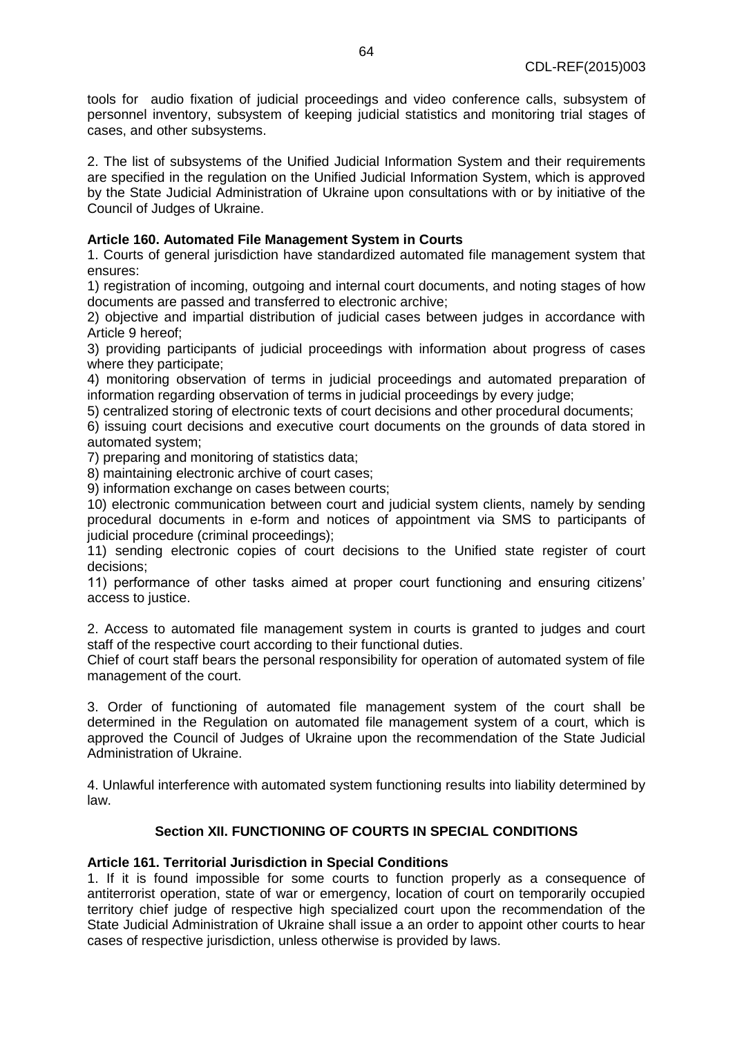tools for  audio fixation of judicial proceedings and video conference calls, subsystem of personnel inventory, subsystem of keeping judicial statistics and monitoring trial stages of cases, and other subsystems.

2. The list of subsystems of the Unified Judicial Information System and their requirements are specified in the regulation on the Unified Judicial Information System, which is approved by the State Judicial Administration of Ukraine upon consultations with or by initiative of the Council of Judges of Ukraine.

**Article 160. Automated File Management System in Courts**

1. Courts of general jurisdiction have standardized automated file management system that ensures:

1) registration of incoming, outgoing and internal court documents, and noting stages of how documents are passed and transferred to electronic archive;

2) objective and impartial distribution of judicial cases between judges in accordance with Article 9 hereof;

3) providing participants of judicial proceedings with information about progress of cases where they participate;

4) monitoring observation of terms in judicial proceedings and automated preparation of information regarding observation of terms in judicial proceedings by every judge;

5) centralized storing of electronic texts of court decisions and other procedural documents;

6) issuing court decisions and executive court documents on the grounds of data stored in automated system;

7) preparing and monitoring of statistics data;

8) maintaining electronic archive of court cases;

9) information exchange on cases between courts;

10) electronic communication between court and judicial system clients, namely by sending procedural documents in e-form and notices of appointment via SMS to participants of judicial procedure (criminal proceedings);

11) sending electronic copies of court decisions to the Unified state register of court decisions;

11) performance of other tasks aimed at proper court functioning and ensuring citizens' access to justice.

2. Access to automated file management system in courts is granted to judges and court staff of the respective court according to their functional duties.

Chief of court staff bears the personal responsibility for operation of automated system of file management of the court.

3. Order of functioning of automated file management system of the court shall be determined in the Regulation on automated file management system of a court, which is approved the Council of Judges of Ukraine upon the recommendation of the State Judicial Administration of Ukraine.

4. Unlawful interference with automated system functioning results into liability determined by law.

## Section XII. FUNCTIONING OF COURTS IN SPECIAL CONDITIONS

**Article 161. Territorial Jurisdiction in Special Conditions**

1. If it is found impossible for some courts to function properly as a consequence of antiterrorist operation, state of war or emergency, location of court on temporarily occupied territory chief judge of respective high specialized court upon the recommendation of the State Judicial Administration of Ukraine shall issue a an order to appoint other courts to hear cases of respective jurisdiction, unless otherwise is provided by laws.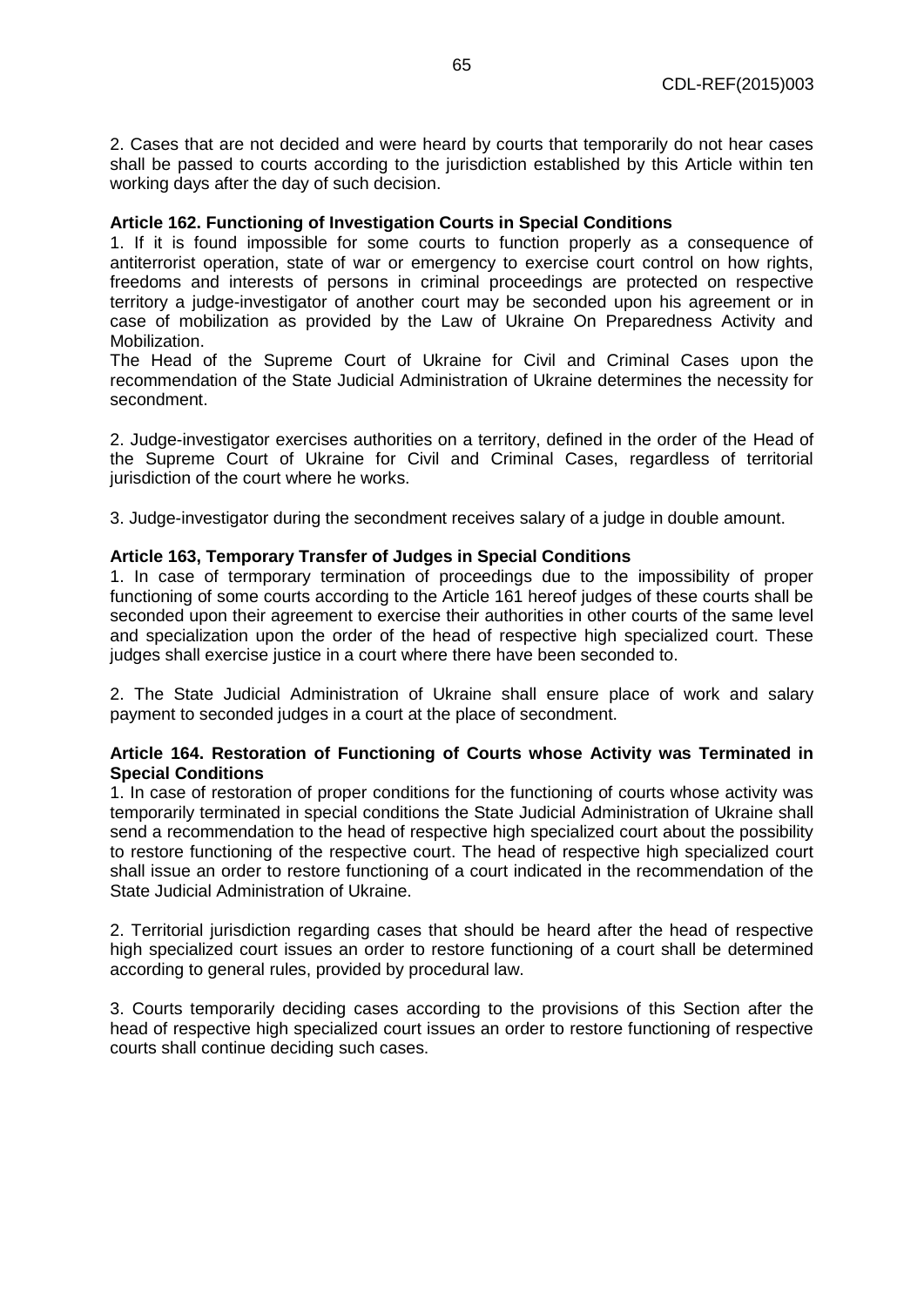2. Cases that are not decided and were heard by courts that temporarily do not hear cases shall be passed to courts according to the jurisdiction established by this Article within ten working days after the day of such decision.

**Article 162. Functioning of Investigation Courts in Special Conditions**

1. If it is found impossible for some courts to function properly as a consequence of antiterrorist operation, state of war or emergency to exercise court control on how rights, freedoms and interests of persons in criminal proceedings are protected on respective territory a judge-investigator of another court may be seconded upon his agreement or in case of mobilization as provided by the Law of Ukraine On Preparedness Activity and Mobilization.

The Head of the Supreme Court of Ukraine for Civil and Criminal Cases upon the recommendation of the State Judicial Administration of Ukraine determines the necessity for secondment.

2. Judge-investigator exercises authorities on a territory, defined in the order of the Head of the Supreme Court of Ukraine for Civil and Criminal Cases, regardless of territorial jurisdiction of the court where he works.

3. Judge-investigator during the secondment receives salary of a judge in double amount.

**Article 163, Temporary Transfer of Judges in Special Conditions**

1. In case of termporary termination of proceedings due to the impossibility of proper functioning of some courts according to the Article 161 hereof judges of these courts shall be seconded upon their agreement to exercise their authorities in other courts of the same level and specialization upon the order of the head of respective high specialized court. These judges shall exercise justice in a court where there have been seconded to.

2. The State Judicial Administration of Ukraine shall ensure place of work and salary payment to seconded judges in a court at the place of secondment.

**Article 164. Restoration of Functioning of Courts whose Activity was Terminated in Special Conditions**

1. In case of restoration of proper conditions for the functioning of courts whose activity was temporarily terminated in special conditions the State Judicial Administration of Ukraine shall send a recommendation to the head of respective high specialized court about the possibility to restore functioning of the respective court. The head of respective high specialized court shall issue an order to restore functioning of a court indicated in the recommendation of the State Judicial Administration of Ukraine.

2. Territorial jurisdiction regarding cases that should be heard after the head of respective high specialized court issues an order to restore functioning of a court shall be determined according to general rules, provided by procedural law.

3. Courts temporarily deciding cases according to the provisions of this Section after the head of respective high specialized court issues an order to restore functioning of respective courts shall continue deciding such cases.